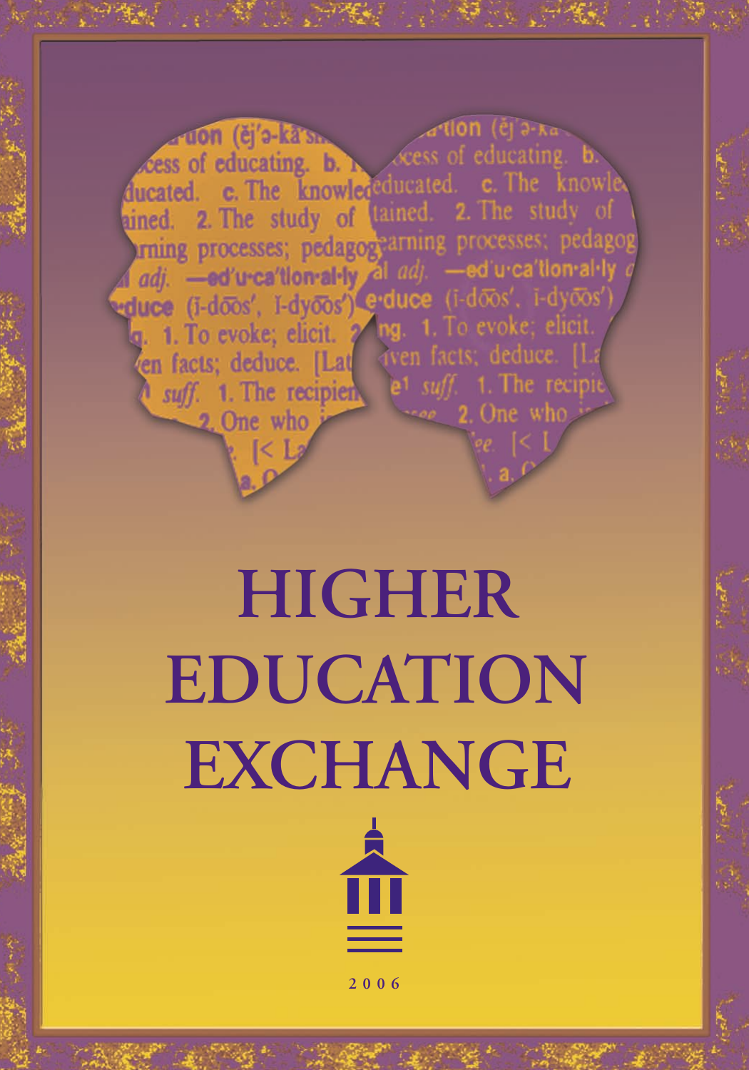# HIGHER EDUCATION EXCHANGE

2006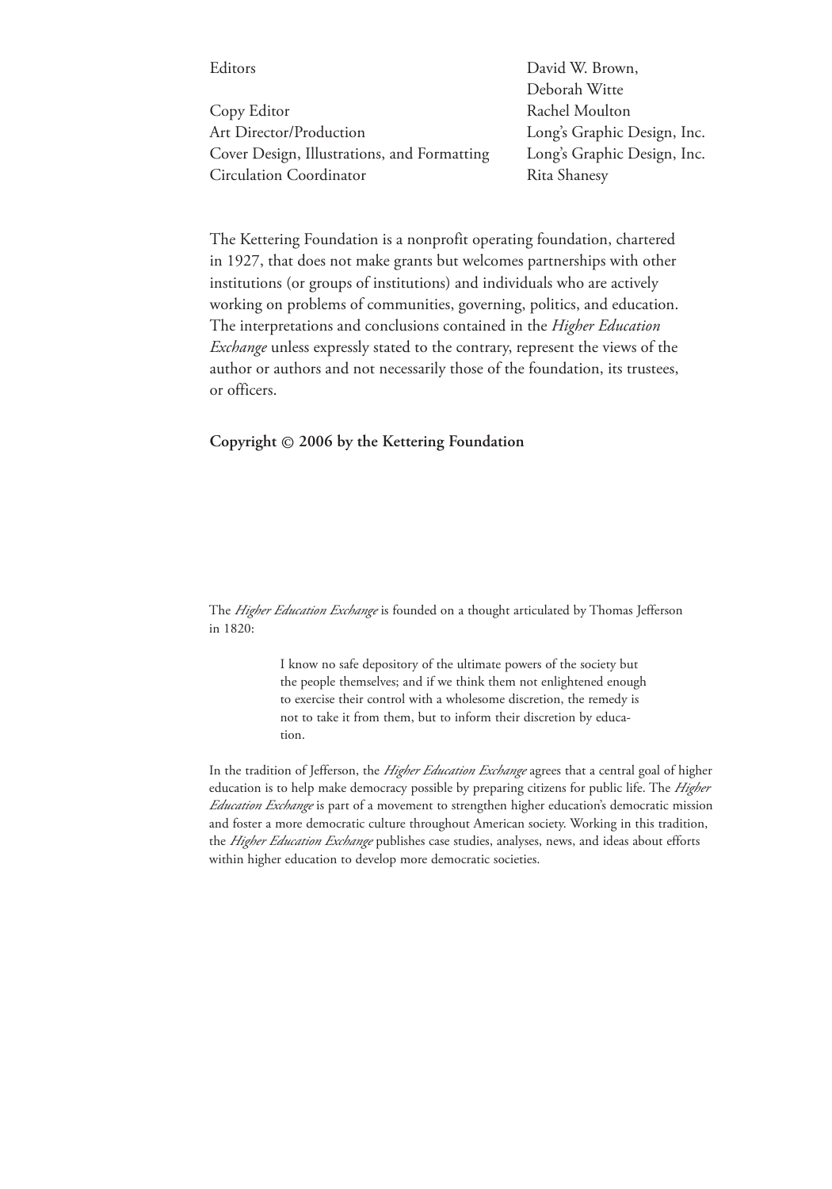| | |
|---|---|
| Editors | David W. Brown, Deborah Witte |
| Copy Editor | Rachel Moulton |
| Art Director/Production | Long's Graphic Design, Inc. |
| Cover Design, Illustrations, and Formatting | Long's Graphic Design, Inc. |
| Circulation Coordinator | Rita Shanesy |

The Kettering Foundation is a nonprofit operating foundation, chartered in 1927, that does not make grants but welcomes partnerships with other institutions (or groups of institutions) and individuals who are actively working on problems of communities, governing, politics, and education. The interpretations and conclusions contained in the *Higher Education Exchange* unless expressly stated to the contrary, represent the views of the author or authors and not necessarily those of the foundation, its trustees, or officers.

**Copyright © 2006 by the Kettering Foundation**

The *Higher Education Exchange* is founded on a thought articulated by Thomas Jefferson in 1820:

> I know no safe depository of the ultimate powers of the society but the people themselves; and if we think them not enlightened enough to exercise their control with a wholesome discretion, the remedy is not to take it from them, but to inform their discretion by education.

In the tradition of Jefferson, the *Higher Education Exchange* agrees that a central goal of higher education is to help make democracy possible by preparing citizens for public life. The *Higher Education Exchange* is part of a movement to strengthen higher education's democratic mission and foster a more democratic culture throughout American society. Working in this tradition, the *Higher Education Exchange* publishes case studies, analyses, news, and ideas about efforts within higher education to develop more democratic societies.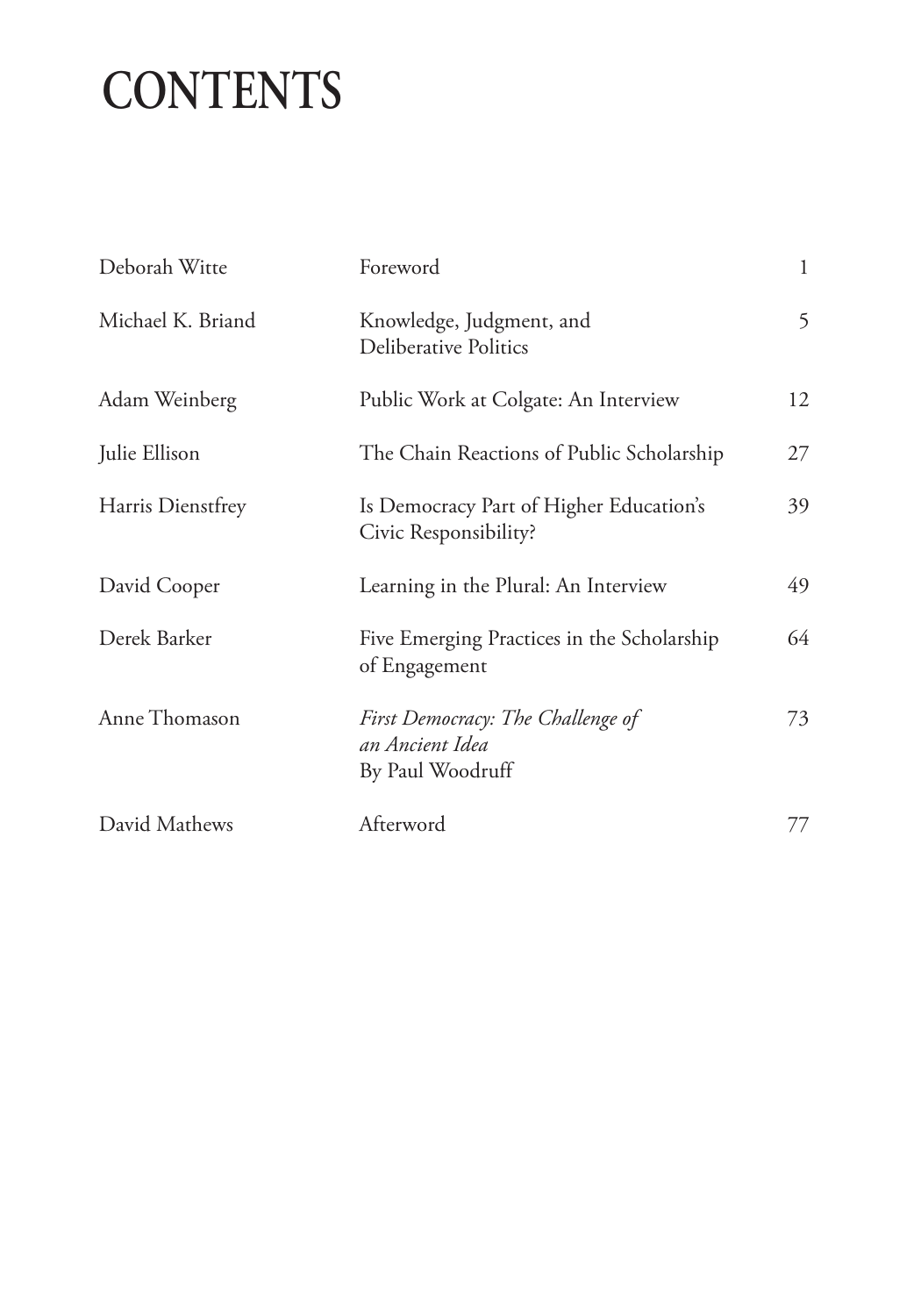# CONTENTS

| | | |
|---|---|---|
| Deborah Witte | Foreword | 1 |
| Michael K. Briand | Knowledge, Judgment, and Deliberative Politics | 5 |
| Adam Weinberg | Public Work at Colgate: An Interview | 12 |
| Julie Ellison | The Chain Reactions of Public Scholarship | 27 |
| Harris Dienstfrey | Is Democracy Part of Higher Education's Civic Responsibility? | 39 |
| David Cooper | Learning in the Plural: An Interview | 49 |
| Derek Barker | Five Emerging Practices in the Scholarship of Engagement | 64 |
| Anne Thomason | *First Democracy: The Challenge of an Ancient Idea* By Paul Woodruff | 73 |
| David Mathews | Afterword | 77 |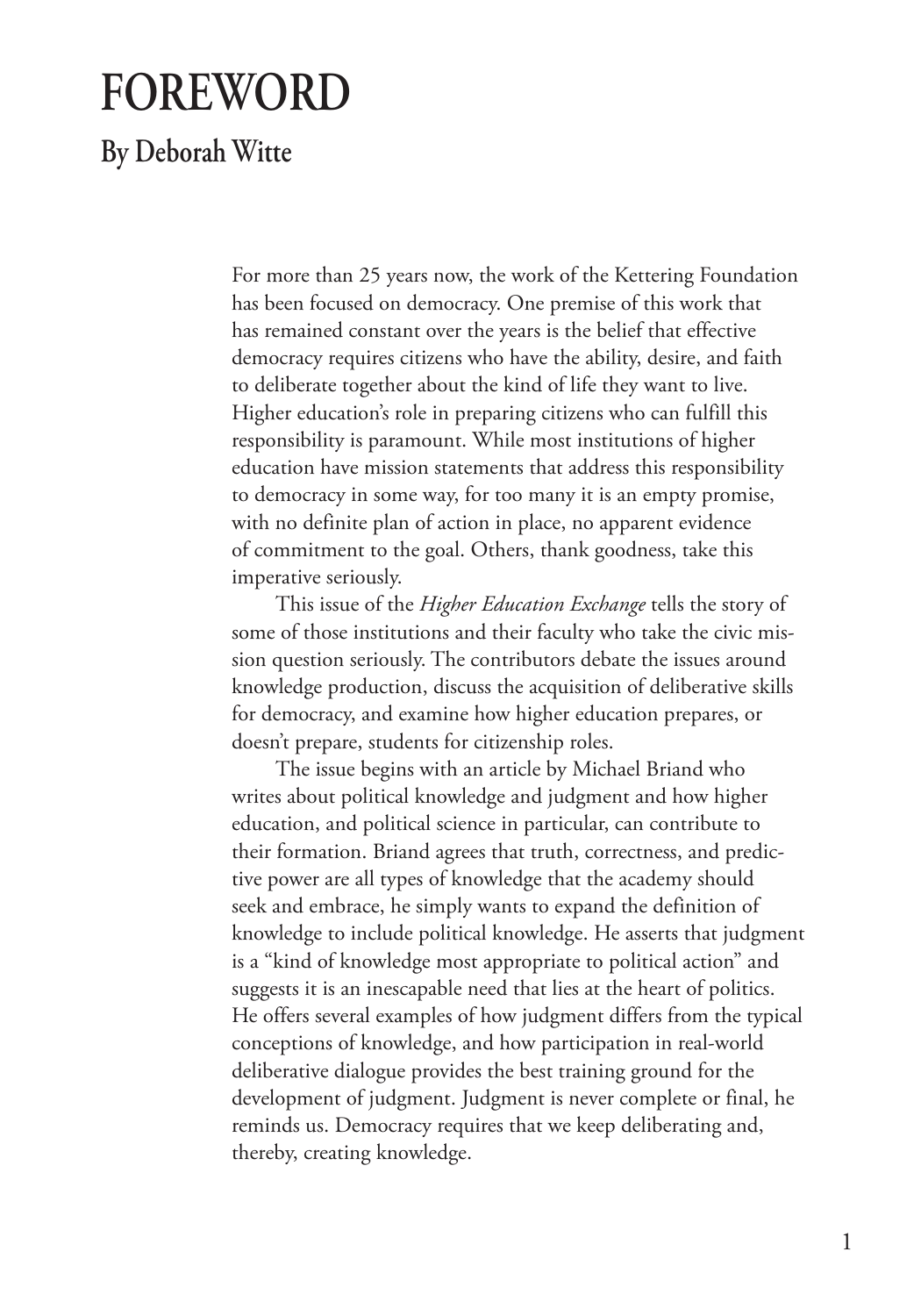# FOREWORD

## By Deborah Witte

For more than 25 years now, the work of the Kettering Foundation has been focused on democracy. One premise of this work that has remained constant over the years is the belief that effective democracy requires citizens who have the ability, desire, and faith to deliberate together about the kind of life they want to live. Higher education's role in preparing citizens who can fulfill this responsibility is paramount. While most institutions of higher education have mission statements that address this responsibility to democracy in some way, for too many it is an empty promise, with no definite plan of action in place, no apparent evidence of commitment to the goal. Others, thank goodness, take this imperative seriously.

This issue of the *Higher Education Exchange* tells the story of some of those institutions and their faculty who take the civic mission question seriously. The contributors debate the issues around knowledge production, discuss the acquisition of deliberative skills for democracy, and examine how higher education prepares, or doesn't prepare, students for citizenship roles.

The issue begins with an article by Michael Briand who writes about political knowledge and judgment and how higher education, and political science in particular, can contribute to their formation. Briand agrees that truth, correctness, and predictive power are all types of knowledge that the academy should seek and embrace, he simply wants to expand the definition of knowledge to include political knowledge. He asserts that judgment is a "kind of knowledge most appropriate to political action" and suggests it is an inescapable need that lies at the heart of politics. He offers several examples of how judgment differs from the typical conceptions of knowledge, and how participation in real-world deliberative dialogue provides the best training ground for the development of judgment. Judgment is never complete or final, he reminds us. Democracy requires that we keep deliberating and, thereby, creating knowledge.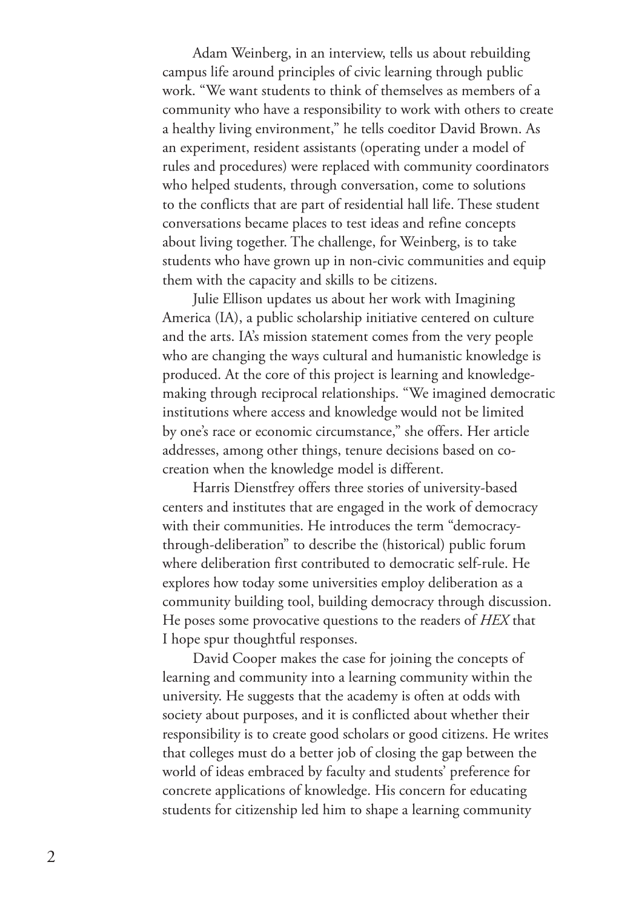Adam Weinberg, in an interview, tells us about rebuilding campus life around principles of civic learning through public work. "We want students to think of themselves as members of a community who have a responsibility to work with others to create a healthy living environment," he tells coeditor David Brown. As an experiment, resident assistants (operating under a model of rules and procedures) were replaced with community coordinators who helped students, through conversation, come to solutions to the conflicts that are part of residential hall life. These student conversations became places to test ideas and refine concepts about living together. The challenge, for Weinberg, is to take students who have grown up in non-civic communities and equip them with the capacity and skills to be citizens.

Julie Ellison updates us about her work with Imagining America (IA), a public scholarship initiative centered on culture and the arts. IA's mission statement comes from the very people who are changing the ways cultural and humanistic knowledge is produced. At the core of this project is learning and knowledge-making through reciprocal relationships. "We imagined democratic institutions where access and knowledge would not be limited by one's race or economic circumstance," she offers. Her article addresses, among other things, tenure decisions based on co-creation when the knowledge model is different.

Harris Dienstfrey offers three stories of university-based centers and institutes that are engaged in the work of democracy with their communities. He introduces the term "democracy-through-deliberation" to describe the (historical) public forum where deliberation first contributed to democratic self-rule. He explores how today some universities employ deliberation as a community building tool, building democracy through discussion. He poses some provocative questions to the readers of *HEX* that I hope spur thoughtful responses.

David Cooper makes the case for joining the concepts of learning and community into a learning community within the university. He suggests that the academy is often at odds with society about purposes, and it is conflicted about whether their responsibility is to create good scholars or good citizens. He writes that colleges must do a better job of closing the gap between the world of ideas embraced by faculty and students' preference for concrete applications of knowledge. His concern for educating students for citizenship led him to shape a learning community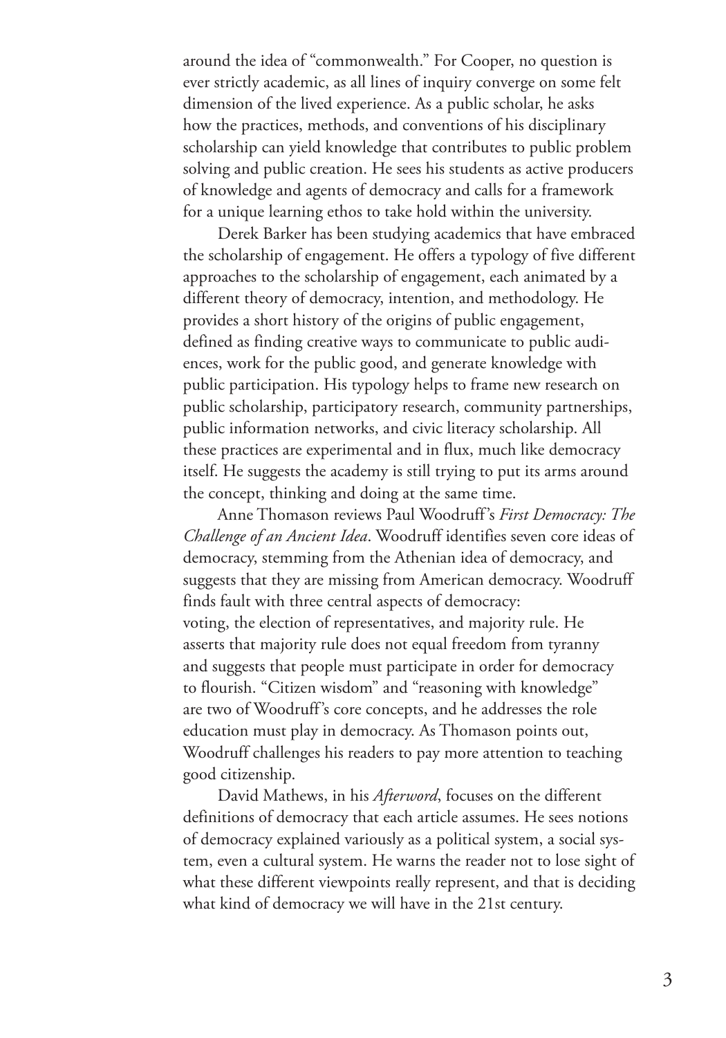around the idea of "commonwealth." For Cooper, no question is ever strictly academic, as all lines of inquiry converge on some felt dimension of the lived experience. As a public scholar, he asks how the practices, methods, and conventions of his disciplinary scholarship can yield knowledge that contributes to public problem solving and public creation. He sees his students as active producers of knowledge and agents of democracy and calls for a framework for a unique learning ethos to take hold within the university.

Derek Barker has been studying academics that have embraced the scholarship of engagement. He offers a typology of five different approaches to the scholarship of engagement, each animated by a different theory of democracy, intention, and methodology. He provides a short history of the origins of public engagement, defined as finding creative ways to communicate to public audiences, work for the public good, and generate knowledge with public participation. His typology helps to frame new research on public scholarship, participatory research, community partnerships, public information networks, and civic literacy scholarship. All these practices are experimental and in flux, much like democracy itself. He suggests the academy is still trying to put its arms around the concept, thinking and doing at the same time.

Anne Thomason reviews Paul Woodruff's *First Democracy: The Challenge of an Ancient Idea*. Woodruff identifies seven core ideas of democracy, stemming from the Athenian idea of democracy, and suggests that they are missing from American democracy. Woodruff finds fault with three central aspects of democracy: voting, the election of representatives, and majority rule. He asserts that majority rule does not equal freedom from tyranny and suggests that people must participate in order for democracy to flourish. "Citizen wisdom" and "reasoning with knowledge" are two of Woodruff's core concepts, and he addresses the role education must play in democracy. As Thomason points out, Woodruff challenges his readers to pay more attention to teaching good citizenship.

David Mathews, in his *Afterword*, focuses on the different definitions of democracy that each article assumes. He sees notions of democracy explained variously as a political system, a social system, even a cultural system. He warns the reader not to lose sight of what these different viewpoints really represent, and that is deciding what kind of democracy we will have in the 21st century.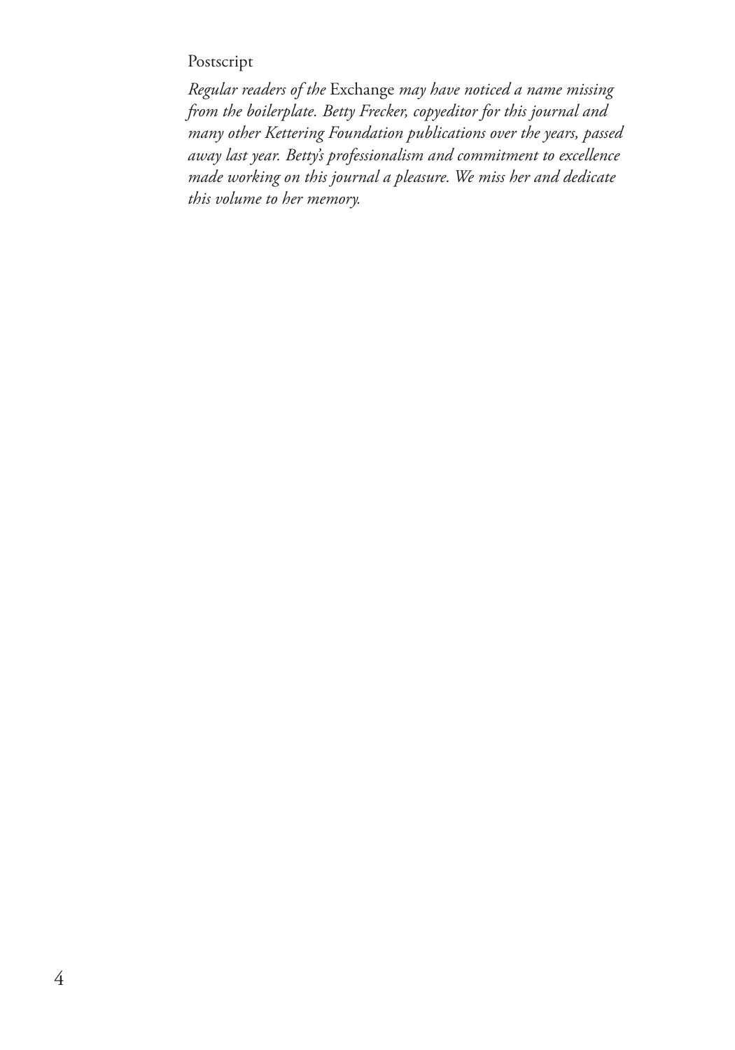Postscript

*Regular readers of the* Exchange *may have noticed a name missing from the boilerplate. Betty Frecker, copyeditor for this journal and many other Kettering Foundation publications over the years, passed away last year. Betty's professionalism and commitment to excellence made working on this journal a pleasure. We miss her and dedicate this volume to her memory.*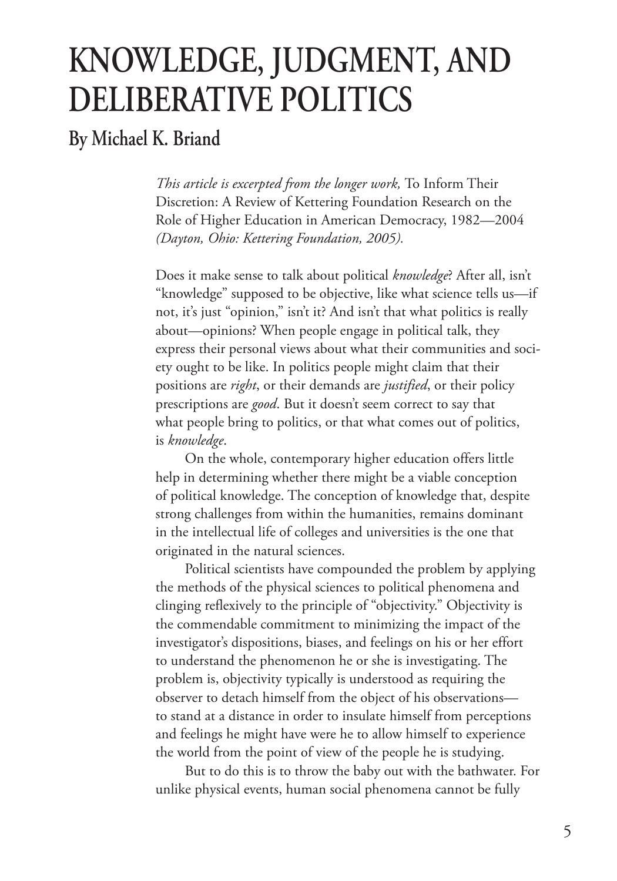# KNOWLEDGE, JUDGMENT, AND DELIBERATIVE POLITICS

## By Michael K. Briand

*This article is excerpted from the longer work,* To Inform Their Discretion: A Review of Kettering Foundation Research on the Role of Higher Education in American Democracy, 1982—2004 *(Dayton, Ohio: Kettering Foundation, 2005).*

Does it make sense to talk about political *knowledge*? After all, isn't "knowledge" supposed to be objective, like what science tells us—if not, it's just "opinion," isn't it? And isn't that what politics is really about—opinions? When people engage in political talk, they express their personal views about what their communities and society ought to be like. In politics people might claim that their positions are *right*, or their demands are *justified*, or their policy prescriptions are *good*. But it doesn't seem correct to say that what people bring to politics, or that what comes out of politics, is *knowledge*.

On the whole, contemporary higher education offers little help in determining whether there might be a viable conception of political knowledge. The conception of knowledge that, despite strong challenges from within the humanities, remains dominant in the intellectual life of colleges and universities is the one that originated in the natural sciences.

Political scientists have compounded the problem by applying the methods of the physical sciences to political phenomena and clinging reflexively to the principle of "objectivity." Objectivity is the commendable commitment to minimizing the impact of the investigator's dispositions, biases, and feelings on his or her effort to understand the phenomenon he or she is investigating. The problem is, objectivity typically is understood as requiring the observer to detach himself from the object of his observations—to stand at a distance in order to insulate himself from perceptions and feelings he might have were he to allow himself to experience the world from the point of view of the people he is studying.

But to do this is to throw the baby out with the bathwater. For unlike physical events, human social phenomena cannot be fully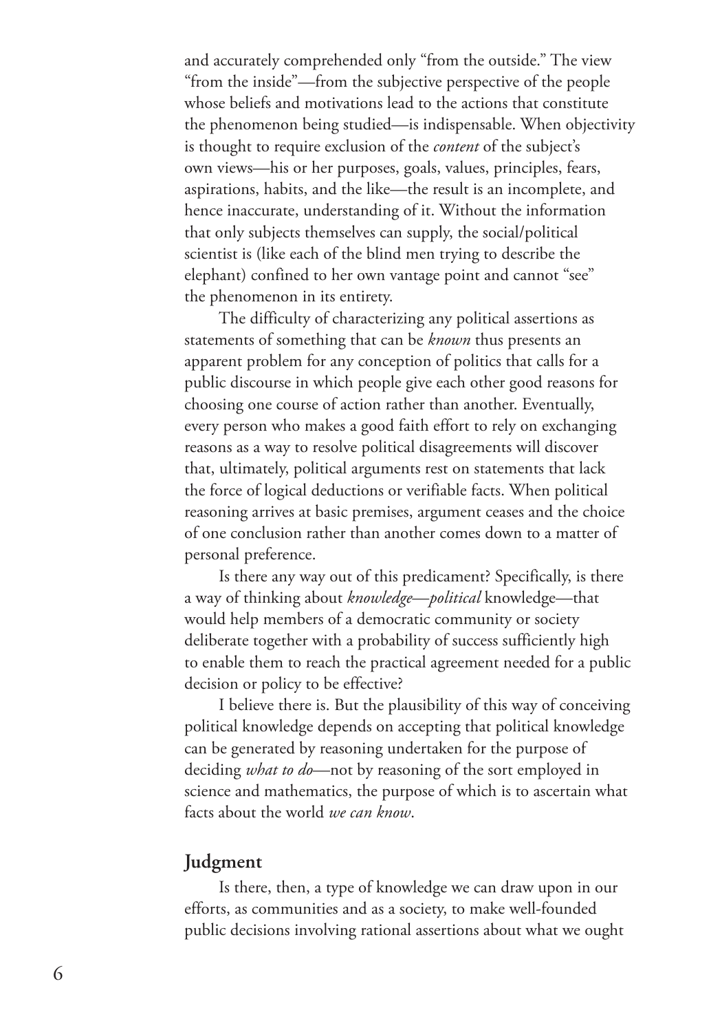and accurately comprehended only "from the outside." The view "from the inside"—from the subjective perspective of the people whose beliefs and motivations lead to the actions that constitute the phenomenon being studied—is indispensable. When objectivity is thought to require exclusion of the *content* of the subject's own views—his or her purposes, goals, values, principles, fears, aspirations, habits, and the like—the result is an incomplete, and hence inaccurate, understanding of it. Without the information that only subjects themselves can supply, the social/political scientist is (like each of the blind men trying to describe the elephant) confined to her own vantage point and cannot "see" the phenomenon in its entirety.

The difficulty of characterizing any political assertions as statements of something that can be *known* thus presents an apparent problem for any conception of politics that calls for a public discourse in which people give each other good reasons for choosing one course of action rather than another. Eventually, every person who makes a good faith effort to rely on exchanging reasons as a way to resolve political disagreements will discover that, ultimately, political arguments rest on statements that lack the force of logical deductions or verifiable facts. When political reasoning arrives at basic premises, argument ceases and the choice of one conclusion rather than another comes down to a matter of personal preference.

Is there any way out of this predicament? Specifically, is there a way of thinking about *knowledge—political* knowledge—that would help members of a democratic community or society deliberate together with a probability of success sufficiently high to enable them to reach the practical agreement needed for a public decision or policy to be effective?

I believe there is. But the plausibility of this way of conceiving political knowledge depends on accepting that political knowledge can be generated by reasoning undertaken for the purpose of deciding *what to do*—not by reasoning of the sort employed in science and mathematics, the purpose of which is to ascertain what facts about the world *we can know*.

## Judgment

Is there, then, a type of knowledge we can draw upon in our efforts, as communities and as a society, to make well-founded public decisions involving rational assertions about what we ought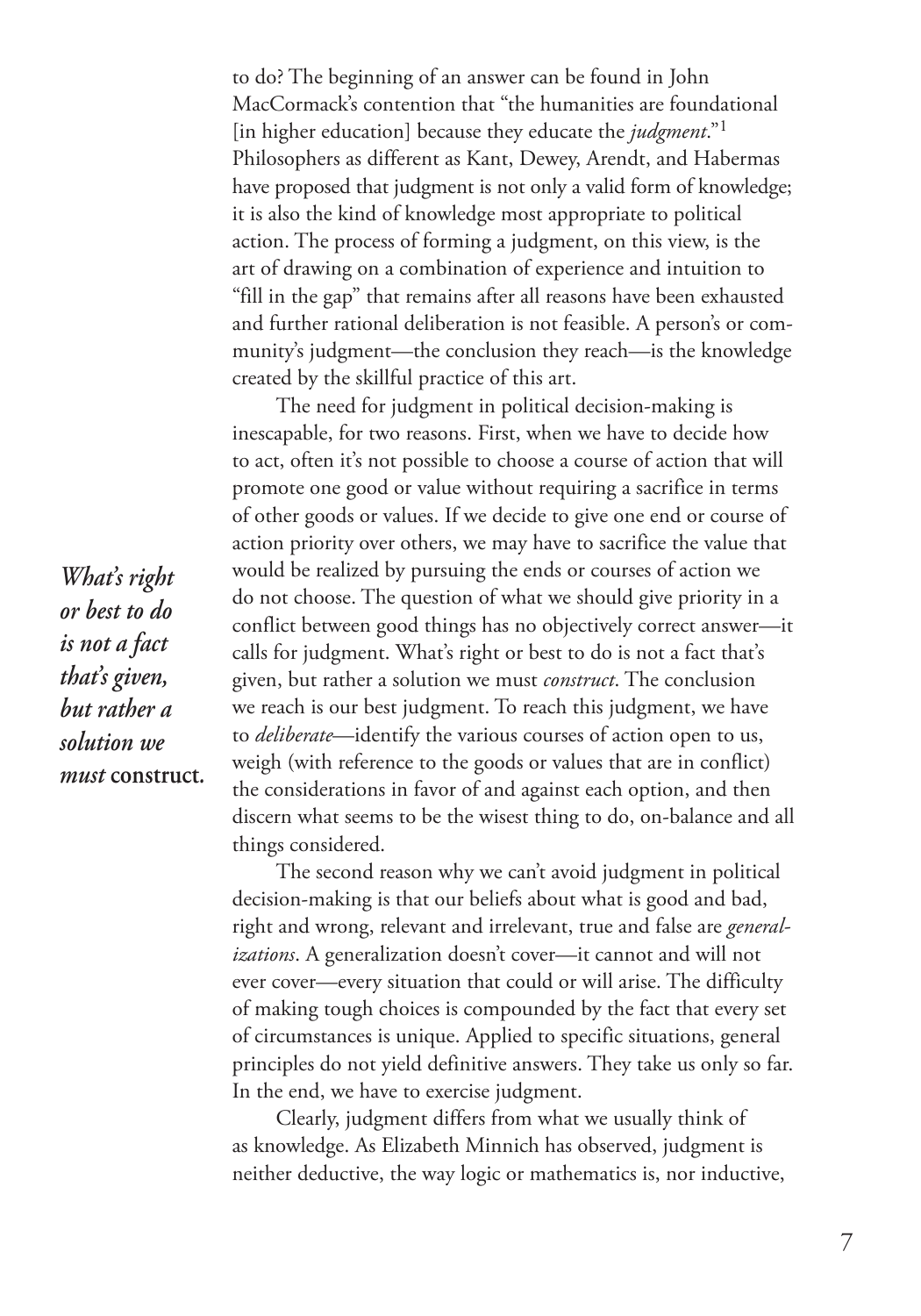to do? The beginning of an answer can be found in John MacCormack's contention that "the humanities are foundational [in higher education] because they educate the *judgment*."[1] Philosophers as different as Kant, Dewey, Arendt, and Habermas have proposed that judgment is not only a valid form of knowledge; it is also the kind of knowledge most appropriate to political action. The process of forming a judgment, on this view, is the art of drawing on a combination of experience and intuition to "fill in the gap" that remains after all reasons have been exhausted and further rational deliberation is not feasible. A person's or community's judgment—the conclusion they reach—is the knowledge created by the skillful practice of this art.

The need for judgment in political decision-making is inescapable, for two reasons. First, when we have to decide how to act, often it's not possible to choose a course of action that will promote one good or value without requiring a sacrifice in terms of other goods or values. If we decide to give one end or course of action priority over others, we may have to sacrifice the value that would be realized by pursuing the ends or courses of action we do not choose. The question of what we should give priority in a conflict between good things has no objectively correct answer—it calls for judgment. What's right or best to do is not a fact that's given, but rather a solution we must *construct*. The conclusion we reach is our best judgment. To reach this judgment, we have to *deliberate*—identify the various courses of action open to us, weigh (with reference to the goods or values that are in conflict) the considerations in favor of and against each option, and then discern what seems to be the wisest thing to do, on-balance and all things considered.

> ***What's right or best to do is not a fact that's given, but rather a solution we must* construct.**

The second reason why we can't avoid judgment in political decision-making is that our beliefs about what is good and bad, right and wrong, relevant and irrelevant, true and false are *generalizations*. A generalization doesn't cover—it cannot and will not ever cover—every situation that could or will arise. The difficulty of making tough choices is compounded by the fact that every set of circumstances is unique. Applied to specific situations, general principles do not yield definitive answers. They take us only so far. In the end, we have to exercise judgment.

Clearly, judgment differs from what we usually think of as knowledge. As Elizabeth Minnich has observed, judgment is neither deductive, the way logic or mathematics is, nor inductive,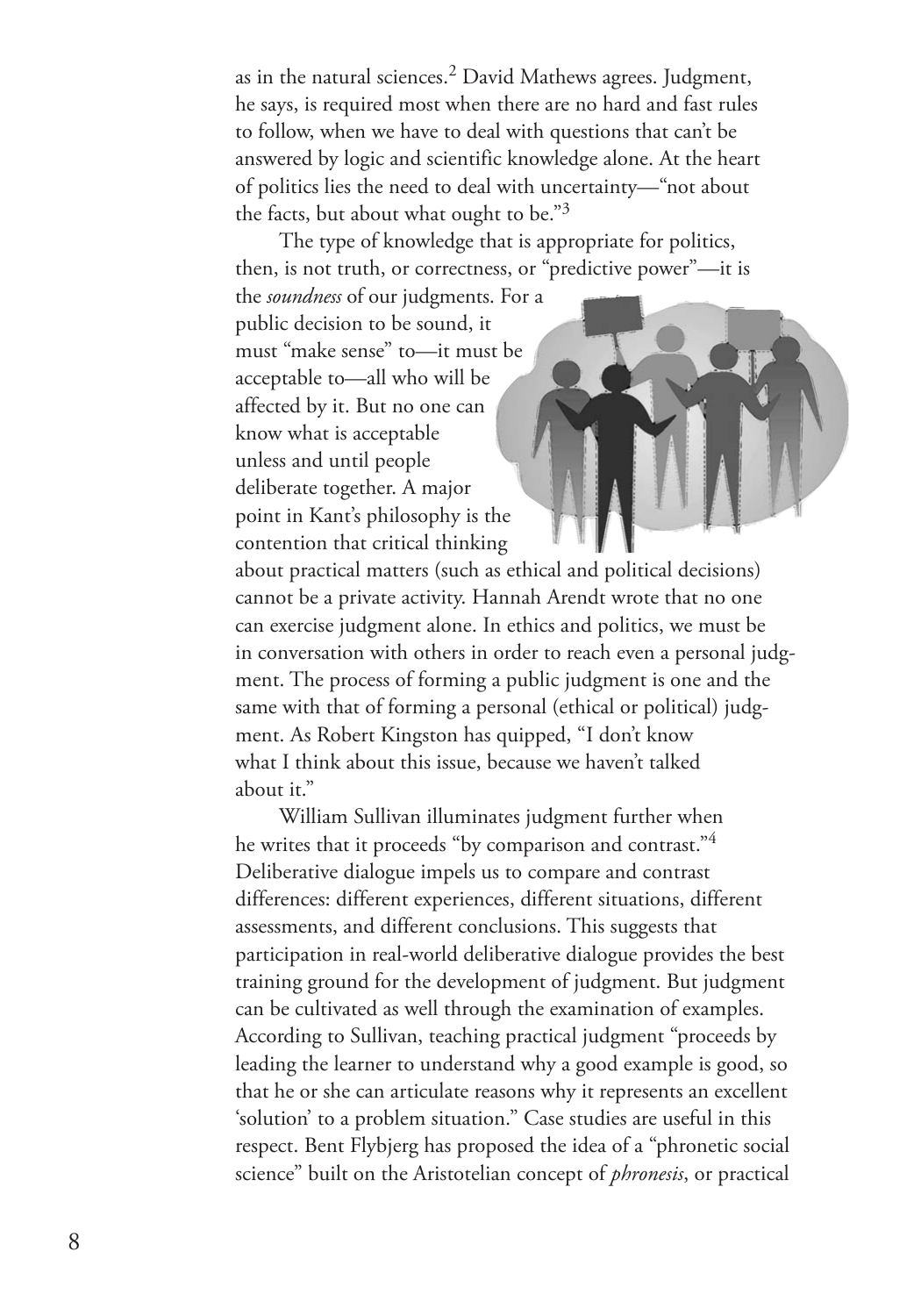as in the natural sciences.[2] David Mathews agrees. Judgment, he says, is required most when there are no hard and fast rules to follow, when we have to deal with questions that can't be answered by logic and scientific knowledge alone. At the heart of politics lies the need to deal with uncertainty—"not about the facts, but about what ought to be."[3]

The type of knowledge that is appropriate for politics, then, is not truth, or correctness, or "predictive power"—it is the *soundness* of our judgments. For a public decision to be sound, it must "make sense" to—it must be acceptable to—all who will be affected by it. But no one can know what is acceptable unless and until people deliberate together. A major point in Kant's philosophy is the contention that critical thinking about practical matters (such as ethical and political decisions) cannot be a private activity. Hannah Arendt wrote that no one can exercise judgment alone. In ethics and politics, we must be in conversation with others in order to reach even a personal judgment. The process of forming a public judgment is one and the same with that of forming a personal (ethical or political) judgment. As Robert Kingston has quipped, "I don't know what I think about this issue, because we haven't talked about it."

William Sullivan illuminates judgment further when he writes that it proceeds "by comparison and contrast."[4] Deliberative dialogue impels us to compare and contrast differences: different experiences, different situations, different assessments, and different conclusions. This suggests that participation in real-world deliberative dialogue provides the best training ground for the development of judgment. But judgment can be cultivated as well through the examination of examples. According to Sullivan, teaching practical judgment "proceeds by leading the learner to understand why a good example is good, so that he or she can articulate reasons why it represents an excellent 'solution' to a problem situation." Case studies are useful in this respect. Bent Flybjerg has proposed the idea of a "phronetic social science" built on the Aristotelian concept of *phronesis*, or practical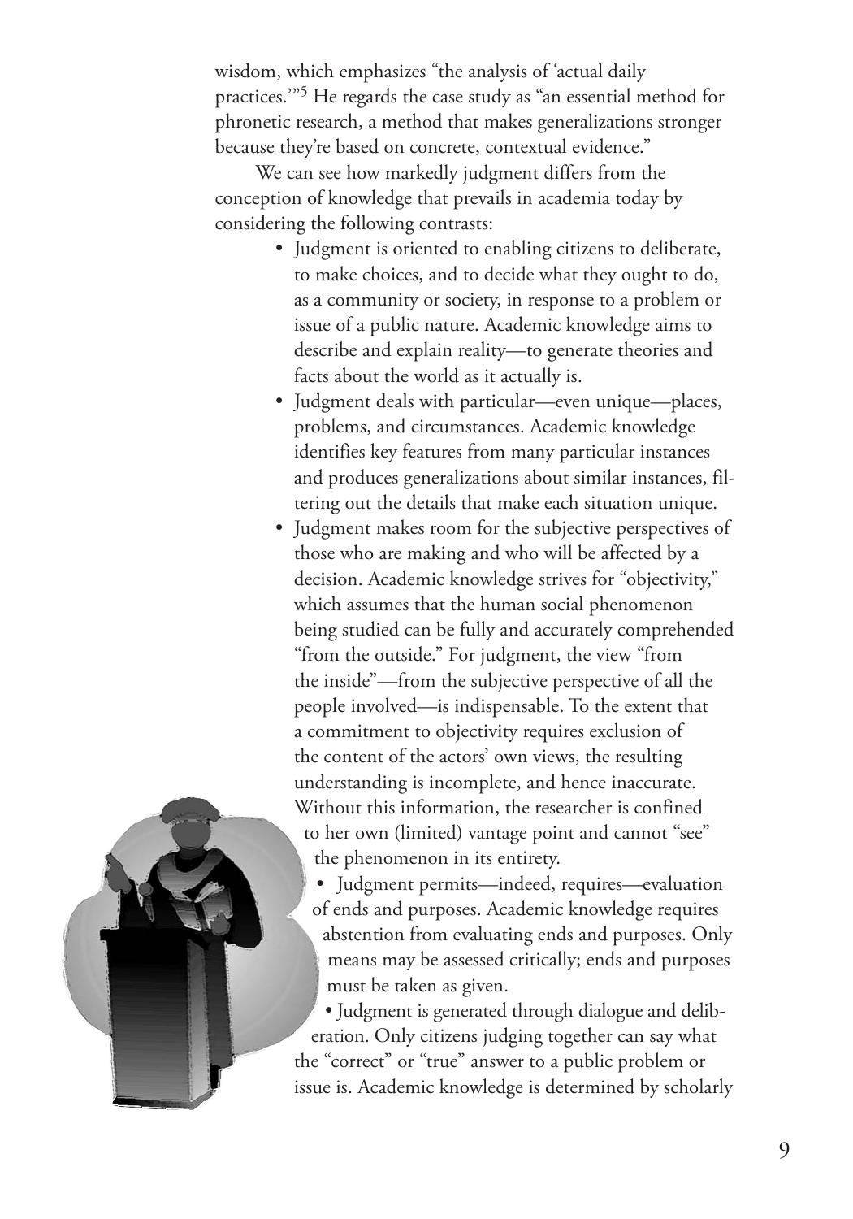wisdom, which emphasizes "the analysis of 'actual daily practices.'"[5] He regards the case study as "an essential method for phronetic research, a method that makes generalizations stronger because they're based on concrete, contextual evidence."

We can see how markedly judgment differs from the conception of knowledge that prevails in academia today by considering the following contrasts:

- Judgment is oriented to enabling citizens to deliberate, to make choices, and to decide what they ought to do, as a community or society, in response to a problem or issue of a public nature. Academic knowledge aims to describe and explain reality—to generate theories and facts about the world as it actually is.
- Judgment deals with particular—even unique—places, problems, and circumstances. Academic knowledge identifies key features from many particular instances and produces generalizations about similar instances, filtering out the details that make each situation unique.
- Judgment makes room for the subjective perspectives of those who are making and who will be affected by a decision. Academic knowledge strives for "objectivity," which assumes that the human social phenomenon being studied can be fully and accurately comprehended "from the outside." For judgment, the view "from the inside"—from the subjective perspective of all the people involved—is indispensable. To the extent that a commitment to objectivity requires exclusion of the content of the actors' own views, the resulting understanding is incomplete, and hence inaccurate. Without this information, the researcher is confined to her own (limited) vantage point and cannot "see" the phenomenon in its entirety.
- Judgment permits—indeed, requires—evaluation of ends and purposes. Academic knowledge requires abstention from evaluating ends and purposes. Only means may be assessed critically; ends and purposes must be taken as given.
- Judgment is generated through dialogue and deliberation. Only citizens judging together can say what the "correct" or "true" answer to a public problem or issue is. Academic knowledge is determined by scholarly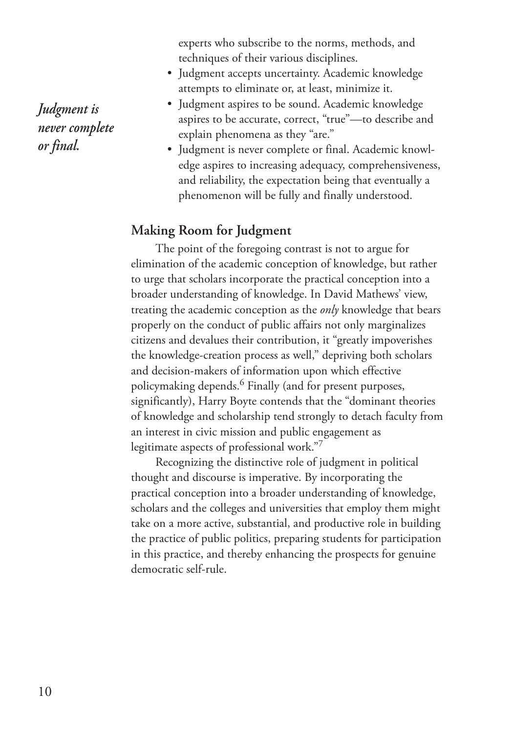experts who subscribe to the norms, methods, and techniques of their various disciplines.

*Judgment is never complete or final.*

- Judgment accepts uncertainty. Academic knowledge attempts to eliminate or, at least, minimize it.
- Judgment aspires to be sound. Academic knowledge aspires to be accurate, correct, "true"—to describe and explain phenomena as they "are."
- Judgment is never complete or final. Academic knowledge aspires to increasing adequacy, comprehensiveness, and reliability, the expectation being that eventually a phenomenon will be fully and finally understood.

## Making Room for Judgment

The point of the foregoing contrast is not to argue for elimination of the academic conception of knowledge, but rather to urge that scholars incorporate the practical conception into a broader understanding of knowledge. In David Mathews' view, treating the academic conception as the *only* knowledge that bears properly on the conduct of public affairs not only marginalizes citizens and devalues their contribution, it "greatly impoverishes the knowledge-creation process as well," depriving both scholars and decision-makers of information upon which effective policymaking depends.[6] Finally (and for present purposes, significantly), Harry Boyte contends that the "dominant theories of knowledge and scholarship tend strongly to detach faculty from an interest in civic mission and public engagement as legitimate aspects of professional work."[7]

Recognizing the distinctive role of judgment in political thought and discourse is imperative. By incorporating the practical conception into a broader understanding of knowledge, scholars and the colleges and universities that employ them might take on a more active, substantial, and productive role in building the practice of public politics, preparing students for participation in this practice, and thereby enhancing the prospects for genuine democratic self-rule.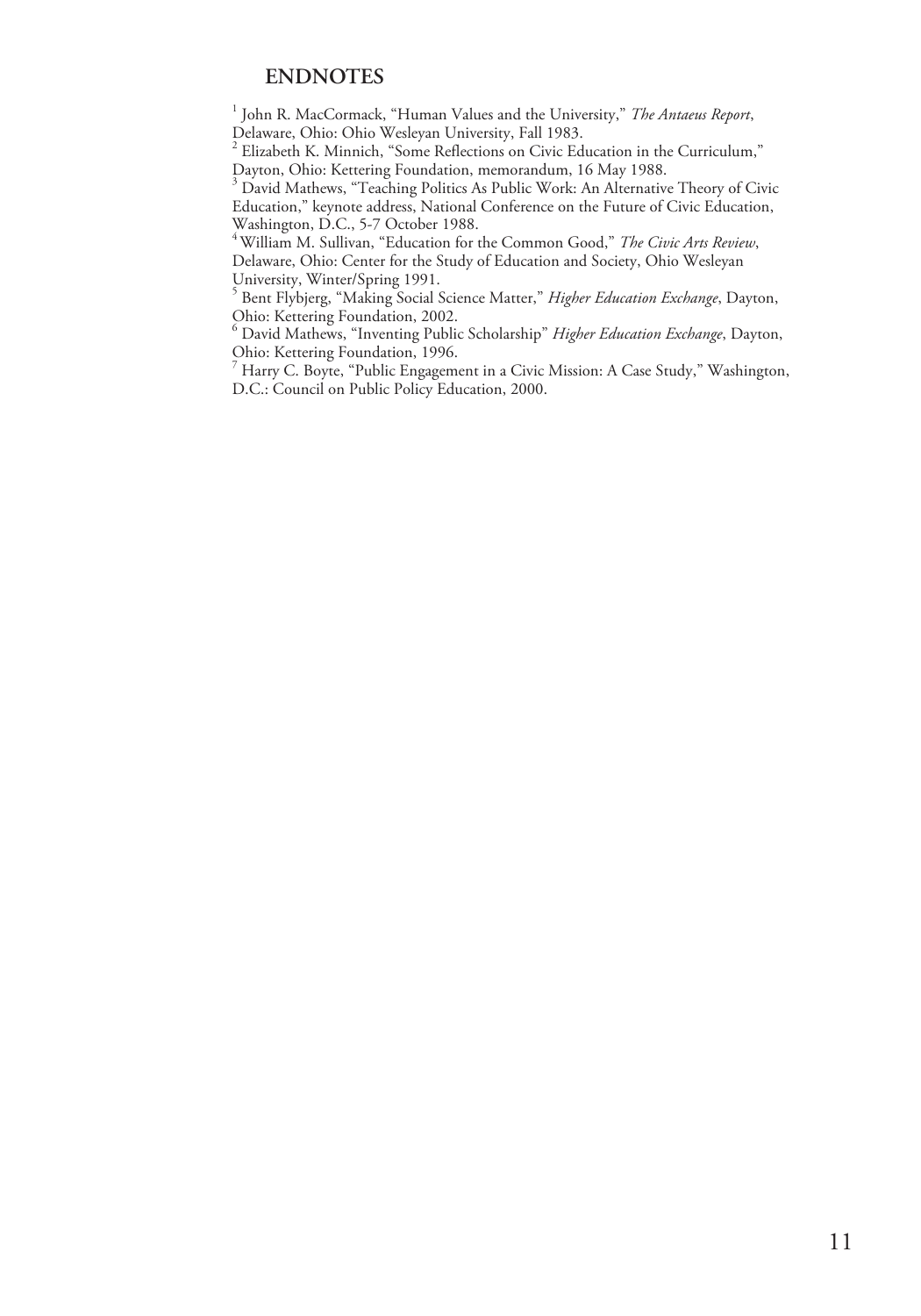## ENDNOTES

[1] John R. MacCormack, "Human Values and the University," *The Antaeus Report*, Delaware, Ohio: Ohio Wesleyan University, Fall 1983.
[2] Elizabeth K. Minnich, "Some Reflections on Civic Education in the Curriculum," Dayton, Ohio: Kettering Foundation, memorandum, 16 May 1988.
[3] David Mathews, "Teaching Politics As Public Work: An Alternative Theory of Civic Education," keynote address, National Conference on the Future of Civic Education, Washington, D.C., 5-7 October 1988.
[4] William M. Sullivan, "Education for the Common Good," *The Civic Arts Review*, Delaware, Ohio: Center for the Study of Education and Society, Ohio Wesleyan University, Winter/Spring 1991.
[5] Bent Flybjerg, "Making Social Science Matter," *Higher Education Exchange*, Dayton, Ohio: Kettering Foundation, 2002.
[6] David Mathews, "Inventing Public Scholarship" *Higher Education Exchange*, Dayton, Ohio: Kettering Foundation, 1996.
[7] Harry C. Boyte, "Public Engagement in a Civic Mission: A Case Study," Washington, D.C.: Council on Public Policy Education, 2000.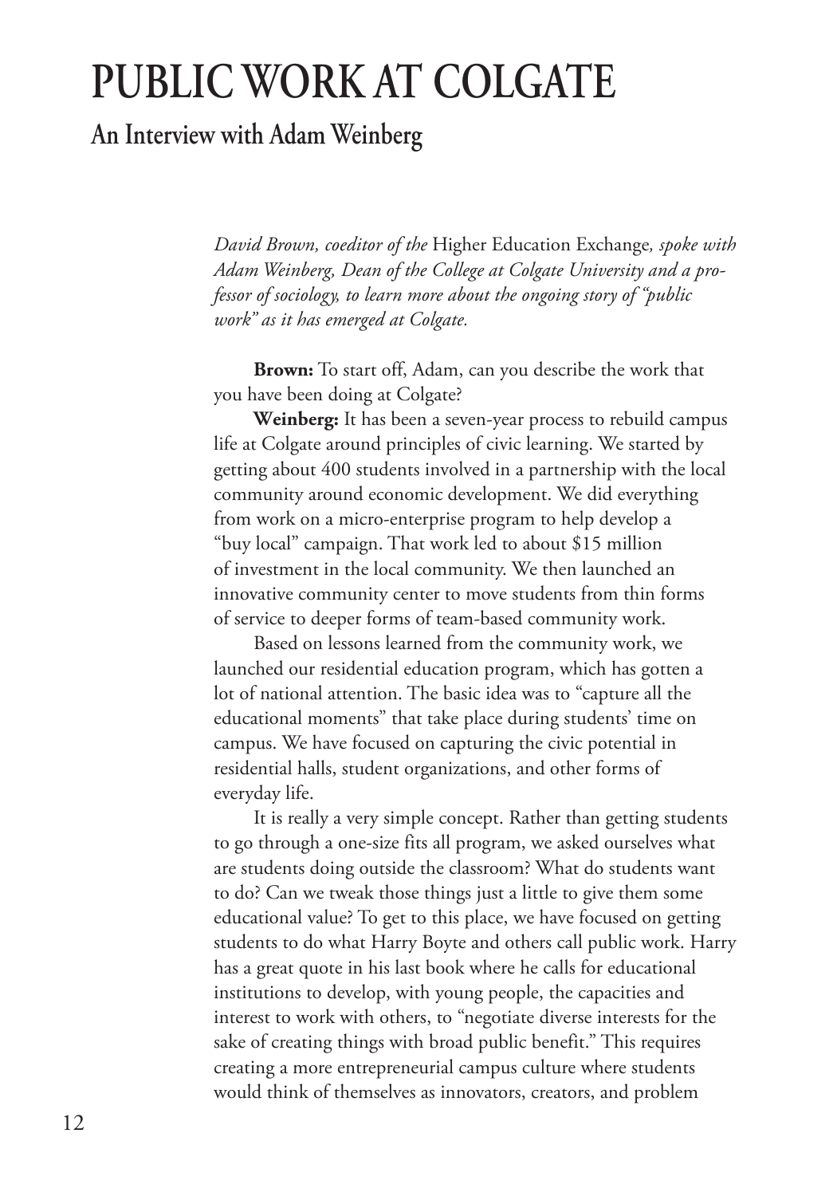# PUBLIC WORK AT COLGATE

## An Interview with Adam Weinberg

*David Brown, coeditor of the* Higher Education Exchange*, spoke with Adam Weinberg, Dean of the College at Colgate University and a professor of sociology, to learn more about the ongoing story of "public work" as it has emerged at Colgate.*

**Brown:** To start off, Adam, can you describe the work that you have been doing at Colgate?

**Weinberg:** It has been a seven-year process to rebuild campus life at Colgate around principles of civic learning. We started by getting about 400 students involved in a partnership with the local community around economic development. We did everything from work on a micro-enterprise program to help develop a "buy local" campaign. That work led to about $15 million of investment in the local community. We then launched an innovative community center to move students from thin forms of service to deeper forms of team-based community work.

Based on lessons learned from the community work, we launched our residential education program, which has gotten a lot of national attention. The basic idea was to "capture all the educational moments" that take place during students' time on campus. We have focused on capturing the civic potential in residential halls, student organizations, and other forms of everyday life.

It is really a very simple concept. Rather than getting students to go through a one-size fits all program, we asked ourselves what are students doing outside the classroom? What do students want to do? Can we tweak those things just a little to give them some educational value? To get to this place, we have focused on getting students to do what Harry Boyte and others call public work. Harry has a great quote in his last book where he calls for educational institutions to develop, with young people, the capacities and interest to work with others, to "negotiate diverse interests for the sake of creating things with broad public benefit." This requires creating a more entrepreneurial campus culture where students would think of themselves as innovators, creators, and problem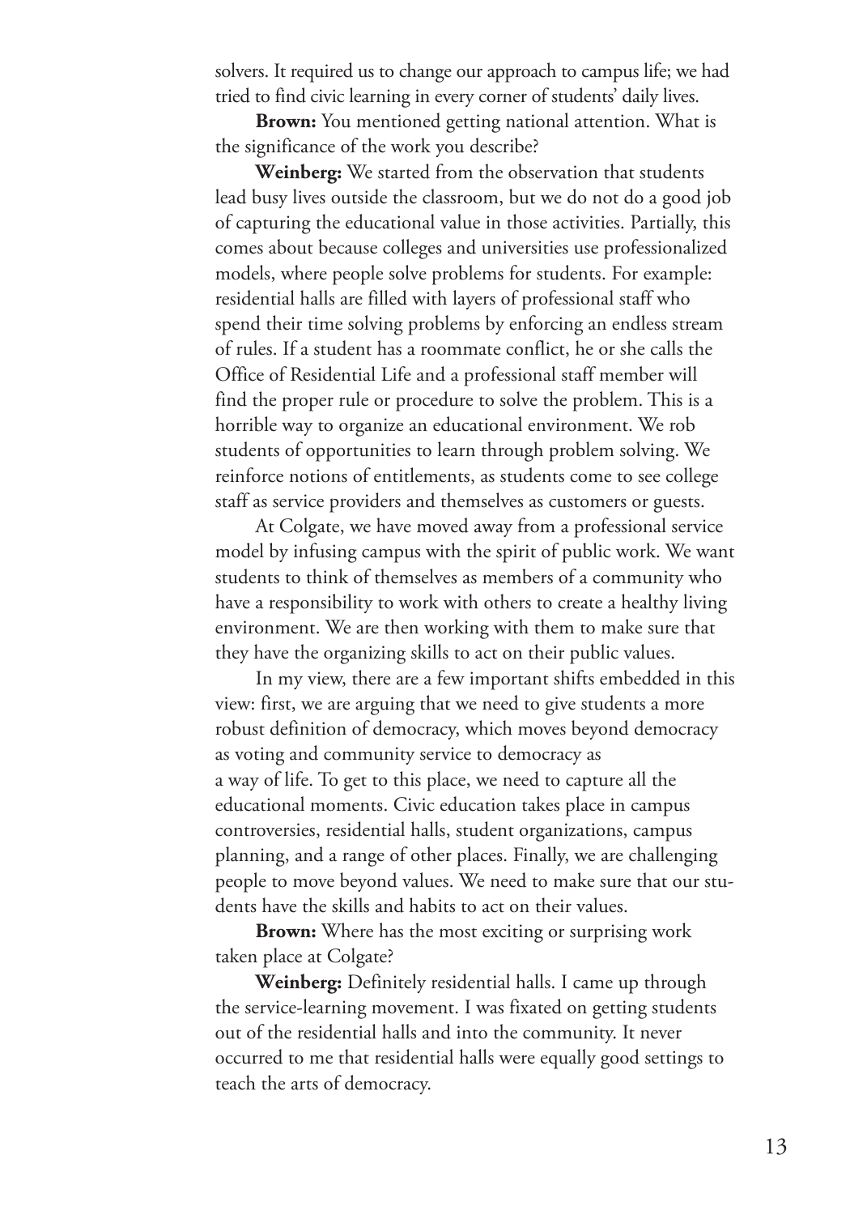solvers. It required us to change our approach to campus life; we had tried to find civic learning in every corner of students' daily lives.

**Brown:** You mentioned getting national attention. What is the significance of the work you describe?

**Weinberg:** We started from the observation that students lead busy lives outside the classroom, but we do not do a good job of capturing the educational value in those activities. Partially, this comes about because colleges and universities use professionalized models, where people solve problems for students. For example: residential halls are filled with layers of professional staff who spend their time solving problems by enforcing an endless stream of rules. If a student has a roommate conflict, he or she calls the Office of Residential Life and a professional staff member will find the proper rule or procedure to solve the problem. This is a horrible way to organize an educational environment. We rob students of opportunities to learn through problem solving. We reinforce notions of entitlements, as students come to see college staff as service providers and themselves as customers or guests.

At Colgate, we have moved away from a professional service model by infusing campus with the spirit of public work. We want students to think of themselves as members of a community who have a responsibility to work with others to create a healthy living environment. We are then working with them to make sure that they have the organizing skills to act on their public values.

In my view, there are a few important shifts embedded in this view: first, we are arguing that we need to give students a more robust definition of democracy, which moves beyond democracy as voting and community service to democracy as a way of life. To get to this place, we need to capture all the educational moments. Civic education takes place in campus controversies, residential halls, student organizations, campus planning, and a range of other places. Finally, we are challenging people to move beyond values. We need to make sure that our students have the skills and habits to act on their values.

**Brown:** Where has the most exciting or surprising work taken place at Colgate?

**Weinberg:** Definitely residential halls. I came up through the service-learning movement. I was fixated on getting students out of the residential halls and into the community. It never occurred to me that residential halls were equally good settings to teach the arts of democracy.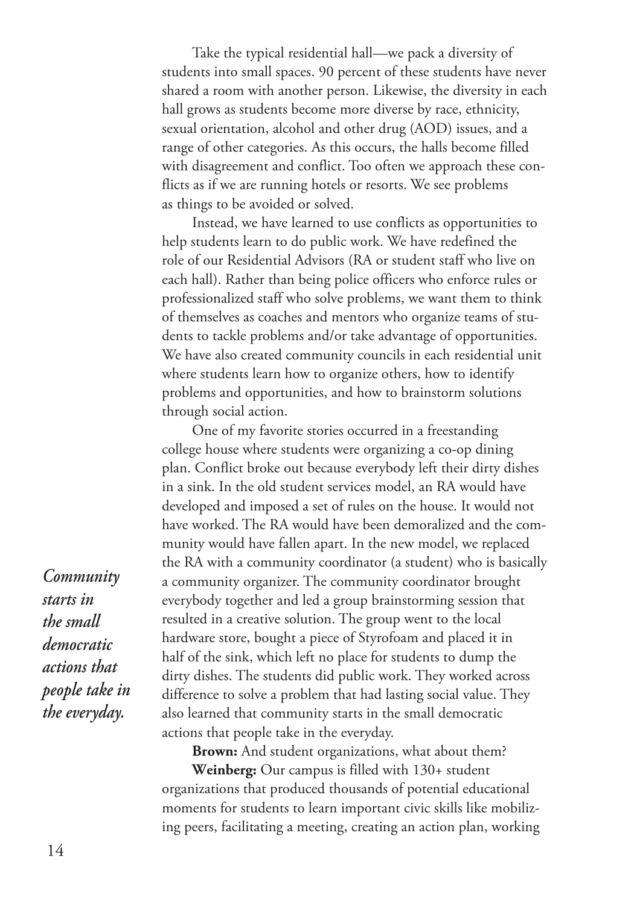Take the typical residential hall—we pack a diversity of students into small spaces. 90 percent of these students have never shared a room with another person. Likewise, the diversity in each hall grows as students become more diverse by race, ethnicity, sexual orientation, alcohol and other drug (AOD) issues, and a range of other categories. As this occurs, the halls become filled with disagreement and conflict. Too often we approach these conflicts as if we are running hotels or resorts. We see problems as things to be avoided or solved.

Instead, we have learned to use conflicts as opportunities to help students learn to do public work. We have redefined the role of our Residential Advisors (RA or student staff who live on each hall). Rather than being police officers who enforce rules or professionalized staff who solve problems, we want them to think of themselves as coaches and mentors who organize teams of students to tackle problems and/or take advantage of opportunities. We have also created community councils in each residential unit where students learn how to organize others, how to identify problems and opportunities, and how to brainstorm solutions through social action.

One of my favorite stories occurred in a freestanding college house where students were organizing a co-op dining plan. Conflict broke out because everybody left their dirty dishes in a sink. In the old student services model, an RA would have developed and imposed a set of rules on the house. It would not have worked. The RA would have been demoralized and the community would have fallen apart. In the new model, we replaced the RA with a community coordinator (a student) who is basically a community organizer. The community coordinator brought everybody together and led a group brainstorming session that resulted in a creative solution. The group went to the local hardware store, bought a piece of Styrofoam and placed it in half of the sink, which left no place for students to dump the dirty dishes. The students did public work. They worked across difference to solve a problem that had lasting social value. They also learned that community starts in the small democratic actions that people take in the everyday.

*Community starts in the small democratic actions that people take in the everyday.*

**Brown:** And student organizations, what about them?

**Weinberg:** Our campus is filled with 130+ student organizations that produced thousands of potential educational moments for students to learn important civic skills like mobilizing peers, facilitating a meeting, creating an action plan, working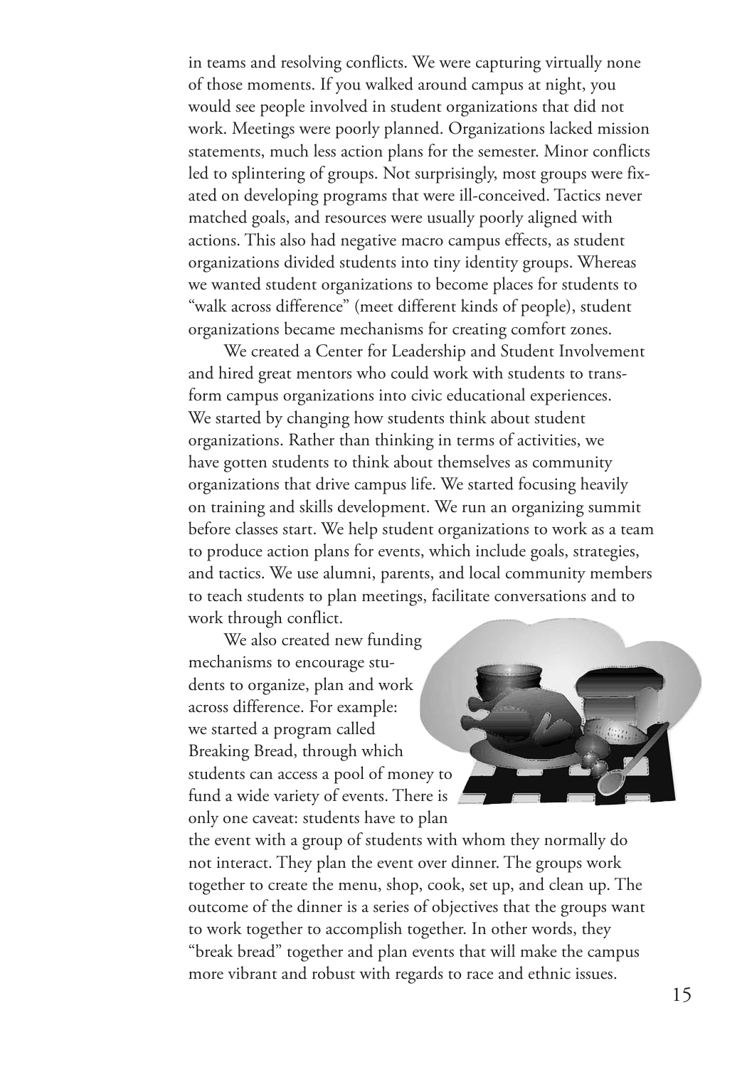in teams and resolving conflicts. We were capturing virtually none of those moments. If you walked around campus at night, you would see people involved in student organizations that did not work. Meetings were poorly planned. Organizations lacked mission statements, much less action plans for the semester. Minor conflicts led to splintering of groups. Not surprisingly, most groups were fixated on developing programs that were ill-conceived. Tactics never matched goals, and resources were usually poorly aligned with actions. This also had negative macro campus effects, as student organizations divided students into tiny identity groups. Whereas we wanted student organizations to become places for students to "walk across difference" (meet different kinds of people), student organizations became mechanisms for creating comfort zones.

We created a Center for Leadership and Student Involvement and hired great mentors who could work with students to transform campus organizations into civic educational experiences. We started by changing how students think about student organizations. Rather than thinking in terms of activities, we have gotten students to think about themselves as community organizations that drive campus life. We started focusing heavily on training and skills development. We run an organizing summit before classes start. We help student organizations to work as a team to produce action plans for events, which include goals, strategies, and tactics. We use alumni, parents, and local community members to teach students to plan meetings, facilitate conversations and to work through conflict.

We also created new funding mechanisms to encourage students to organize, plan and work across difference. For example: we started a program called Breaking Bread, through which students can access a pool of money to fund a wide variety of events. There is only one caveat: students have to plan the event with a group of students with whom they normally do not interact. They plan the event over dinner. The groups work together to create the menu, shop, cook, set up, and clean up. The outcome of the dinner is a series of objectives that the groups want to work together to accomplish together. In other words, they "break bread" together and plan events that will make the campus more vibrant and robust with regards to race and ethnic issues.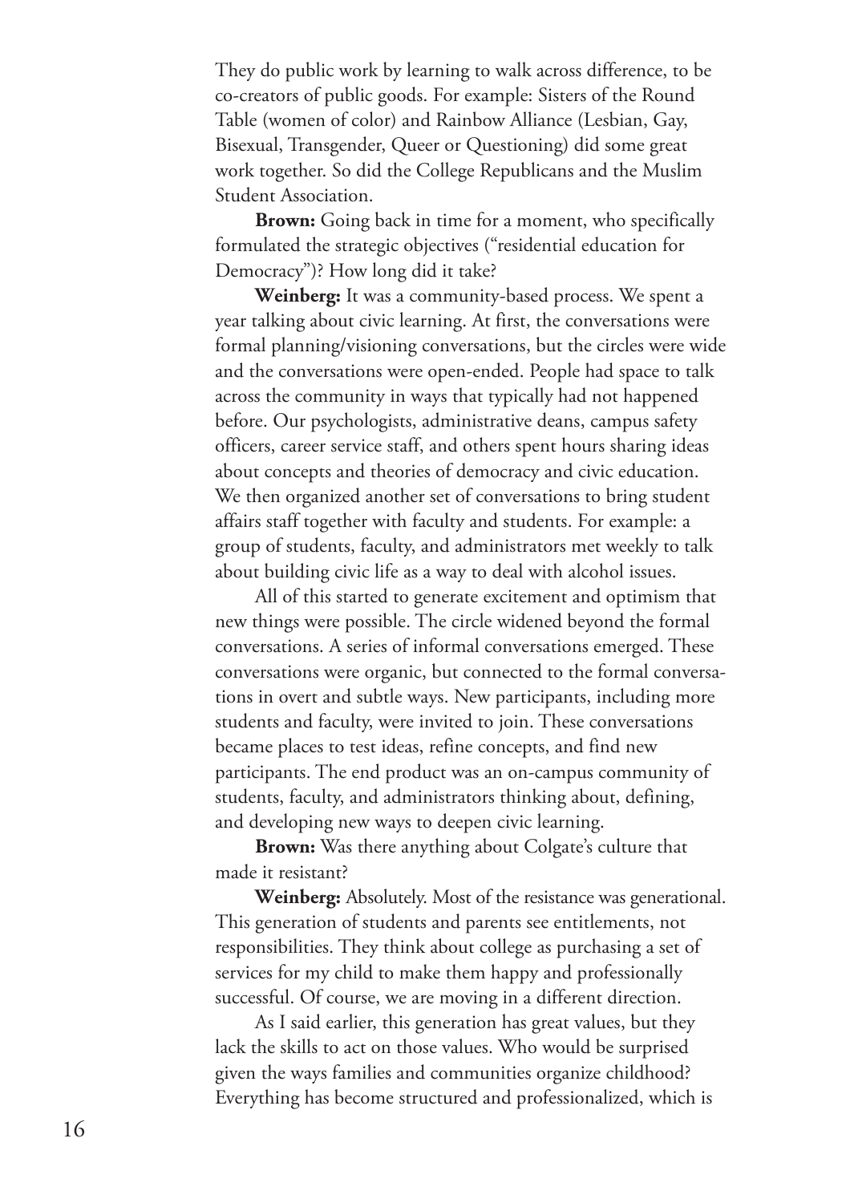They do public work by learning to walk across difference, to be co-creators of public goods. For example: Sisters of the Round Table (women of color) and Rainbow Alliance (Lesbian, Gay, Bisexual, Transgender, Queer or Questioning) did some great work together. So did the College Republicans and the Muslim Student Association.

**Brown:** Going back in time for a moment, who specifically formulated the strategic objectives ("residential education for Democracy")? How long did it take?

**Weinberg:** It was a community-based process. We spent a year talking about civic learning. At first, the conversations were formal planning/visioning conversations, but the circles were wide and the conversations were open-ended. People had space to talk across the community in ways that typically had not happened before. Our psychologists, administrative deans, campus safety officers, career service staff, and others spent hours sharing ideas about concepts and theories of democracy and civic education. We then organized another set of conversations to bring student affairs staff together with faculty and students. For example: a group of students, faculty, and administrators met weekly to talk about building civic life as a way to deal with alcohol issues.

All of this started to generate excitement and optimism that new things were possible. The circle widened beyond the formal conversations. A series of informal conversations emerged. These conversations were organic, but connected to the formal conversations in overt and subtle ways. New participants, including more students and faculty, were invited to join. These conversations became places to test ideas, refine concepts, and find new participants. The end product was an on-campus community of students, faculty, and administrators thinking about, defining, and developing new ways to deepen civic learning.

**Brown:** Was there anything about Colgate's culture that made it resistant?

**Weinberg:** Absolutely. Most of the resistance was generational. This generation of students and parents see entitlements, not responsibilities. They think about college as purchasing a set of services for my child to make them happy and professionally successful. Of course, we are moving in a different direction.

As I said earlier, this generation has great values, but they lack the skills to act on those values. Who would be surprised given the ways families and communities organize childhood? Everything has become structured and professionalized, which is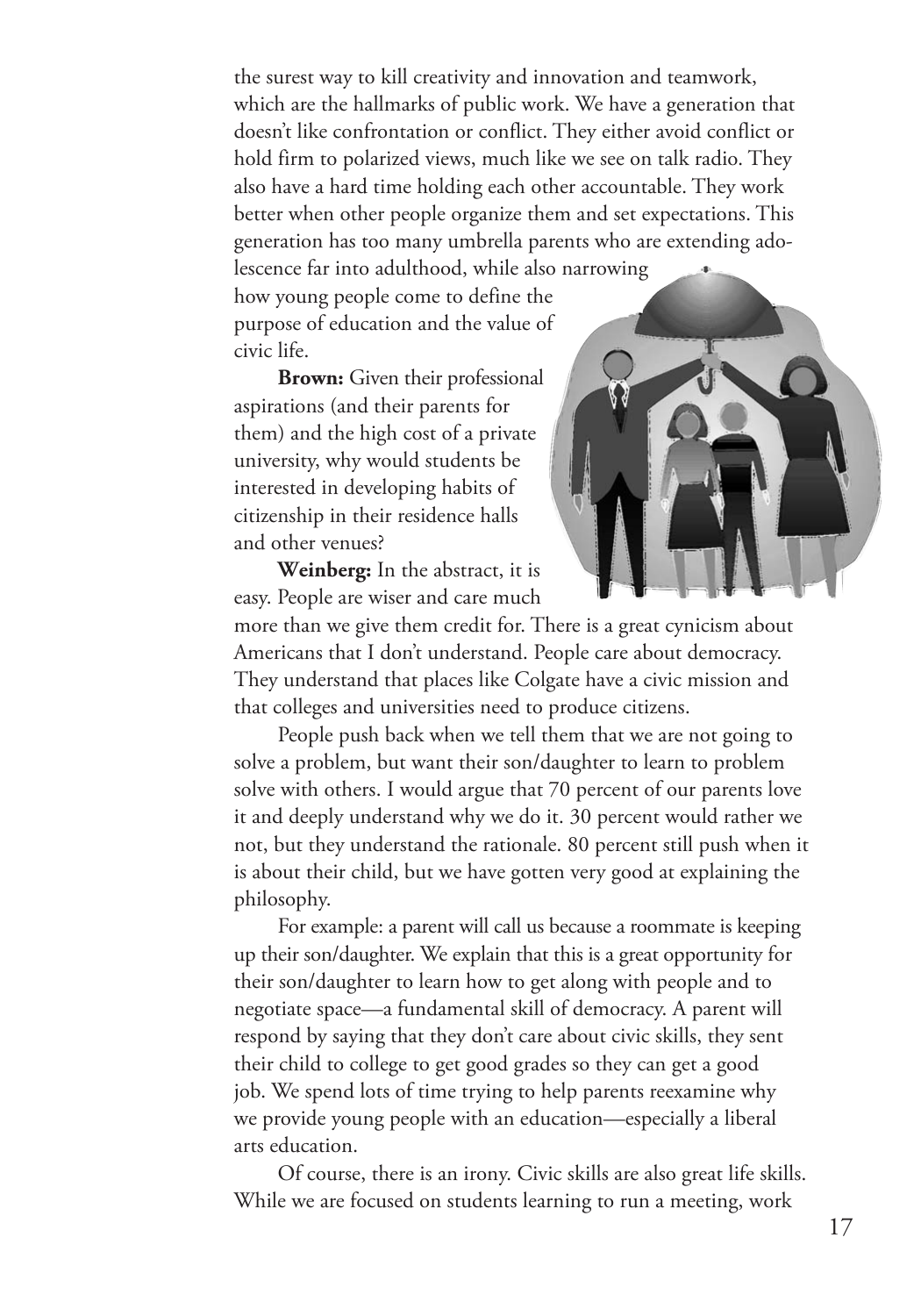the surest way to kill creativity and innovation and teamwork, which are the hallmarks of public work. We have a generation that doesn't like confrontation or conflict. They either avoid conflict or hold firm to polarized views, much like we see on talk radio. They also have a hard time holding each other accountable. They work better when other people organize them and set expectations. This generation has too many umbrella parents who are extending adolescence far into adulthood, while also narrowing how young people come to define the purpose of education and the value of civic life.

**Brown:** Given their professional aspirations (and their parents for them) and the high cost of a private university, why would students be interested in developing habits of citizenship in their residence halls and other venues?

**Weinberg:** In the abstract, it is easy. People are wiser and care much more than we give them credit for. There is a great cynicism about Americans that I don't understand. People care about democracy. They understand that places like Colgate have a civic mission and that colleges and universities need to produce citizens.

People push back when we tell them that we are not going to solve a problem, but want their son/daughter to learn to problem solve with others. I would argue that 70 percent of our parents love it and deeply understand why we do it. 30 percent would rather we not, but they understand the rationale. 80 percent still push when it is about their child, but we have gotten very good at explaining the philosophy.

For example: a parent will call us because a roommate is keeping up their son/daughter. We explain that this is a great opportunity for their son/daughter to learn how to get along with people and to negotiate space—a fundamental skill of democracy. A parent will respond by saying that they don't care about civic skills, they sent their child to college to get good grades so they can get a good job. We spend lots of time trying to help parents reexamine why we provide young people with an education—especially a liberal arts education.

Of course, there is an irony. Civic skills are also great life skills. While we are focused on students learning to run a meeting, work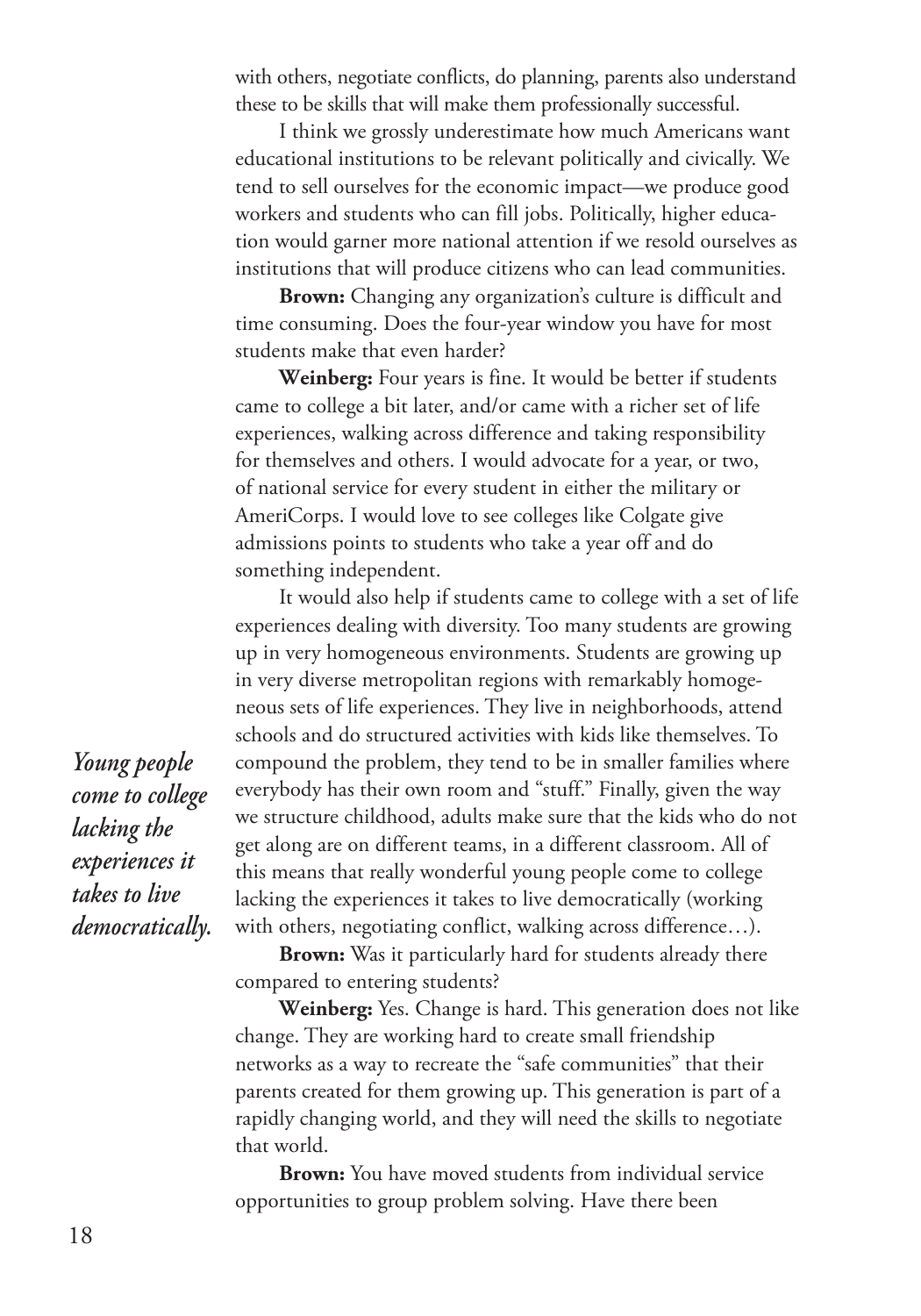with others, negotiate conflicts, do planning, parents also understand these to be skills that will make them professionally successful.

I think we grossly underestimate how much Americans want educational institutions to be relevant politically and civically. We tend to sell ourselves for the economic impact—we produce good workers and students who can fill jobs. Politically, higher education would garner more national attention if we resold ourselves as institutions that will produce citizens who can lead communities.

**Brown:** Changing any organization's culture is difficult and time consuming. Does the four-year window you have for most students make that even harder?

**Weinberg:** Four years is fine. It would be better if students came to college a bit later, and/or came with a richer set of life experiences, walking across difference and taking responsibility for themselves and others. I would advocate for a year, or two, of national service for every student in either the military or AmeriCorps. I would love to see colleges like Colgate give admissions points to students who take a year off and do something independent.

It would also help if students came to college with a set of life experiences dealing with diversity. Too many students are growing up in very homogeneous environments. Students are growing up in very diverse metropolitan regions with remarkably homogeneous sets of life experiences. They live in neighborhoods, attend schools and do structured activities with kids like themselves. To compound the problem, they tend to be in smaller families where everybody has their own room and "stuff." Finally, given the way we structure childhood, adults make sure that the kids who do not get along are on different teams, in a different classroom. All of this means that really wonderful young people come to college lacking the experiences it takes to live democratically (working with others, negotiating conflict, walking across difference…).

***Young people come to college lacking the experiences it takes to live democratically.***

**Brown:** Was it particularly hard for students already there compared to entering students?

**Weinberg:** Yes. Change is hard. This generation does not like change. They are working hard to create small friendship networks as a way to recreate the "safe communities" that their parents created for them growing up. This generation is part of a rapidly changing world, and they will need the skills to negotiate that world.

**Brown:** You have moved students from individual service opportunities to group problem solving. Have there been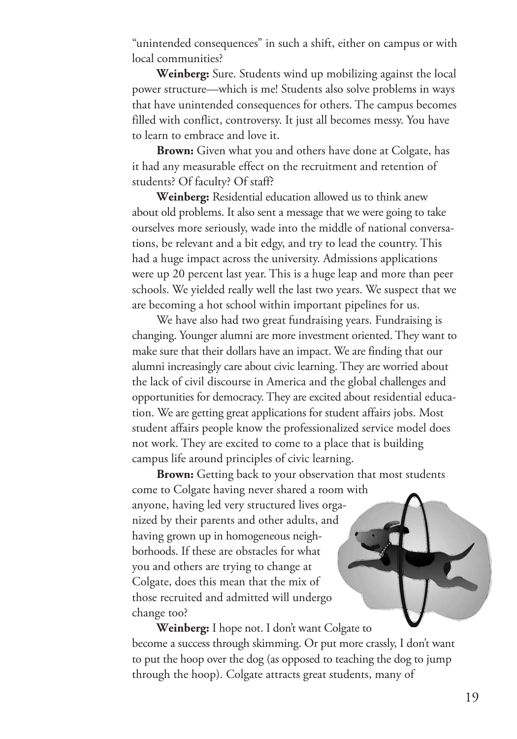"unintended consequences" in such a shift, either on campus or with local communities?

**Weinberg:** Sure. Students wind up mobilizing against the local power structure—which is me! Students also solve problems in ways that have unintended consequences for others. The campus becomes filled with conflict, controversy. It just all becomes messy. You have to learn to embrace and love it.

**Brown:** Given what you and others have done at Colgate, has it had any measurable effect on the recruitment and retention of students? Of faculty? Of staff?

**Weinberg:** Residential education allowed us to think anew about old problems. It also sent a message that we were going to take ourselves more seriously, wade into the middle of national conversations, be relevant and a bit edgy, and try to lead the country. This had a huge impact across the university. Admissions applications were up 20 percent last year. This is a huge leap and more than peer schools. We yielded really well the last two years. We suspect that we are becoming a hot school within important pipelines for us.

We have also had two great fundraising years. Fundraising is changing. Younger alumni are more investment oriented. They want to make sure that their dollars have an impact. We are finding that our alumni increasingly care about civic learning. They are worried about the lack of civil discourse in America and the global challenges and opportunities for democracy. They are excited about residential education. We are getting great applications for student affairs jobs. Most student affairs people know the professionalized service model does not work. They are excited to come to a place that is building campus life around principles of civic learning.

**Brown:** Getting back to your observation that most students come to Colgate having never shared a room with anyone, having led very structured lives organized by their parents and other adults, and having grown up in homogeneous neighborhoods. If these are obstacles for what you and others are trying to change at Colgate, does this mean that the mix of those recruited and admitted will undergo change too?

**Weinberg:** I hope not. I don't want Colgate to become a success through skimming. Or put more crassly, I don't want to put the hoop over the dog (as opposed to teaching the dog to jump through the hoop). Colgate attracts great students, many of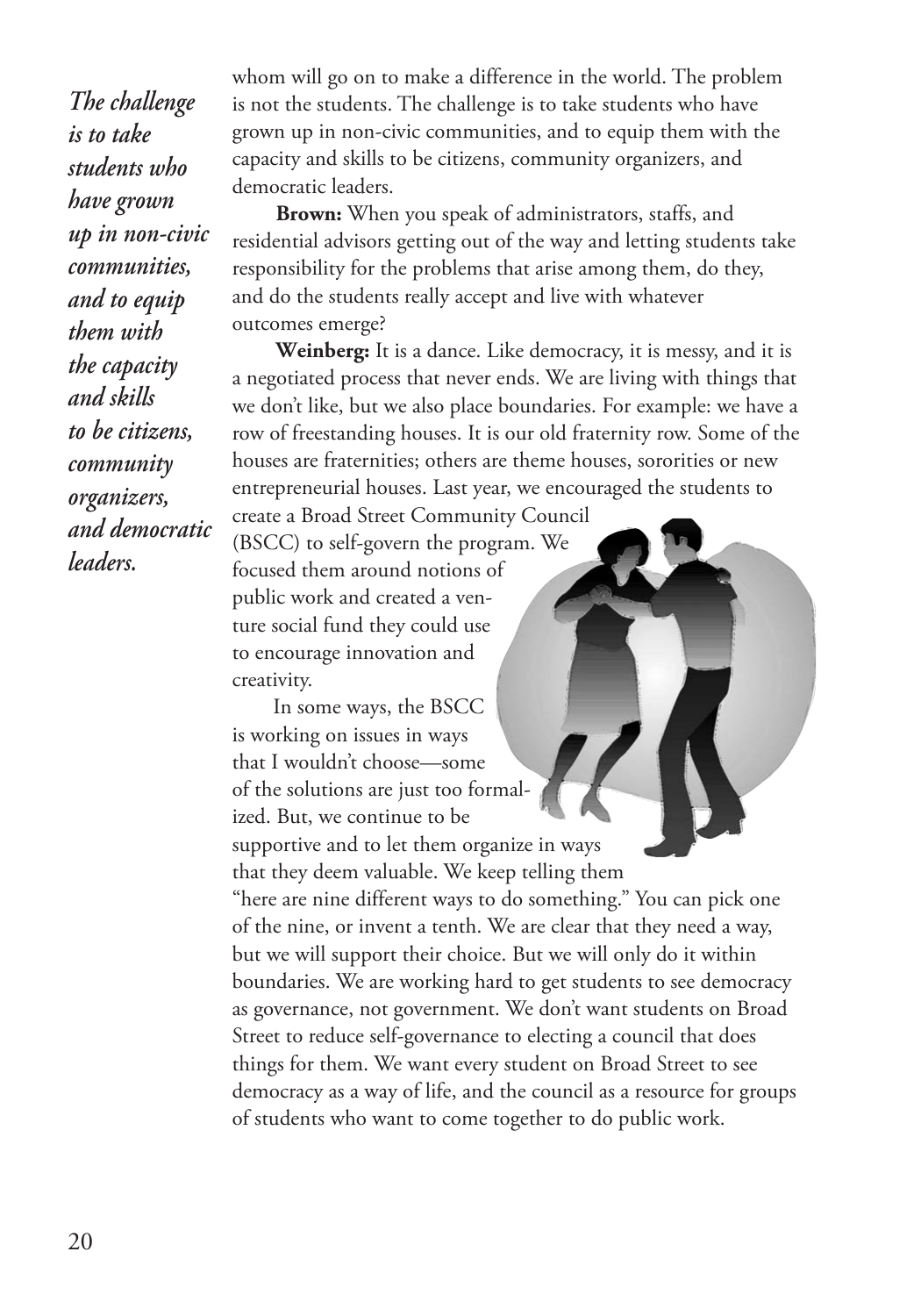*The challenge is to take students who have grown up in non-civic communities, and to equip them with the capacity and skills to be citizens, community organizers, and democratic leaders.*

whom will go on to make a difference in the world. The problem is not the students. The challenge is to take students who have grown up in non-civic communities, and to equip them with the capacity and skills to be citizens, community organizers, and democratic leaders.

**Brown:** When you speak of administrators, staffs, and residential advisors getting out of the way and letting students take responsibility for the problems that arise among them, do they, and do the students really accept and live with whatever outcomes emerge?

**Weinberg:** It is a dance. Like democracy, it is messy, and it is a negotiated process that never ends. We are living with things that we don't like, but we also place boundaries. For example: we have a row of freestanding houses. It is our old fraternity row. Some of the houses are fraternities; others are theme houses, sororities or new entrepreneurial houses. Last year, we encouraged the students to create a Broad Street Community Council (BSCC) to self-govern the program. We focused them around notions of public work and created a venture social fund they could use to encourage innovation and creativity.

In some ways, the BSCC is working on issues in ways that I wouldn't choose—some of the solutions are just too formalized. But, we continue to be supportive and to let them organize in ways that they deem valuable. We keep telling them "here are nine different ways to do something." You can pick one of the nine, or invent a tenth. We are clear that they need a way, but we will support their choice. But we will only do it within boundaries. We are working hard to get students to see democracy as governance, not government. We don't want students on Broad Street to reduce self-governance to electing a council that does things for them. We want every student on Broad Street to see democracy as a way of life, and the council as a resource for groups of students who want to come together to do public work.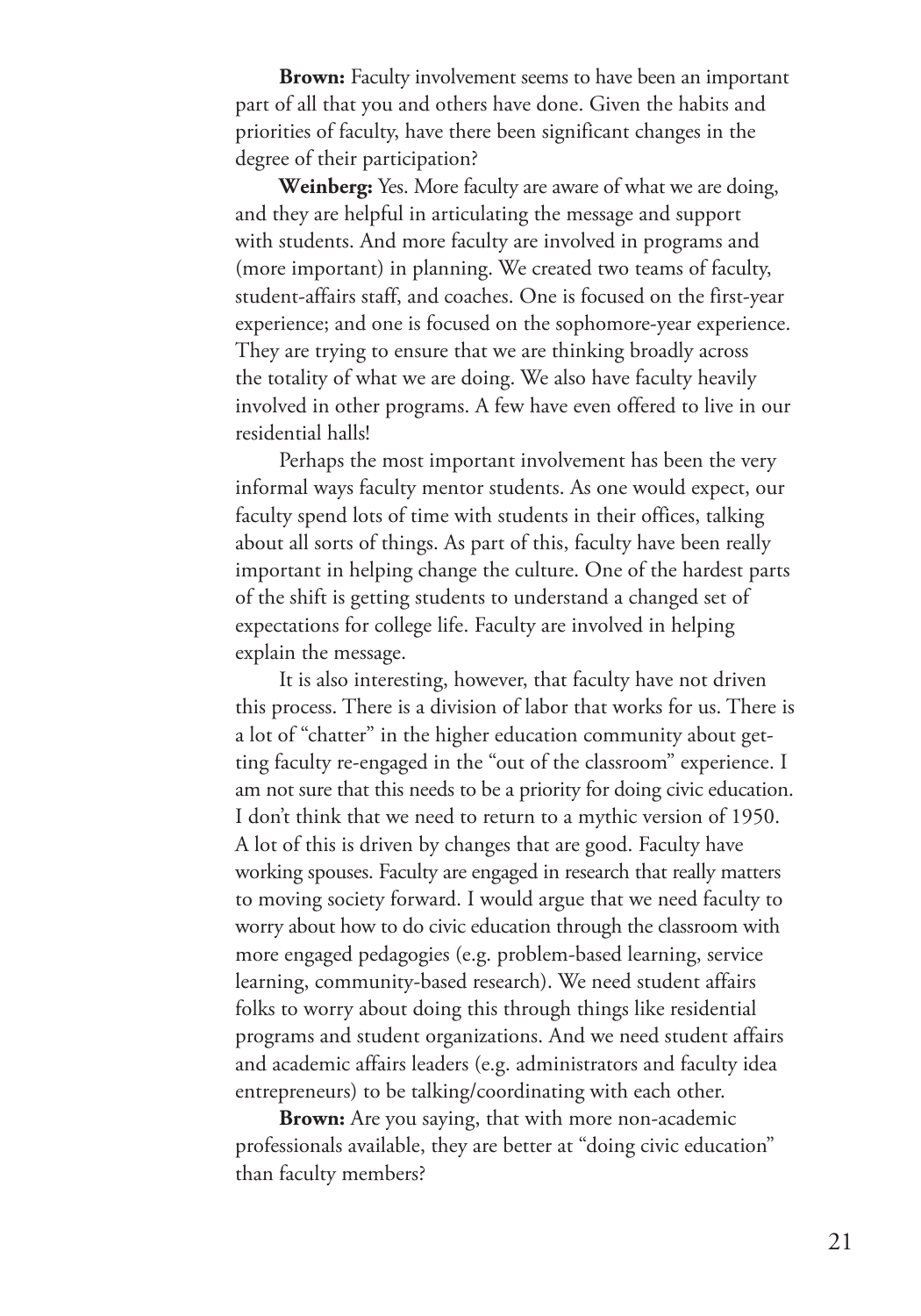**Brown:** Faculty involvement seems to have been an important part of all that you and others have done. Given the habits and priorities of faculty, have there been significant changes in the degree of their participation?

**Weinberg:** Yes. More faculty are aware of what we are doing, and they are helpful in articulating the message and support with students. And more faculty are involved in programs and (more important) in planning. We created two teams of faculty, student-affairs staff, and coaches. One is focused on the first-year experience; and one is focused on the sophomore-year experience. They are trying to ensure that we are thinking broadly across the totality of what we are doing. We also have faculty heavily involved in other programs. A few have even offered to live in our residential halls!

Perhaps the most important involvement has been the very informal ways faculty mentor students. As one would expect, our faculty spend lots of time with students in their offices, talking about all sorts of things. As part of this, faculty have been really important in helping change the culture. One of the hardest parts of the shift is getting students to understand a changed set of expectations for college life. Faculty are involved in helping explain the message.

It is also interesting, however, that faculty have not driven this process. There is a division of labor that works for us. There is a lot of "chatter" in the higher education community about getting faculty re-engaged in the "out of the classroom" experience. I am not sure that this needs to be a priority for doing civic education. I don't think that we need to return to a mythic version of 1950. A lot of this is driven by changes that are good. Faculty have working spouses. Faculty are engaged in research that really matters to moving society forward. I would argue that we need faculty to worry about how to do civic education through the classroom with more engaged pedagogies (e.g. problem-based learning, service learning, community-based research). We need student affairs folks to worry about doing this through things like residential programs and student organizations. And we need student affairs and academic affairs leaders (e.g. administrators and faculty idea entrepreneurs) to be talking/coordinating with each other.

**Brown:** Are you saying, that with more non-academic professionals available, they are better at "doing civic education" than faculty members?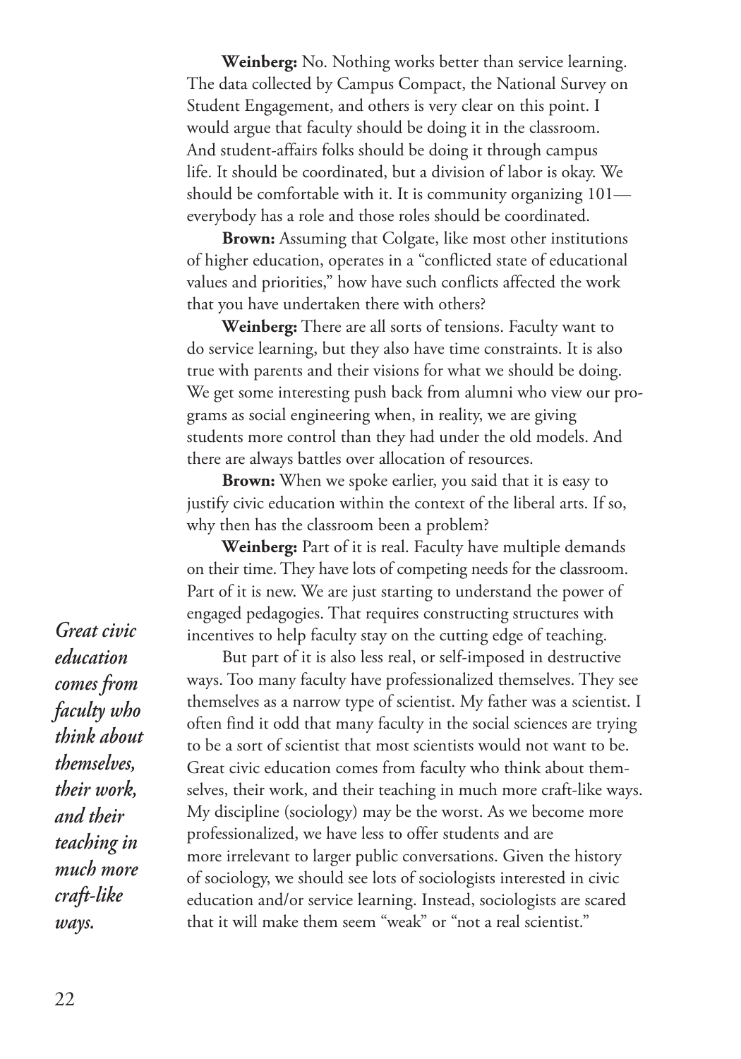**Weinberg:** No. Nothing works better than service learning. The data collected by Campus Compact, the National Survey on Student Engagement, and others is very clear on this point. I would argue that faculty should be doing it in the classroom. And student-affairs folks should be doing it through campus life. It should be coordinated, but a division of labor is okay. We should be comfortable with it. It is community organizing 101—everybody has a role and those roles should be coordinated.

**Brown:** Assuming that Colgate, like most other institutions of higher education, operates in a "conflicted state of educational values and priorities," how have such conflicts affected the work that you have undertaken there with others?

**Weinberg:** There are all sorts of tensions. Faculty want to do service learning, but they also have time constraints. It is also true with parents and their visions for what we should be doing. We get some interesting push back from alumni who view our programs as social engineering when, in reality, we are giving students more control than they had under the old models. And there are always battles over allocation of resources.

**Brown:** When we spoke earlier, you said that it is easy to justify civic education within the context of the liberal arts. If so, why then has the classroom been a problem?

**Weinberg:** Part of it is real. Faculty have multiple demands on their time. They have lots of competing needs for the classroom. Part of it is new. We are just starting to understand the power of engaged pedagogies. That requires constructing structures with incentives to help faculty stay on the cutting edge of teaching.

*Great civic education comes from faculty who think about themselves, their work, and their teaching in much more craft-like ways.*

But part of it is also less real, or self-imposed in destructive ways. Too many faculty have professionalized themselves. They see themselves as a narrow type of scientist. My father was a scientist. I often find it odd that many faculty in the social sciences are trying to be a sort of scientist that most scientists would not want to be. Great civic education comes from faculty who think about themselves, their work, and their teaching in much more craft-like ways. My discipline (sociology) may be the worst. As we become more professionalized, we have less to offer students and are more irrelevant to larger public conversations. Given the history of sociology, we should see lots of sociologists interested in civic education and/or service learning. Instead, sociologists are scared that it will make them seem "weak" or "not a real scientist."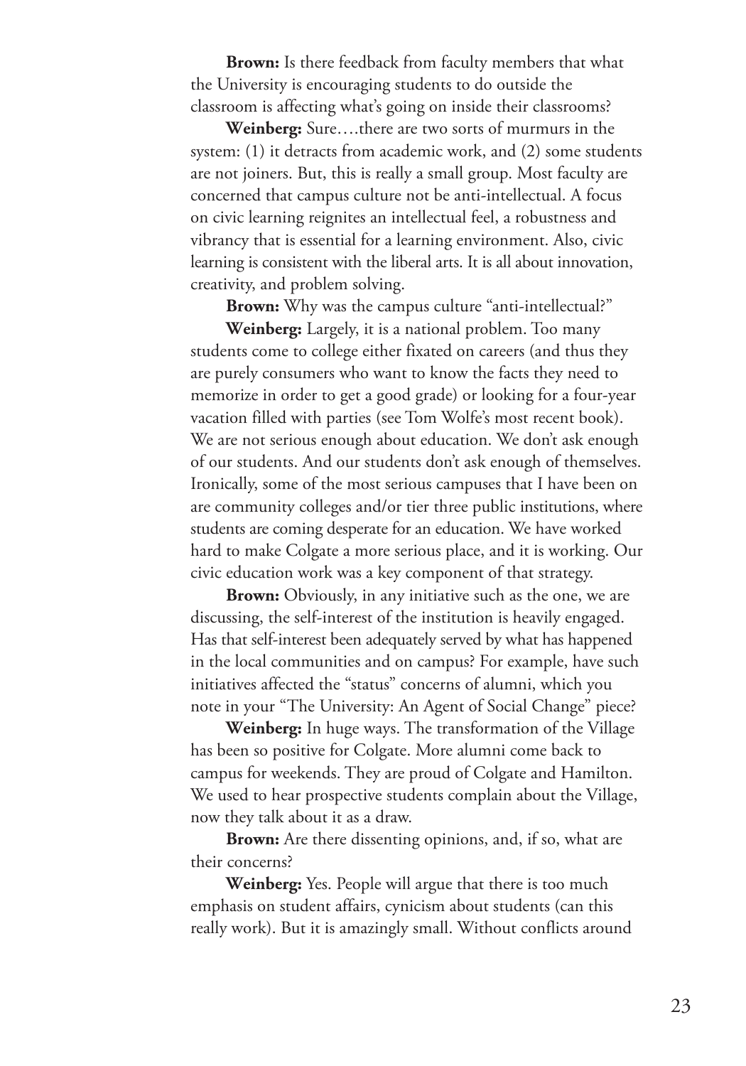**Brown:** Is there feedback from faculty members that what the University is encouraging students to do outside the classroom is affecting what's going on inside their classrooms?

**Weinberg:** Sure….there are two sorts of murmurs in the system: (1) it detracts from academic work, and (2) some students are not joiners. But, this is really a small group. Most faculty are concerned that campus culture not be anti-intellectual. A focus on civic learning reignites an intellectual feel, a robustness and vibrancy that is essential for a learning environment. Also, civic learning is consistent with the liberal arts. It is all about innovation, creativity, and problem solving.

**Brown:** Why was the campus culture "anti-intellectual?"

**Weinberg:** Largely, it is a national problem. Too many students come to college either fixated on careers (and thus they are purely consumers who want to know the facts they need to memorize in order to get a good grade) or looking for a four-year vacation filled with parties (see Tom Wolfe's most recent book). We are not serious enough about education. We don't ask enough of our students. And our students don't ask enough of themselves. Ironically, some of the most serious campuses that I have been on are community colleges and/or tier three public institutions, where students are coming desperate for an education. We have worked hard to make Colgate a more serious place, and it is working. Our civic education work was a key component of that strategy.

**Brown:** Obviously, in any initiative such as the one, we are discussing, the self-interest of the institution is heavily engaged. Has that self-interest been adequately served by what has happened in the local communities and on campus? For example, have such initiatives affected the "status" concerns of alumni, which you note in your "The University: An Agent of Social Change" piece?

**Weinberg:** In huge ways. The transformation of the Village has been so positive for Colgate. More alumni come back to campus for weekends. They are proud of Colgate and Hamilton. We used to hear prospective students complain about the Village, now they talk about it as a draw.

**Brown:** Are there dissenting opinions, and, if so, what are their concerns?

**Weinberg:** Yes. People will argue that there is too much emphasis on student affairs, cynicism about students (can this really work). But it is amazingly small. Without conflicts around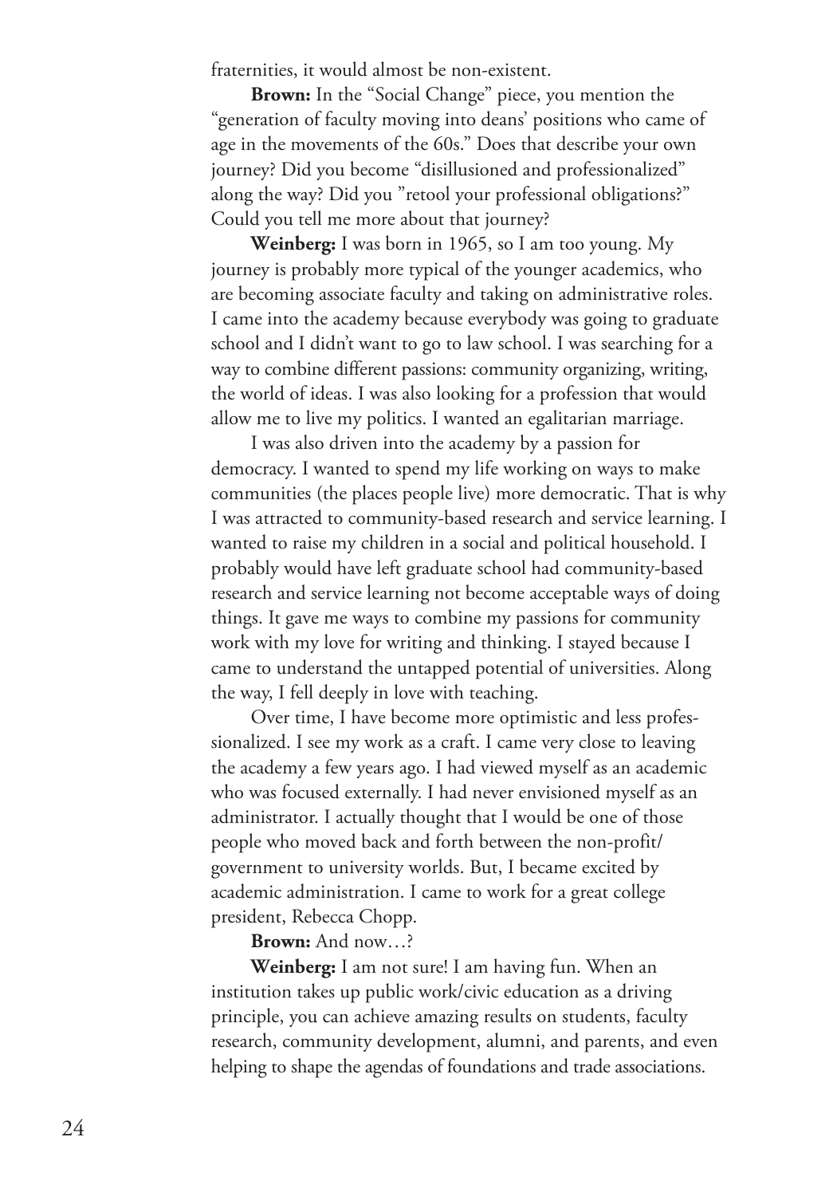fraternities, it would almost be non-existent.

**Brown:** In the "Social Change" piece, you mention the "generation of faculty moving into deans' positions who came of age in the movements of the 60s." Does that describe your own journey? Did you become "disillusioned and professionalized" along the way? Did you "retool your professional obligations?" Could you tell me more about that journey?

**Weinberg:** I was born in 1965, so I am too young. My journey is probably more typical of the younger academics, who are becoming associate faculty and taking on administrative roles. I came into the academy because everybody was going to graduate school and I didn't want to go to law school. I was searching for a way to combine different passions: community organizing, writing, the world of ideas. I was also looking for a profession that would allow me to live my politics. I wanted an egalitarian marriage.

I was also driven into the academy by a passion for democracy. I wanted to spend my life working on ways to make communities (the places people live) more democratic. That is why I was attracted to community-based research and service learning. I wanted to raise my children in a social and political household. I probably would have left graduate school had community-based research and service learning not become acceptable ways of doing things. It gave me ways to combine my passions for community work with my love for writing and thinking. I stayed because I came to understand the untapped potential of universities. Along the way, I fell deeply in love with teaching.

Over time, I have become more optimistic and less professionalized. I see my work as a craft. I came very close to leaving the academy a few years ago. I had viewed myself as an academic who was focused externally. I had never envisioned myself as an administrator. I actually thought that I would be one of those people who moved back and forth between the non-profit/government to university worlds. But, I became excited by academic administration. I came to work for a great college president, Rebecca Chopp.

**Brown:** And now…?

**Weinberg:** I am not sure! I am having fun. When an institution takes up public work/civic education as a driving principle, you can achieve amazing results on students, faculty research, community development, alumni, and parents, and even helping to shape the agendas of foundations and trade associations.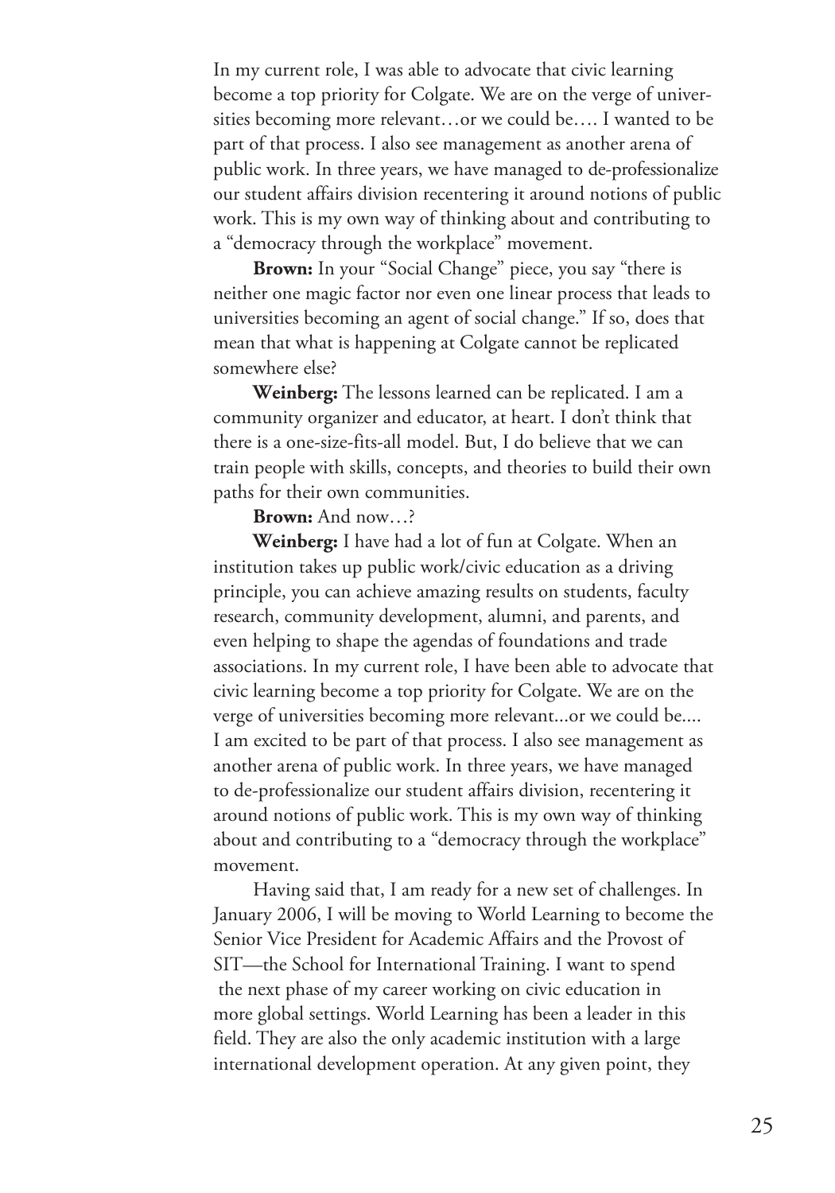In my current role, I was able to advocate that civic learning become a top priority for Colgate. We are on the verge of universities becoming more relevant…or we could be…. I wanted to be part of that process. I also see management as another arena of public work. In three years, we have managed to de-professionalize our student affairs division recentering it around notions of public work. This is my own way of thinking about and contributing to a "democracy through the workplace" movement.

**Brown:** In your "Social Change" piece, you say "there is neither one magic factor nor even one linear process that leads to universities becoming an agent of social change." If so, does that mean that what is happening at Colgate cannot be replicated somewhere else?

**Weinberg:** The lessons learned can be replicated. I am a community organizer and educator, at heart. I don't think that there is a one-size-fits-all model. But, I do believe that we can train people with skills, concepts, and theories to build their own paths for their own communities.

**Brown:** And now…?

**Weinberg:** I have had a lot of fun at Colgate. When an institution takes up public work/civic education as a driving principle, you can achieve amazing results on students, faculty research, community development, alumni, and parents, and even helping to shape the agendas of foundations and trade associations. In my current role, I have been able to advocate that civic learning become a top priority for Colgate. We are on the verge of universities becoming more relevant...or we could be.... I am excited to be part of that process. I also see management as another arena of public work. In three years, we have managed to de-professionalize our student affairs division, recentering it around notions of public work. This is my own way of thinking about and contributing to a "democracy through the workplace" movement.

Having said that, I am ready for a new set of challenges. In January 2006, I will be moving to World Learning to become the Senior Vice President for Academic Affairs and the Provost of SIT—the School for International Training. I want to spend the next phase of my career working on civic education in more global settings. World Learning has been a leader in this field. They are also the only academic institution with a large international development operation. At any given point, they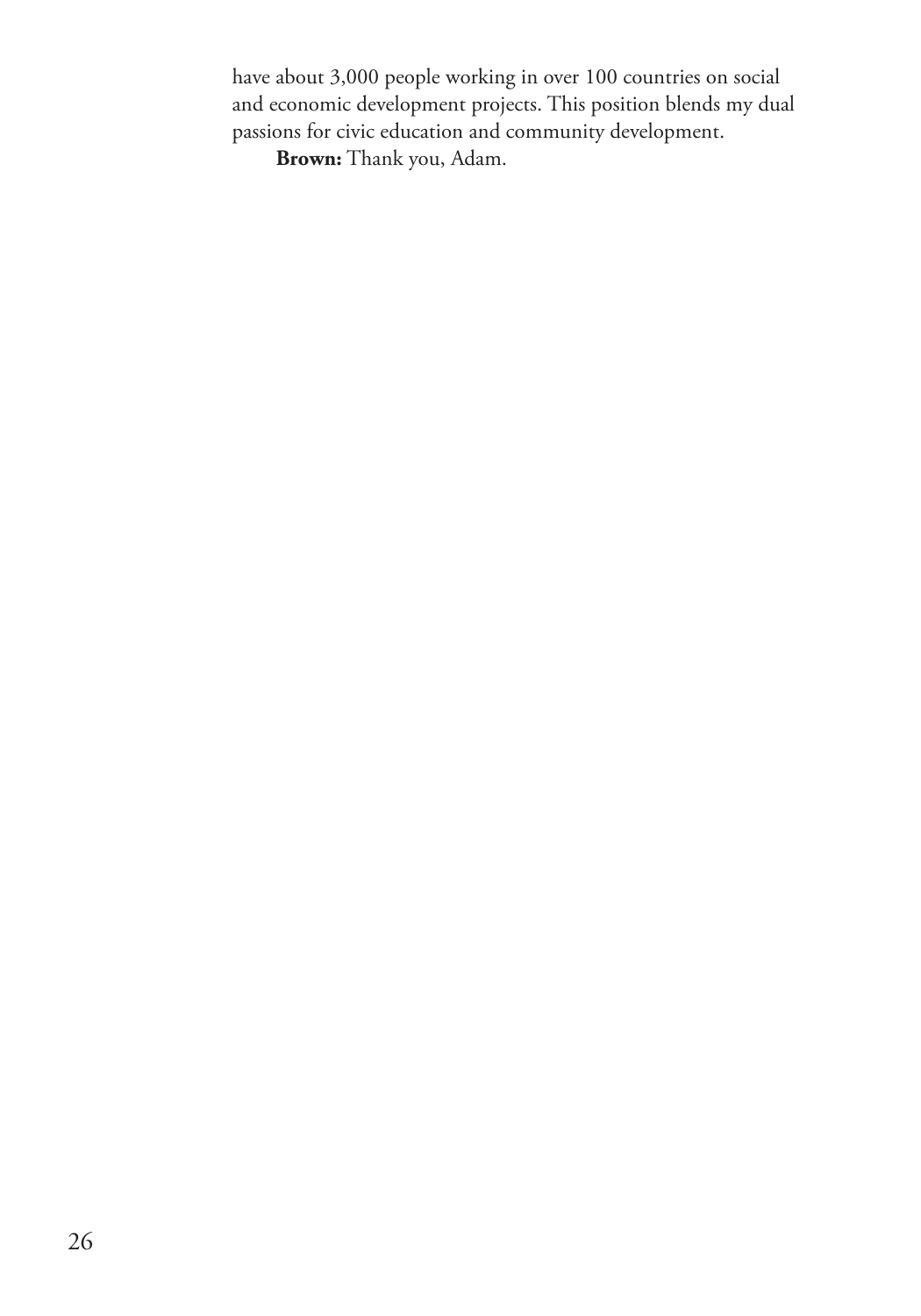have about 3,000 people working in over 100 countries on social and economic development projects. This position blends my dual passions for civic education and community development.

**Brown:** Thank you, Adam.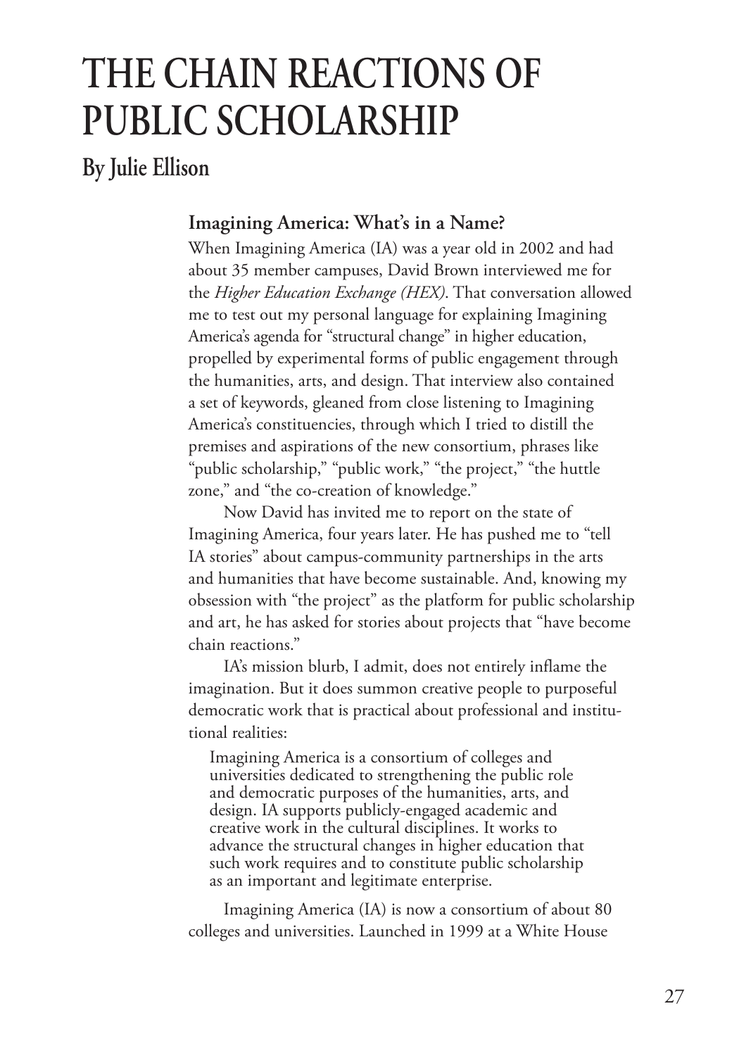# THE CHAIN REACTIONS OF PUBLIC SCHOLARSHIP

## By Julie Ellison

### Imagining America: What's in a Name?

When Imagining America (IA) was a year old in 2002 and had about 35 member campuses, David Brown interviewed me for the *Higher Education Exchange (HEX)*. That conversation allowed me to test out my personal language for explaining Imagining America's agenda for "structural change" in higher education, propelled by experimental forms of public engagement through the humanities, arts, and design. That interview also contained a set of keywords, gleaned from close listening to Imagining America's constituencies, through which I tried to distill the premises and aspirations of the new consortium, phrases like "public scholarship," "public work," "the project," "the huttle zone," and "the co-creation of knowledge."

Now David has invited me to report on the state of Imagining America, four years later. He has pushed me to "tell IA stories" about campus-community partnerships in the arts and humanities that have become sustainable. And, knowing my obsession with "the project" as the platform for public scholarship and art, he has asked for stories about projects that "have become chain reactions."

IA's mission blurb, I admit, does not entirely inflame the imagination. But it does summon creative people to purposeful democratic work that is practical about professional and institutional realities:

> Imagining America is a consortium of colleges and universities dedicated to strengthening the public role and democratic purposes of the humanities, arts, and design. IA supports publicly-engaged academic and creative work in the cultural disciplines. It works to advance the structural changes in higher education that such work requires and to constitute public scholarship as an important and legitimate enterprise.

Imagining America (IA) is now a consortium of about 80 colleges and universities. Launched in 1999 at a White House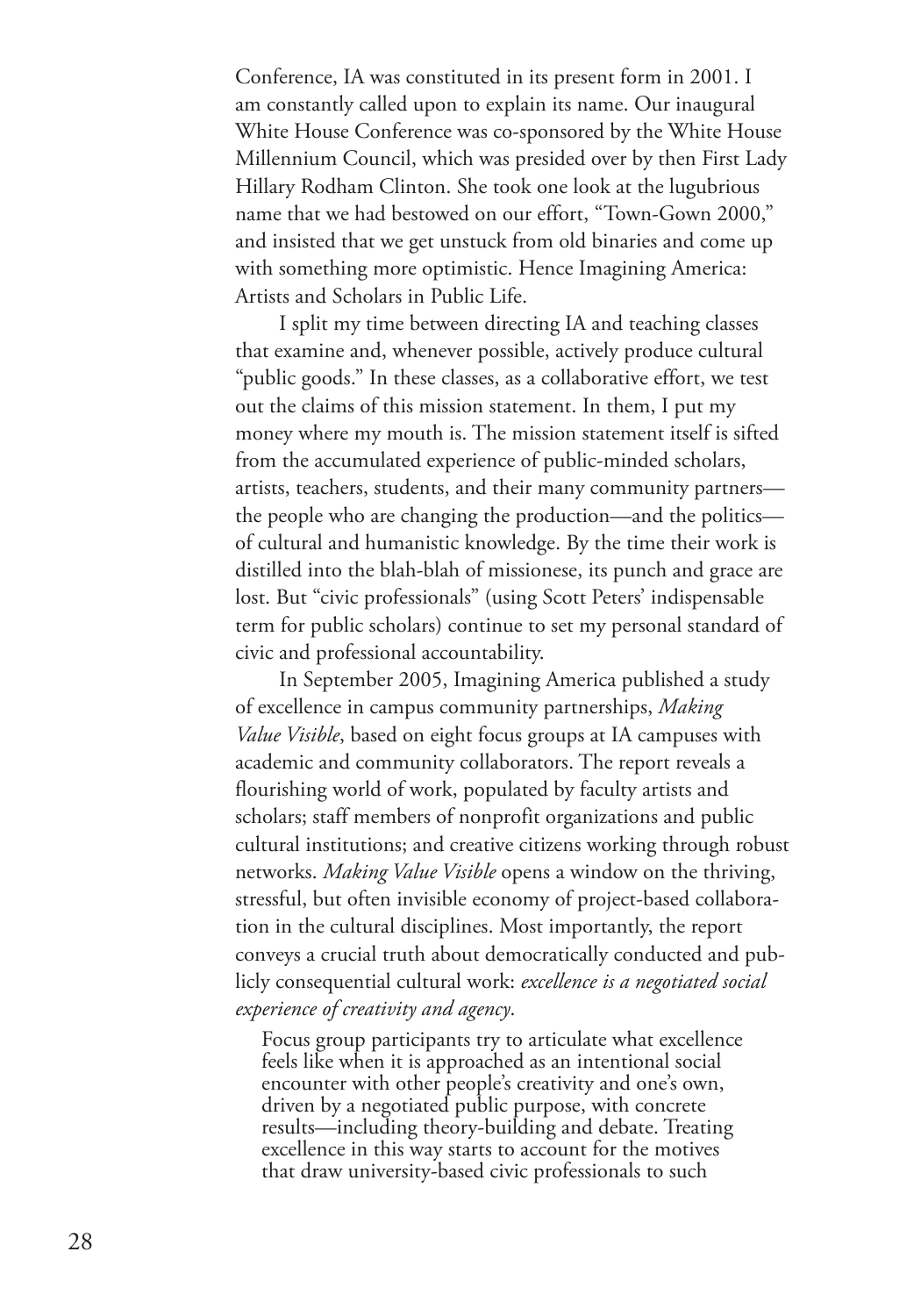Conference, IA was constituted in its present form in 2001. I am constantly called upon to explain its name. Our inaugural White House Conference was co-sponsored by the White House Millennium Council, which was presided over by then First Lady Hillary Rodham Clinton. She took one look at the lugubrious name that we had bestowed on our effort, "Town-Gown 2000," and insisted that we get unstuck from old binaries and come up with something more optimistic. Hence Imagining America: Artists and Scholars in Public Life.

I split my time between directing IA and teaching classes that examine and, whenever possible, actively produce cultural "public goods." In these classes, as a collaborative effort, we test out the claims of this mission statement. In them, I put my money where my mouth is. The mission statement itself is sifted from the accumulated experience of public-minded scholars, artists, teachers, students, and their many community partners—the people who are changing the production—and the politics—of cultural and humanistic knowledge. By the time their work is distilled into the blah-blah of missionese, its punch and grace are lost. But "civic professionals" (using Scott Peters' indispensable term for public scholars) continue to set my personal standard of civic and professional accountability.

In September 2005, Imagining America published a study of excellence in campus community partnerships, *Making Value Visible*, based on eight focus groups at IA campuses with academic and community collaborators. The report reveals a flourishing world of work, populated by faculty artists and scholars; staff members of nonprofit organizations and public cultural institutions; and creative citizens working through robust networks. *Making Value Visible* opens a window on the thriving, stressful, but often invisible economy of project-based collaboration in the cultural disciplines. Most importantly, the report conveys a crucial truth about democratically conducted and publicly consequential cultural work: *excellence is a negotiated social experience of creativity and agency*.

> Focus group participants try to articulate what excellence feels like when it is approached as an intentional social encounter with other people's creativity and one's own, driven by a negotiated public purpose, with concrete results—including theory-building and debate. Treating excellence in this way starts to account for the motives that draw university-based civic professionals to such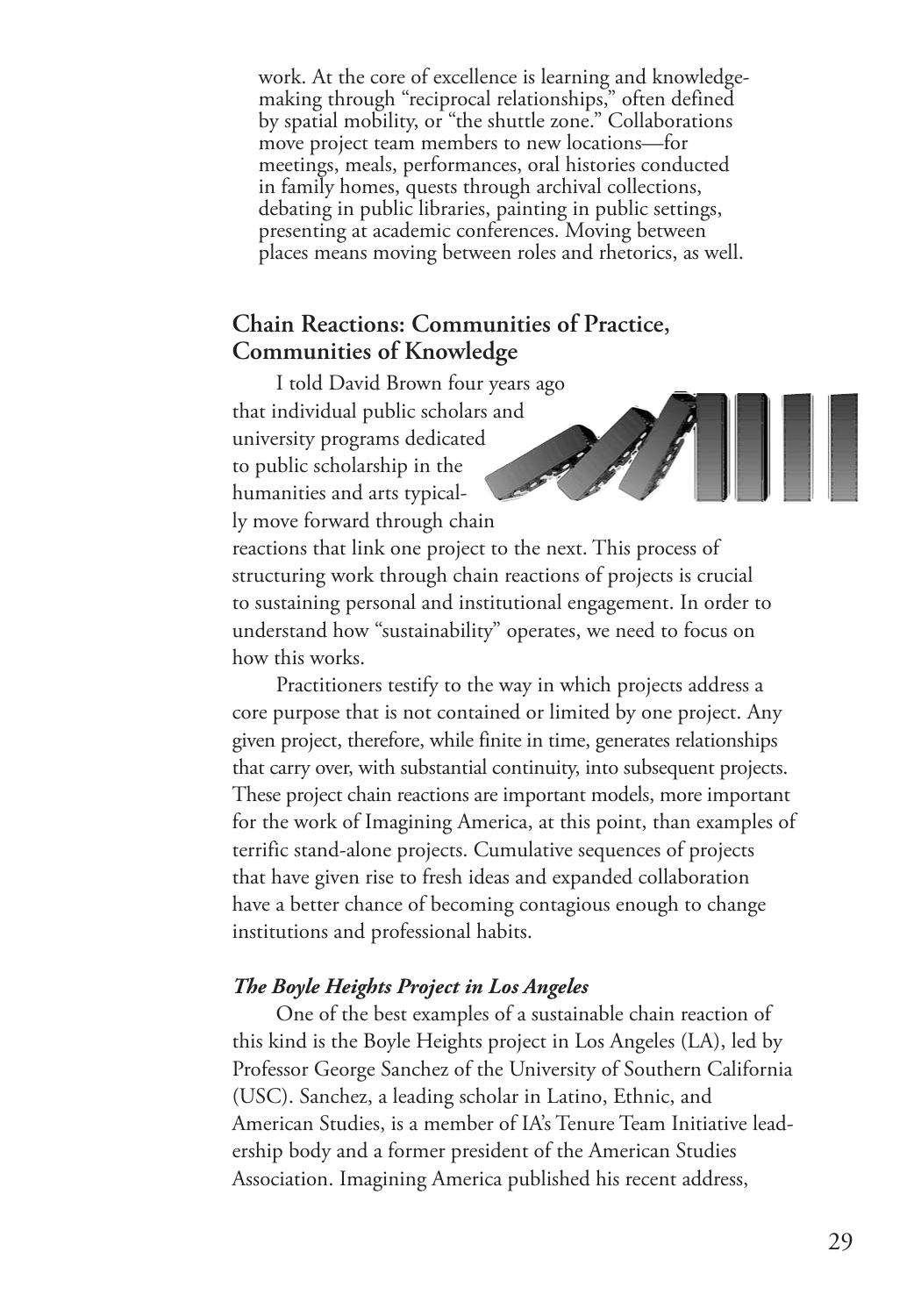work. At the core of excellence is learning and knowledge-making through "reciprocal relationships," often defined by spatial mobility, or "the shuttle zone." Collaborations move project team members to new locations—for meetings, meals, performances, oral histories conducted in family homes, quests through archival collections, debating in public libraries, painting in public settings, presenting at academic conferences. Moving between places means moving between roles and rhetorics, as well.

## Chain Reactions: Communities of Practice, Communities of Knowledge

I told David Brown four years ago that individual public scholars and university programs dedicated to public scholarship in the humanities and arts typically move forward through chain reactions that link one project to the next. This process of structuring work through chain reactions of projects is crucial to sustaining personal and institutional engagement. In order to understand how "sustainability" operates, we need to focus on how this works.

Practitioners testify to the way in which projects address a core purpose that is not contained or limited by one project. Any given project, therefore, while finite in time, generates relationships that carry over, with substantial continuity, into subsequent projects. These project chain reactions are important models, more important for the work of Imagining America, at this point, than examples of terrific stand-alone projects. Cumulative sequences of projects that have given rise to fresh ideas and expanded collaboration have a better chance of becoming contagious enough to change institutions and professional habits.

### *The Boyle Heights Project in Los Angeles*

One of the best examples of a sustainable chain reaction of this kind is the Boyle Heights project in Los Angeles (LA), led by Professor George Sanchez of the University of Southern California (USC). Sanchez, a leading scholar in Latino, Ethnic, and American Studies, is a member of IA's Tenure Team Initiative leadership body and a former president of the American Studies Association. Imagining America published his recent address,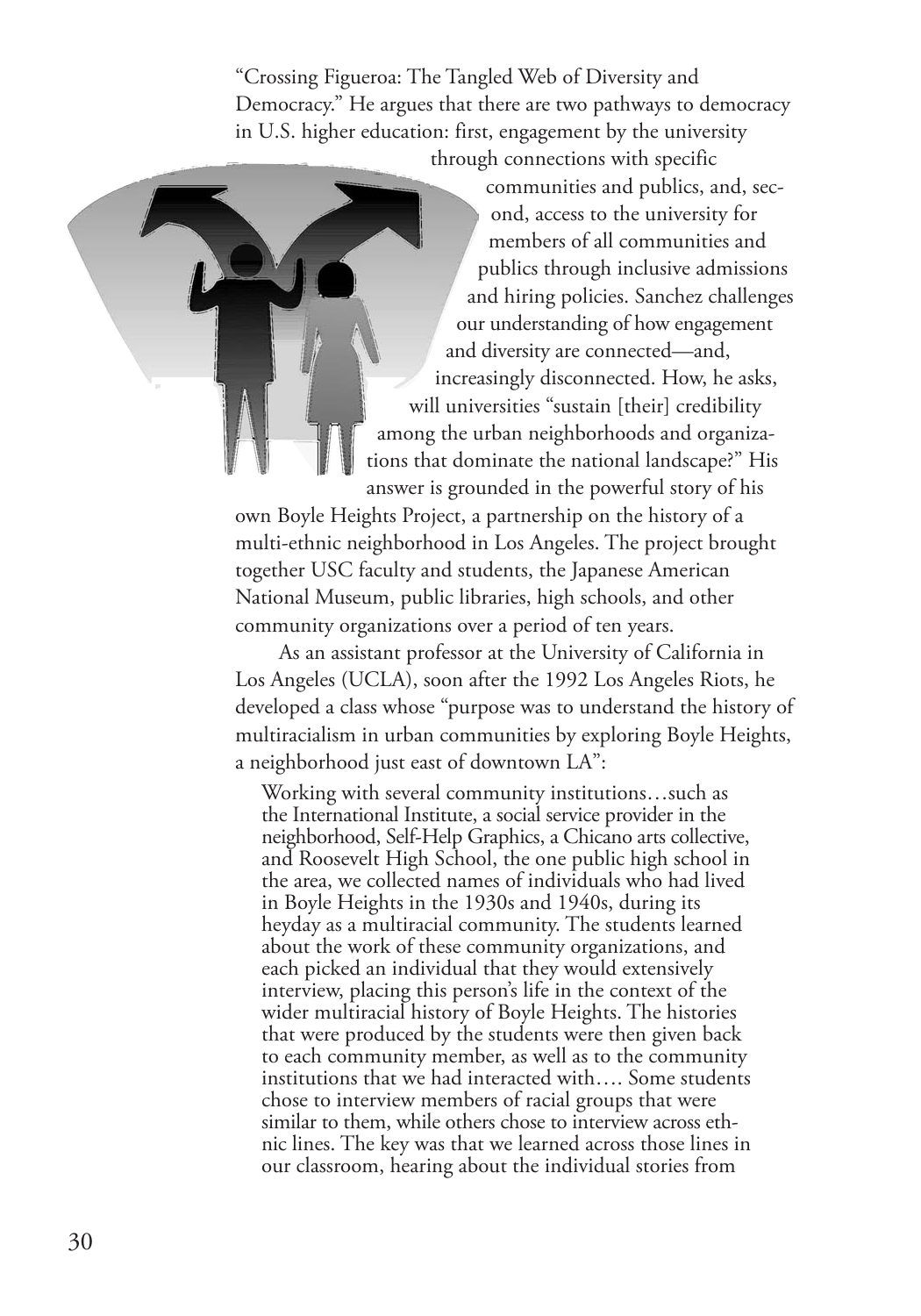"Crossing Figueroa: The Tangled Web of Diversity and Democracy." He argues that there are two pathways to democracy in U.S. higher education: first, engagement by the university through connections with specific communities and publics, and, second, access to the university for members of all communities and publics through inclusive admissions and hiring policies. Sanchez challenges our understanding of how engagement and diversity are connected—and, increasingly disconnected. How, he asks, will universities "sustain [their] credibility among the urban neighborhoods and organizations that dominate the national landscape?" His answer is grounded in the powerful story of his own Boyle Heights Project, a partnership on the history of a multi-ethnic neighborhood in Los Angeles. The project brought together USC faculty and students, the Japanese American National Museum, public libraries, high schools, and other community organizations over a period of ten years.

As an assistant professor at the University of California in Los Angeles (UCLA), soon after the 1992 Los Angeles Riots, he developed a class whose "purpose was to understand the history of multiracialism in urban communities by exploring Boyle Heights, a neighborhood just east of downtown LA":

> Working with several community institutions…such as the International Institute, a social service provider in the neighborhood, Self-Help Graphics, a Chicano arts collective, and Roosevelt High School, the one public high school in the area, we collected names of individuals who had lived in Boyle Heights in the 1930s and 1940s, during its heyday as a multiracial community. The students learned about the work of these community organizations, and each picked an individual that they would extensively interview, placing this person's life in the context of the wider multiracial history of Boyle Heights. The histories that were produced by the students were then given back to each community member, as well as to the community institutions that we had interacted with…. Some students chose to interview members of racial groups that were similar to them, while others chose to interview across ethnic lines. The key was that we learned across those lines in our classroom, hearing about the individual stories from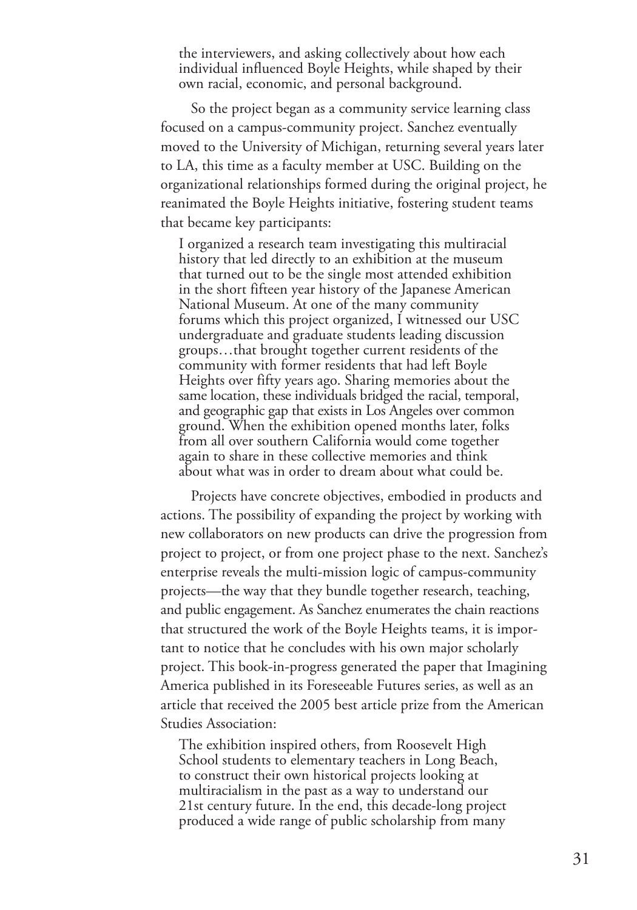the interviewers, and asking collectively about how each individual influenced Boyle Heights, while shaped by their own racial, economic, and personal background.

So the project began as a community service learning class focused on a campus-community project. Sanchez eventually moved to the University of Michigan, returning several years later to LA, this time as a faculty member at USC. Building on the organizational relationships formed during the original project, he reanimated the Boyle Heights initiative, fostering student teams that became key participants:

> I organized a research team investigating this multiracial history that led directly to an exhibition at the museum that turned out to be the single most attended exhibition in the short fifteen year history of the Japanese American National Museum. At one of the many community forums which this project organized, I witnessed our USC undergraduate and graduate students leading discussion groups…that brought together current residents of the community with former residents that had left Boyle Heights over fifty years ago. Sharing memories about the same location, these individuals bridged the racial, temporal, and geographic gap that exists in Los Angeles over common ground. When the exhibition opened months later, folks from all over southern California would come together again to share in these collective memories and think about what was in order to dream about what could be.

Projects have concrete objectives, embodied in products and actions. The possibility of expanding the project by working with new collaborators on new products can drive the progression from project to project, or from one project phase to the next. Sanchez's enterprise reveals the multi-mission logic of campus-community projects—the way that they bundle together research, teaching, and public engagement. As Sanchez enumerates the chain reactions that structured the work of the Boyle Heights teams, it is important to notice that he concludes with his own major scholarly project. This book-in-progress generated the paper that Imagining America published in its Foreseeable Futures series, as well as an article that received the 2005 best article prize from the American Studies Association:

> The exhibition inspired others, from Roosevelt High School students to elementary teachers in Long Beach, to construct their own historical projects looking at multiracialism in the past as a way to understand our 21st century future. In the end, this decade-long project produced a wide range of public scholarship from many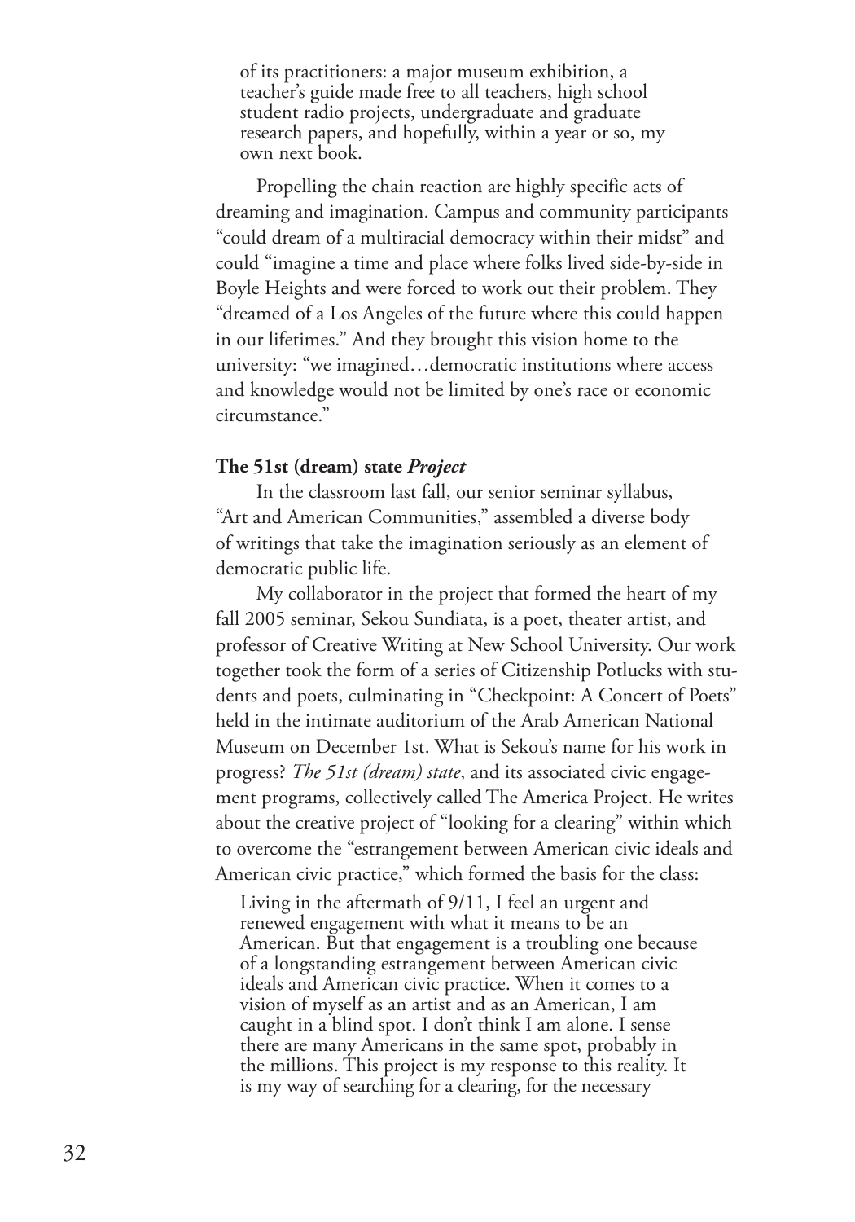of its practitioners: a major museum exhibition, a teacher's guide made free to all teachers, high school student radio projects, undergraduate and graduate research papers, and hopefully, within a year or so, my own next book.

Propelling the chain reaction are highly specific acts of dreaming and imagination. Campus and community participants "could dream of a multiracial democracy within their midst" and could "imagine a time and place where folks lived side-by-side in Boyle Heights and were forced to work out their problem. They "dreamed of a Los Angeles of the future where this could happen in our lifetimes." And they brought this vision home to the university: "we imagined…democratic institutions where access and knowledge would not be limited by one's race or economic circumstance."

### The 51st (dream) state *Project*

In the classroom last fall, our senior seminar syllabus, "Art and American Communities," assembled a diverse body of writings that take the imagination seriously as an element of democratic public life.

My collaborator in the project that formed the heart of my fall 2005 seminar, Sekou Sundiata, is a poet, theater artist, and professor of Creative Writing at New School University. Our work together took the form of a series of Citizenship Potlucks with students and poets, culminating in "Checkpoint: A Concert of Poets" held in the intimate auditorium of the Arab American National Museum on December 1st. What is Sekou's name for his work in progress? *The 51st (dream) state*, and its associated civic engagement programs, collectively called The America Project. He writes about the creative project of "looking for a clearing" within which to overcome the "estrangement between American civic ideals and American civic practice," which formed the basis for the class:

> Living in the aftermath of 9/11, I feel an urgent and renewed engagement with what it means to be an American. But that engagement is a troubling one because of a longstanding estrangement between American civic ideals and American civic practice. When it comes to a vision of myself as an artist and as an American, I am caught in a blind spot. I don't think I am alone. I sense there are many Americans in the same spot, probably in the millions. This project is my response to this reality. It is my way of searching for a clearing, for the necessary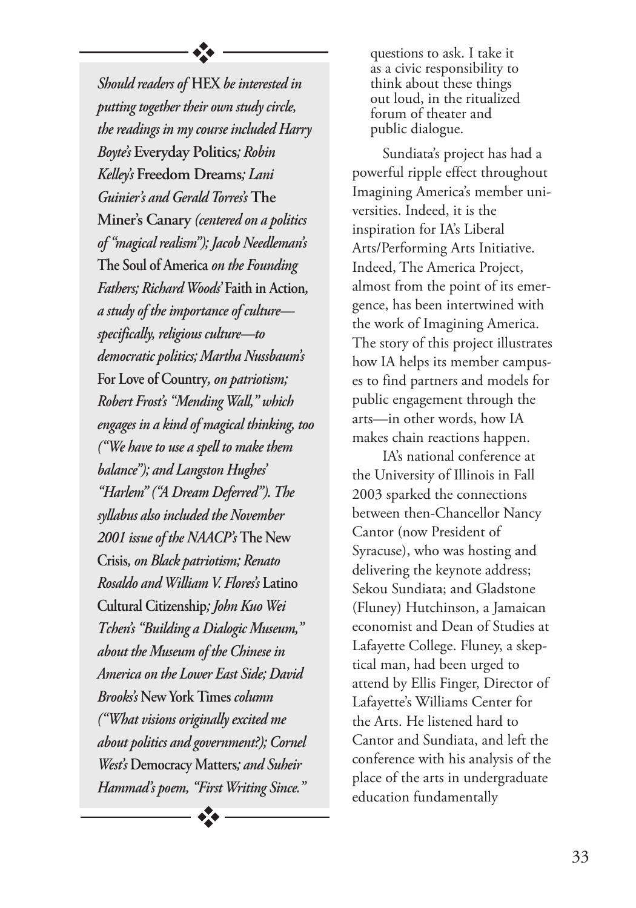*Should readers of* HEX *be interested in putting together their own study circle, the readings in my course included Harry Boyte's* Everyday Politics*; Robin Kelley's* Freedom Dreams*; Lani Guinier's and Gerald Torres's* The Miner's Canary *(centered on a politics of "magical realism"); Jacob Needleman's* The Soul of America *on the Founding Fathers; Richard Woods'* Faith in Action*, a study of the importance of culture—specifically, religious culture—to democratic politics; Martha Nussbaum's* For Love of Country*, on patriotism; Robert Frost's "Mending Wall," which engages in a kind of magical thinking, too ("We have to use a spell to make them balance"); and Langston Hughes' "Harlem" ("A Dream Deferred"). The syllabus also included the November 2001 issue of the NAACP's* The New Crisis*, on Black patriotism; Renato Rosaldo and William V. Flores's* Latino Cultural Citizenship*; John Kuo Wei Tchen's "Building a Dialogic Museum," about the Museum of the Chinese in America on the Lower East Side; David Brooks's* New York Times *column ("What visions originally excited me about politics and government?); Cornel West's* Democracy Matters*; and Suheir Hammad's poem, "First Writing Since."*

questions to ask. I take it as a civic responsibility to think about these things out loud, in the ritualized forum of theater and public dialogue.

Sundiata's project has had a powerful ripple effect throughout Imagining America's member universities. Indeed, it is the inspiration for IA's Liberal Arts/Performing Arts Initiative. Indeed, The America Project, almost from the point of its emergence, has been intertwined with the work of Imagining America. The story of this project illustrates how IA helps its member campuses to find partners and models for public engagement through the arts—in other words, how IA makes chain reactions happen.

IA's national conference at the University of Illinois in Fall 2003 sparked the connections between then-Chancellor Nancy Cantor (now President of Syracuse), who was hosting and delivering the keynote address; Sekou Sundiata; and Gladstone (Fluney) Hutchinson, a Jamaican economist and Dean of Studies at Lafayette College. Fluney, a skeptical man, had been urged to attend by Ellis Finger, Director of Lafayette's Williams Center for the Arts. He listened hard to Cantor and Sundiata, and left the conference with his analysis of the place of the arts in undergraduate education fundamentally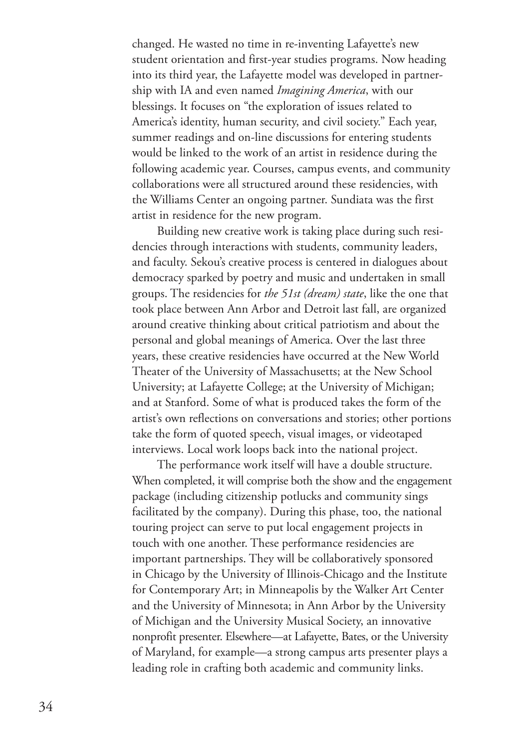changed. He wasted no time in re-inventing Lafayette's new student orientation and first-year studies programs. Now heading into its third year, the Lafayette model was developed in partnership with IA and even named *Imagining America*, with our blessings. It focuses on "the exploration of issues related to America's identity, human security, and civil society." Each year, summer readings and on-line discussions for entering students would be linked to the work of an artist in residence during the following academic year. Courses, campus events, and community collaborations were all structured around these residencies, with the Williams Center an ongoing partner. Sundiata was the first artist in residence for the new program.

Building new creative work is taking place during such residencies through interactions with students, community leaders, and faculty. Sekou's creative process is centered in dialogues about democracy sparked by poetry and music and undertaken in small groups. The residencies for *the 51st (dream) state*, like the one that took place between Ann Arbor and Detroit last fall, are organized around creative thinking about critical patriotism and about the personal and global meanings of America. Over the last three years, these creative residencies have occurred at the New World Theater of the University of Massachusetts; at the New School University; at Lafayette College; at the University of Michigan; and at Stanford. Some of what is produced takes the form of the artist's own reflections on conversations and stories; other portions take the form of quoted speech, visual images, or videotaped interviews. Local work loops back into the national project.

The performance work itself will have a double structure. When completed, it will comprise both the show and the engagement package (including citizenship potlucks and community sings facilitated by the company). During this phase, too, the national touring project can serve to put local engagement projects in touch with one another. These performance residencies are important partnerships. They will be collaboratively sponsored in Chicago by the University of Illinois-Chicago and the Institute for Contemporary Art; in Minneapolis by the Walker Art Center and the University of Minnesota; in Ann Arbor by the University of Michigan and the University Musical Society, an innovative nonprofit presenter. Elsewhere—at Lafayette, Bates, or the University of Maryland, for example—a strong campus arts presenter plays a leading role in crafting both academic and community links.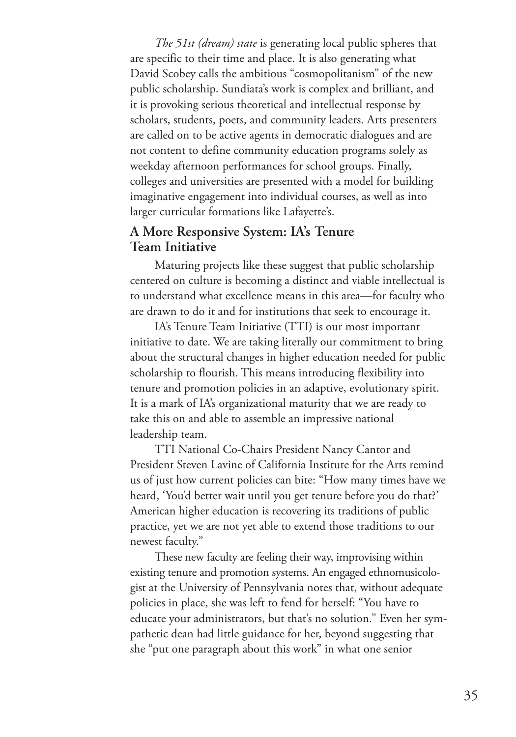*The 51st (dream) state* is generating local public spheres that are specific to their time and place. It is also generating what David Scobey calls the ambitious "cosmopolitanism" of the new public scholarship. Sundiata's work is complex and brilliant, and it is provoking serious theoretical and intellectual response by scholars, students, poets, and community leaders. Arts presenters are called on to be active agents in democratic dialogues and are not content to define community education programs solely as weekday afternoon performances for school groups. Finally, colleges and universities are presented with a model for building imaginative engagement into individual courses, as well as into larger curricular formations like Lafayette's.

## A More Responsive System: IA's Tenure Team Initiative

Maturing projects like these suggest that public scholarship centered on culture is becoming a distinct and viable intellectual is to understand what excellence means in this area—for faculty who are drawn to do it and for institutions that seek to encourage it.

IA's Tenure Team Initiative (TTI) is our most important initiative to date. We are taking literally our commitment to bring about the structural changes in higher education needed for public scholarship to flourish. This means introducing flexibility into tenure and promotion policies in an adaptive, evolutionary spirit. It is a mark of IA's organizational maturity that we are ready to take this on and able to assemble an impressive national leadership team.

TTI National Co-Chairs President Nancy Cantor and President Steven Lavine of California Institute for the Arts remind us of just how current policies can bite: "How many times have we heard, 'You'd better wait until you get tenure before you do that?' American higher education is recovering its traditions of public practice, yet we are not yet able to extend those traditions to our newest faculty."

These new faculty are feeling their way, improvising within existing tenure and promotion systems. An engaged ethnomusicologist at the University of Pennsylvania notes that, without adequate policies in place, she was left to fend for herself: "You have to educate your administrators, but that's no solution." Even her sympathetic dean had little guidance for her, beyond suggesting that she "put one paragraph about this work" in what one senior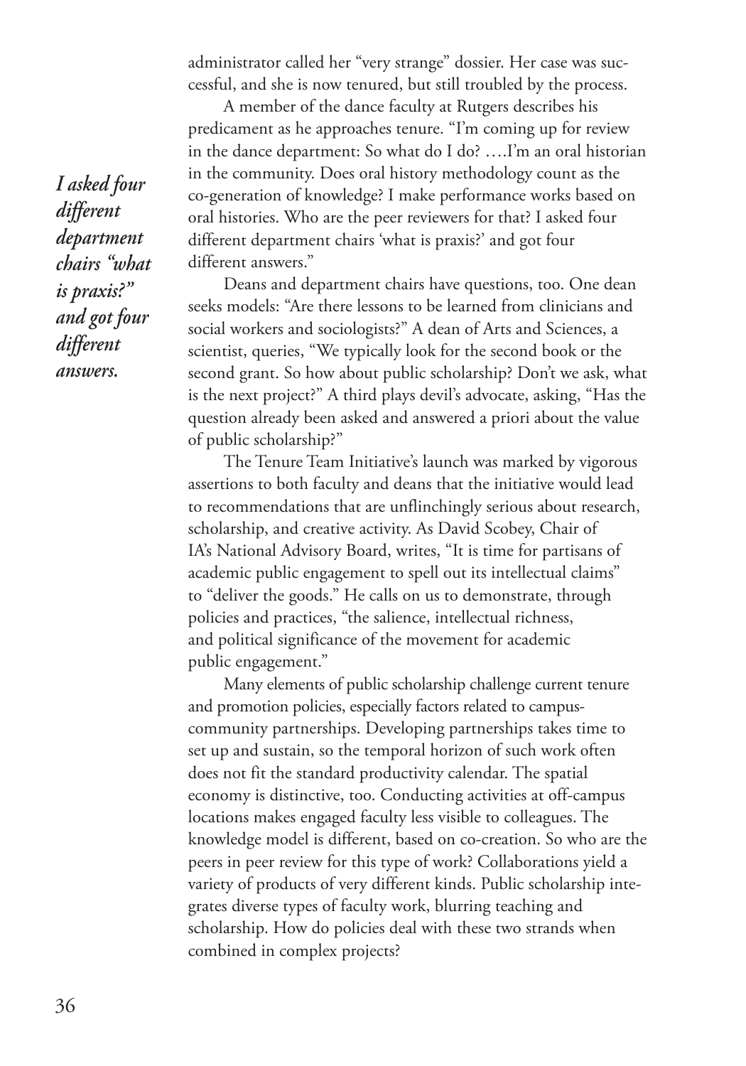administrator called her "very strange" dossier. Her case was successful, and she is now tenured, but still troubled by the process.

A member of the dance faculty at Rutgers describes his predicament as he approaches tenure. "I'm coming up for review in the dance department: So what do I do? ….I'm an oral historian in the community. Does oral history methodology count as the co-generation of knowledge? I make performance works based on oral histories. Who are the peer reviewers for that? I asked four different department chairs 'what is praxis?' and got four different answers."

> ***I asked four different department chairs "what is praxis?" and got four different answers.***

Deans and department chairs have questions, too. One dean seeks models: "Are there lessons to be learned from clinicians and social workers and sociologists?" A dean of Arts and Sciences, a scientist, queries, "We typically look for the second book or the second grant. So how about public scholarship? Don't we ask, what is the next project?" A third plays devil's advocate, asking, "Has the question already been asked and answered a priori about the value of public scholarship?"

The Tenure Team Initiative's launch was marked by vigorous assertions to both faculty and deans that the initiative would lead to recommendations that are unflinchingly serious about research, scholarship, and creative activity. As David Scobey, Chair of IA's National Advisory Board, writes, "It is time for partisans of academic public engagement to spell out its intellectual claims" to "deliver the goods." He calls on us to demonstrate, through policies and practices, "the salience, intellectual richness, and political significance of the movement for academic public engagement."

Many elements of public scholarship challenge current tenure and promotion policies, especially factors related to campus-community partnerships. Developing partnerships takes time to set up and sustain, so the temporal horizon of such work often does not fit the standard productivity calendar. The spatial economy is distinctive, too. Conducting activities at off-campus locations makes engaged faculty less visible to colleagues. The knowledge model is different, based on co-creation. So who are the peers in peer review for this type of work? Collaborations yield a variety of products of very different kinds. Public scholarship integrates diverse types of faculty work, blurring teaching and scholarship. How do policies deal with these two strands when combined in complex projects?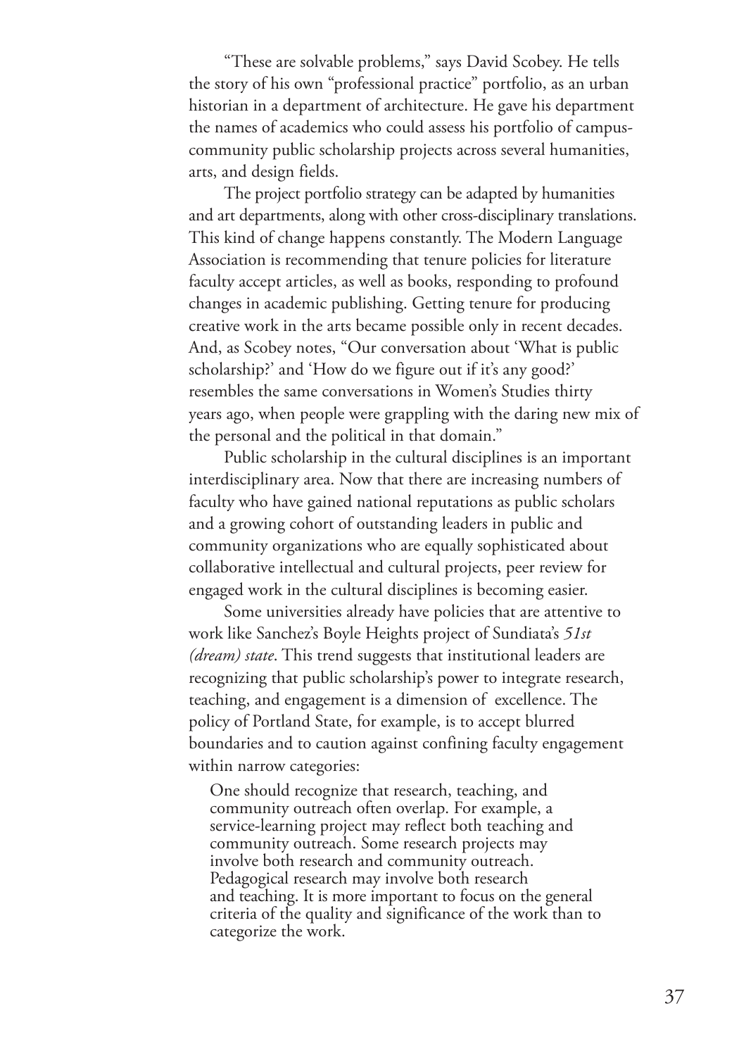"These are solvable problems," says David Scobey. He tells the story of his own "professional practice" portfolio, as an urban historian in a department of architecture. He gave his department the names of academics who could assess his portfolio of campus-community public scholarship projects across several humanities, arts, and design fields.

The project portfolio strategy can be adapted by humanities and art departments, along with other cross-disciplinary translations. This kind of change happens constantly. The Modern Language Association is recommending that tenure policies for literature faculty accept articles, as well as books, responding to profound changes in academic publishing. Getting tenure for producing creative work in the arts became possible only in recent decades. And, as Scobey notes, "Our conversation about 'What is public scholarship?' and 'How do we figure out if it's any good?' resembles the same conversations in Women's Studies thirty years ago, when people were grappling with the daring new mix of the personal and the political in that domain."

Public scholarship in the cultural disciplines is an important interdisciplinary area. Now that there are increasing numbers of faculty who have gained national reputations as public scholars and a growing cohort of outstanding leaders in public and community organizations who are equally sophisticated about collaborative intellectual and cultural projects, peer review for engaged work in the cultural disciplines is becoming easier.

Some universities already have policies that are attentive to work like Sanchez's Boyle Heights project of Sundiata's *51st (dream) state*. This trend suggests that institutional leaders are recognizing that public scholarship's power to integrate research, teaching, and engagement is a dimension of excellence. The policy of Portland State, for example, is to accept blurred boundaries and to caution against confining faculty engagement within narrow categories:

> One should recognize that research, teaching, and community outreach often overlap. For example, a service-learning project may reflect both teaching and community outreach. Some research projects may involve both research and community outreach. Pedagogical research may involve both research and teaching. It is more important to focus on the general criteria of the quality and significance of the work than to categorize the work.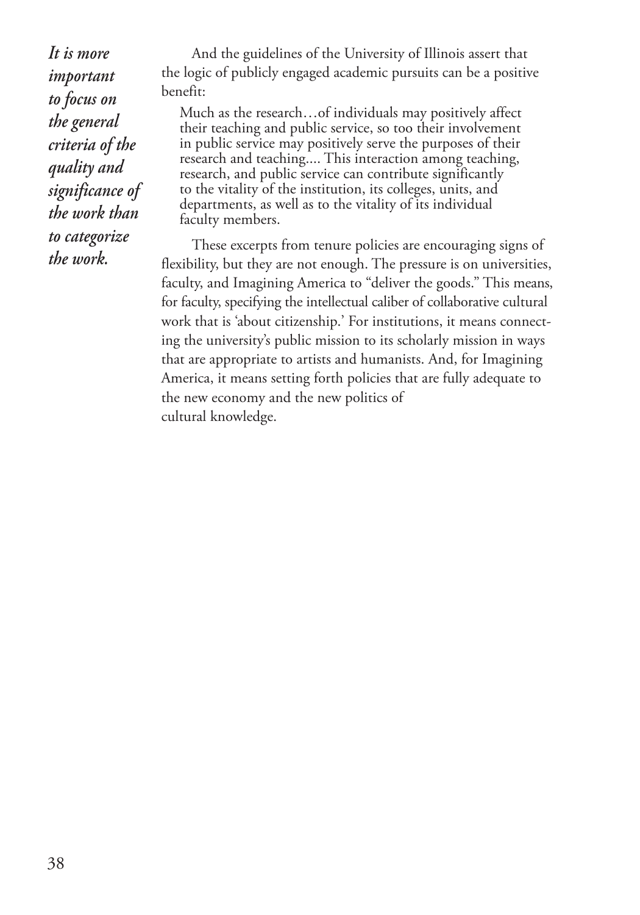*It is more important to focus on the general criteria of the quality and significance of the work than to categorize the work.*

And the guidelines of the University of Illinois assert that the logic of publicly engaged academic pursuits can be a positive benefit:

> Much as the research…of individuals may positively affect their teaching and public service, so too their involvement in public service may positively serve the purposes of their research and teaching.... This interaction among teaching, research, and public service can contribute significantly to the vitality of the institution, its colleges, units, and departments, as well as to the vitality of its individual faculty members.

These excerpts from tenure policies are encouraging signs of flexibility, but they are not enough. The pressure is on universities, faculty, and Imagining America to "deliver the goods." This means, for faculty, specifying the intellectual caliber of collaborative cultural work that is 'about citizenship.' For institutions, it means connecting the university's public mission to its scholarly mission in ways that are appropriate to artists and humanists. And, for Imagining America, it means setting forth policies that are fully adequate to the new economy and the new politics of cultural knowledge.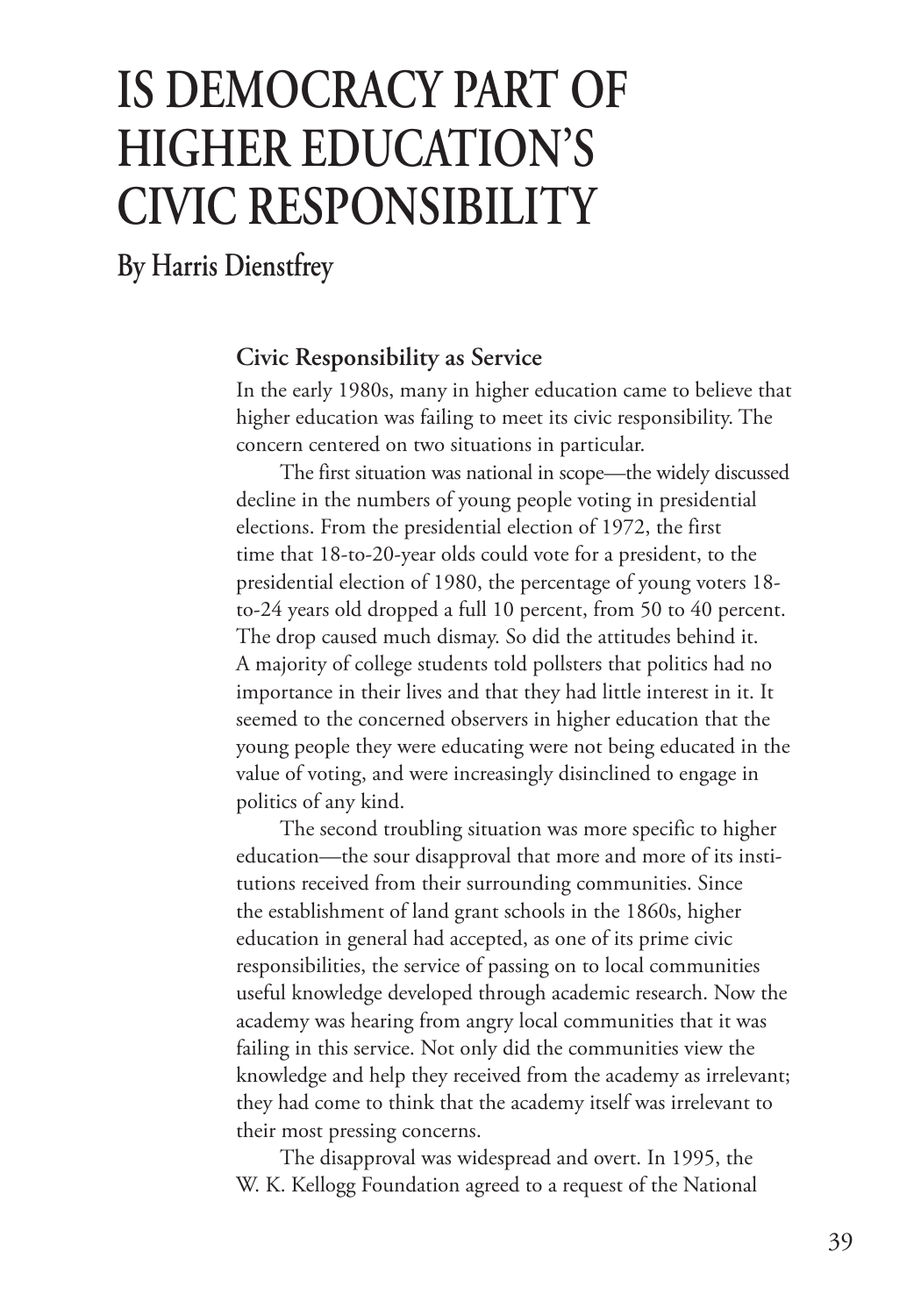# IS DEMOCRACY PART OF HIGHER EDUCATION'S CIVIC RESPONSIBILITY

**By Harris Dienstfrey**

### Civic Responsibility as Service

In the early 1980s, many in higher education came to believe that higher education was failing to meet its civic responsibility. The concern centered on two situations in particular.

The first situation was national in scope—the widely discussed decline in the numbers of young people voting in presidential elections. From the presidential election of 1972, the first time that 18-to-20-year olds could vote for a president, to the presidential election of 1980, the percentage of young voters 18-to-24 years old dropped a full 10 percent, from 50 to 40 percent. The drop caused much dismay. So did the attitudes behind it. A majority of college students told pollsters that politics had no importance in their lives and that they had little interest in it. It seemed to the concerned observers in higher education that the young people they were educating were not being educated in the value of voting, and were increasingly disinclined to engage in politics of any kind.

The second troubling situation was more specific to higher education—the sour disapproval that more and more of its institutions received from their surrounding communities. Since the establishment of land grant schools in the 1860s, higher education in general had accepted, as one of its prime civic responsibilities, the service of passing on to local communities useful knowledge developed through academic research. Now the academy was hearing from angry local communities that it was failing in this service. Not only did the communities view the knowledge and help they received from the academy as irrelevant; they had come to think that the academy itself was irrelevant to their most pressing concerns.

The disapproval was widespread and overt. In 1995, the W. K. Kellogg Foundation agreed to a request of the National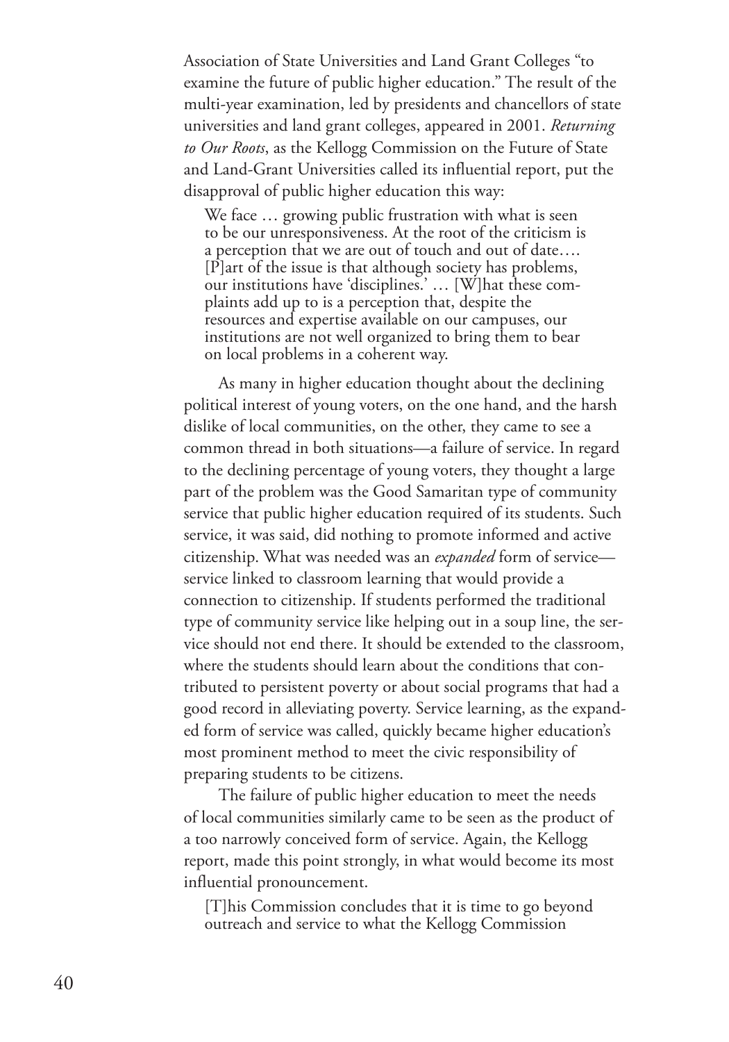Association of State Universities and Land Grant Colleges "to examine the future of public higher education." The result of the multi-year examination, led by presidents and chancellors of state universities and land grant colleges, appeared in 2001. *Returning to Our Roots*, as the Kellogg Commission on the Future of State and Land-Grant Universities called its influential report, put the disapproval of public higher education this way:

> We face … growing public frustration with what is seen to be our unresponsiveness. At the root of the criticism is a perception that we are out of touch and out of date…. [P]art of the issue is that although society has problems, our institutions have 'disciplines.' … [W]hat these complaints add up to is a perception that, despite the resources and expertise available on our campuses, our institutions are not well organized to bring them to bear on local problems in a coherent way.

As many in higher education thought about the declining political interest of young voters, on the one hand, and the harsh dislike of local communities, on the other, they came to see a common thread in both situations—a failure of service. In regard to the declining percentage of young voters, they thought a large part of the problem was the Good Samaritan type of community service that public higher education required of its students. Such service, it was said, did nothing to promote informed and active citizenship. What was needed was an *expanded* form of service—service linked to classroom learning that would provide a connection to citizenship. If students performed the traditional type of community service like helping out in a soup line, the service should not end there. It should be extended to the classroom, where the students should learn about the conditions that contributed to persistent poverty or about social programs that had a good record in alleviating poverty. Service learning, as the expanded form of service was called, quickly became higher education's most prominent method to meet the civic responsibility of preparing students to be citizens.

The failure of public higher education to meet the needs of local communities similarly came to be seen as the product of a too narrowly conceived form of service. Again, the Kellogg report, made this point strongly, in what would become its most influential pronouncement.

> [T]his Commission concludes that it is time to go beyond outreach and service to what the Kellogg Commission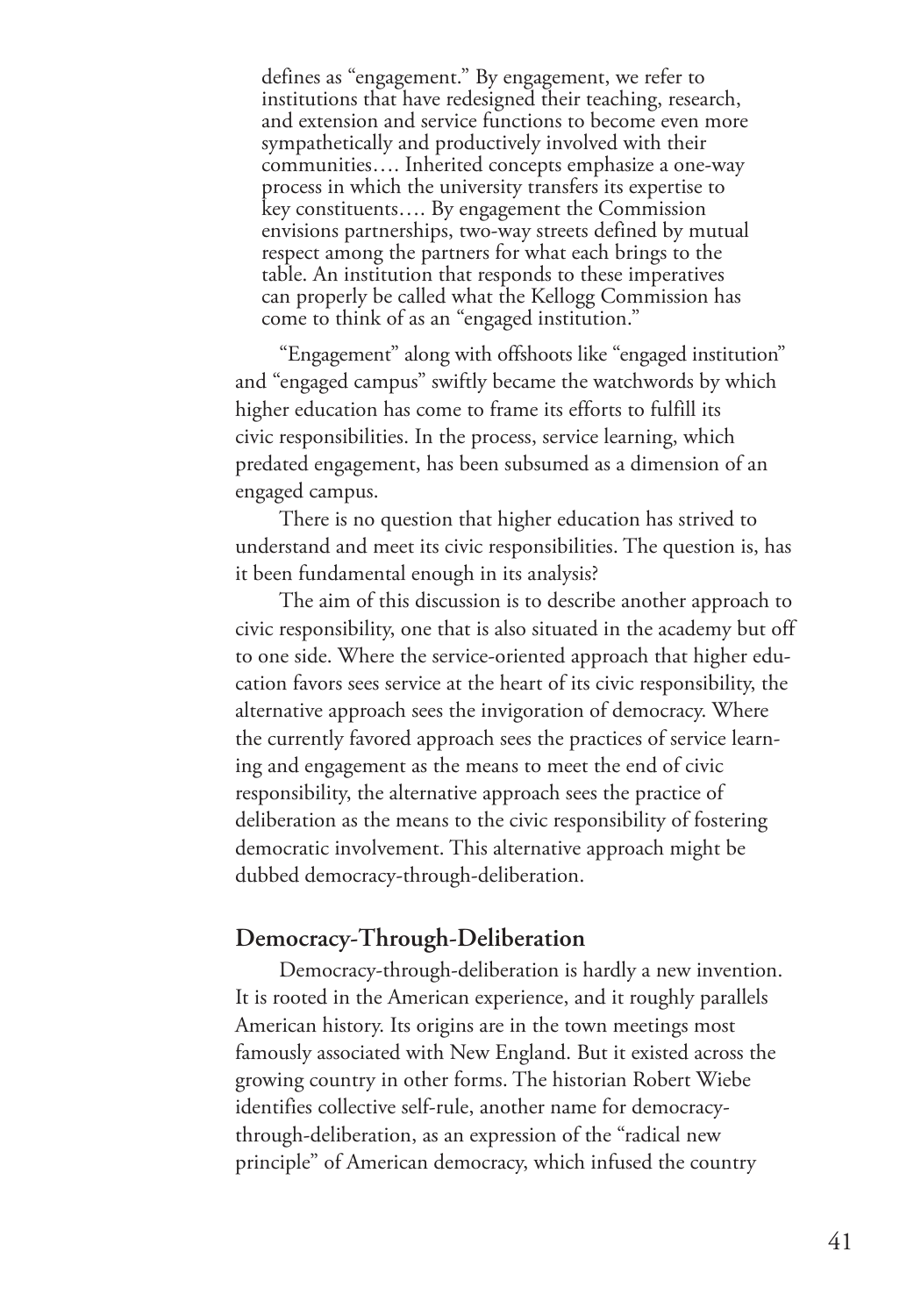> defines as "engagement." By engagement, we refer to institutions that have redesigned their teaching, research, and extension and service functions to become even more sympathetically and productively involved with their communities…. Inherited concepts emphasize a one-way process in which the university transfers its expertise to key constituents…. By engagement the Commission envisions partnerships, two-way streets defined by mutual respect among the partners for what each brings to the table. An institution that responds to these imperatives can properly be called what the Kellogg Commission has come to think of as an "engaged institution."

"Engagement" along with offshoots like "engaged institution" and "engaged campus" swiftly became the watchwords by which higher education has come to frame its efforts to fulfill its civic responsibilities. In the process, service learning, which predated engagement, has been subsumed as a dimension of an engaged campus.

There is no question that higher education has strived to understand and meet its civic responsibilities. The question is, has it been fundamental enough in its analysis?

The aim of this discussion is to describe another approach to civic responsibility, one that is also situated in the academy but off to one side. Where the service-oriented approach that higher education favors sees service at the heart of its civic responsibility, the alternative approach sees the invigoration of democracy. Where the currently favored approach sees the practices of service learning and engagement as the means to meet the end of civic responsibility, the alternative approach sees the practice of deliberation as the means to the civic responsibility of fostering democratic involvement. This alternative approach might be dubbed democracy-through-deliberation.

## Democracy-Through-Deliberation

Democracy-through-deliberation is hardly a new invention. It is rooted in the American experience, and it roughly parallels American history. Its origins are in the town meetings most famously associated with New England. But it existed across the growing country in other forms. The historian Robert Wiebe identifies collective self-rule, another name for democracy-through-deliberation, as an expression of the "radical new principle" of American democracy, which infused the country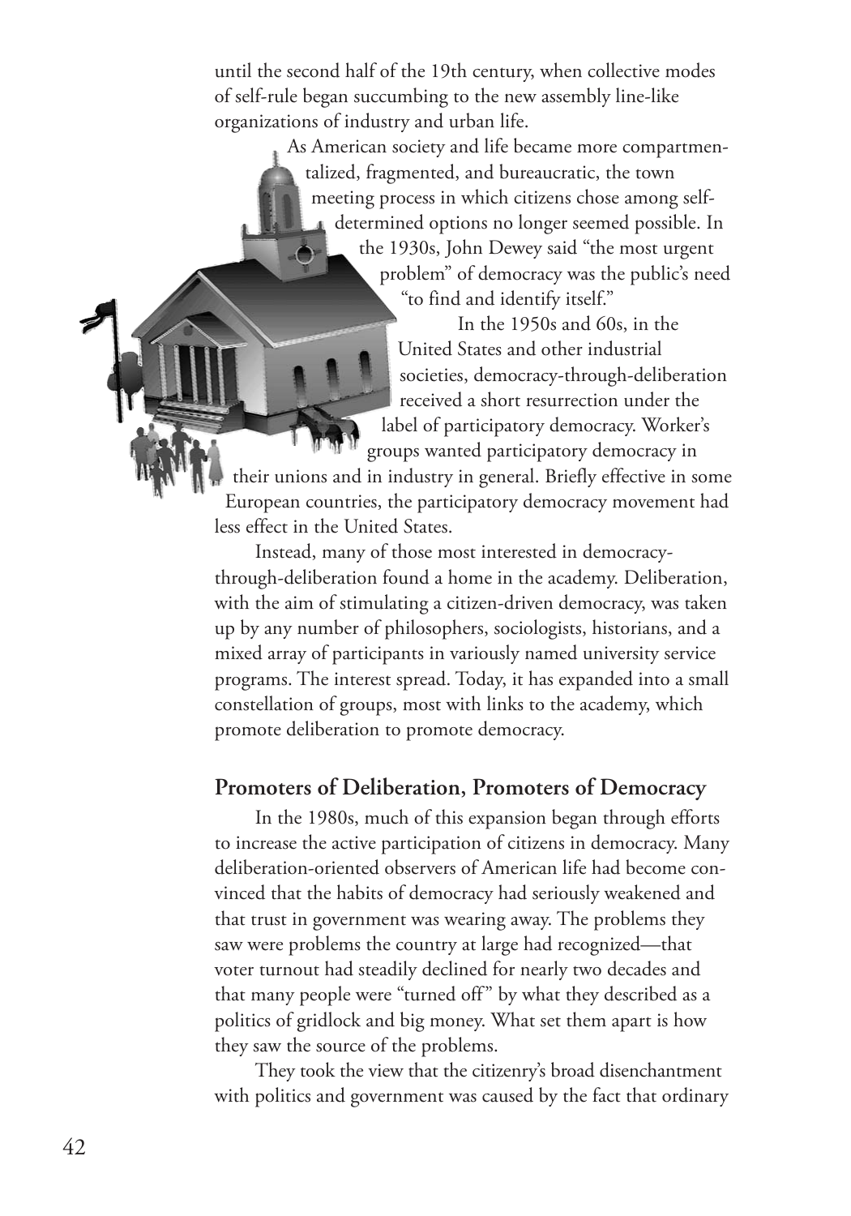until the second half of the 19th century, when collective modes of self-rule began succumbing to the new assembly line-like organizations of industry and urban life.

As American society and life became more compartmentalized, fragmented, and bureaucratic, the town meeting process in which citizens chose among self-determined options no longer seemed possible. In the 1930s, John Dewey said "the most urgent problem" of democracy was the public's need "to find and identify itself."

In the 1950s and 60s, in the United States and other industrial societies, democracy-through-deliberation received a short resurrection under the label of participatory democracy. Worker's groups wanted participatory democracy in their unions and in industry in general. Briefly effective in some European countries, the participatory democracy movement had less effect in the United States.

Instead, many of those most interested in democracy-through-deliberation found a home in the academy. Deliberation, with the aim of stimulating a citizen-driven democracy, was taken up by any number of philosophers, sociologists, historians, and a mixed array of participants in variously named university service programs. The interest spread. Today, it has expanded into a small constellation of groups, most with links to the academy, which promote deliberation to promote democracy.

## Promoters of Deliberation, Promoters of Democracy

In the 1980s, much of this expansion began through efforts to increase the active participation of citizens in democracy. Many deliberation-oriented observers of American life had become convinced that the habits of democracy had seriously weakened and that trust in government was wearing away. The problems they saw were problems the country at large had recognized—that voter turnout had steadily declined for nearly two decades and that many people were "turned off" by what they described as a politics of gridlock and big money. What set them apart is how they saw the source of the problems.

They took the view that the citizenry's broad disenchantment with politics and government was caused by the fact that ordinary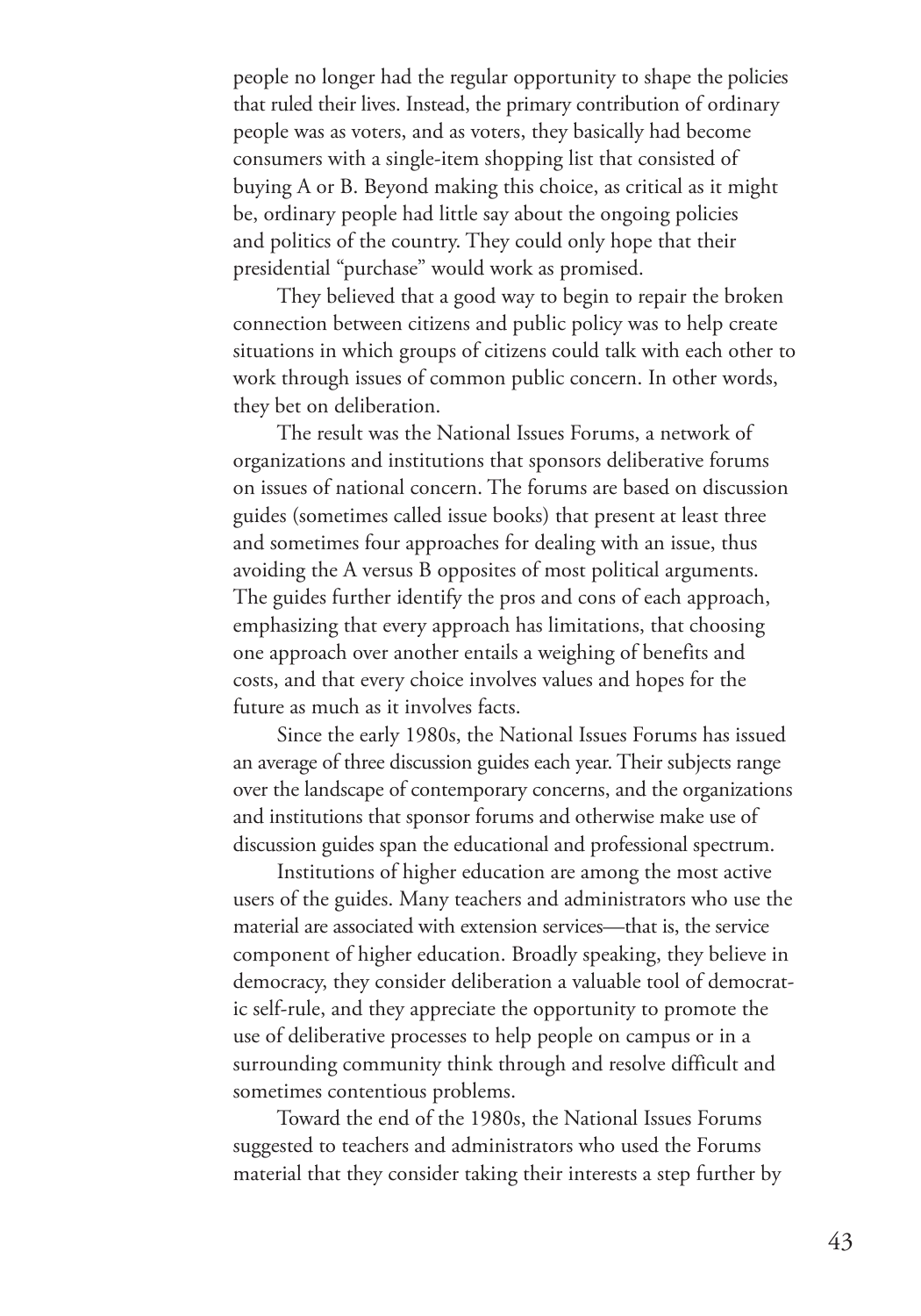people no longer had the regular opportunity to shape the policies that ruled their lives. Instead, the primary contribution of ordinary people was as voters, and as voters, they basically had become consumers with a single-item shopping list that consisted of buying A or B. Beyond making this choice, as critical as it might be, ordinary people had little say about the ongoing policies and politics of the country. They could only hope that their presidential "purchase" would work as promised.

They believed that a good way to begin to repair the broken connection between citizens and public policy was to help create situations in which groups of citizens could talk with each other to work through issues of common public concern. In other words, they bet on deliberation.

The result was the National Issues Forums, a network of organizations and institutions that sponsors deliberative forums on issues of national concern. The forums are based on discussion guides (sometimes called issue books) that present at least three and sometimes four approaches for dealing with an issue, thus avoiding the A versus B opposites of most political arguments. The guides further identify the pros and cons of each approach, emphasizing that every approach has limitations, that choosing one approach over another entails a weighing of benefits and costs, and that every choice involves values and hopes for the future as much as it involves facts.

Since the early 1980s, the National Issues Forums has issued an average of three discussion guides each year. Their subjects range over the landscape of contemporary concerns, and the organizations and institutions that sponsor forums and otherwise make use of discussion guides span the educational and professional spectrum.

Institutions of higher education are among the most active users of the guides. Many teachers and administrators who use the material are associated with extension services—that is, the service component of higher education. Broadly speaking, they believe in democracy, they consider deliberation a valuable tool of democratic self-rule, and they appreciate the opportunity to promote the use of deliberative processes to help people on campus or in a surrounding community think through and resolve difficult and sometimes contentious problems.

Toward the end of the 1980s, the National Issues Forums suggested to teachers and administrators who used the Forums material that they consider taking their interests a step further by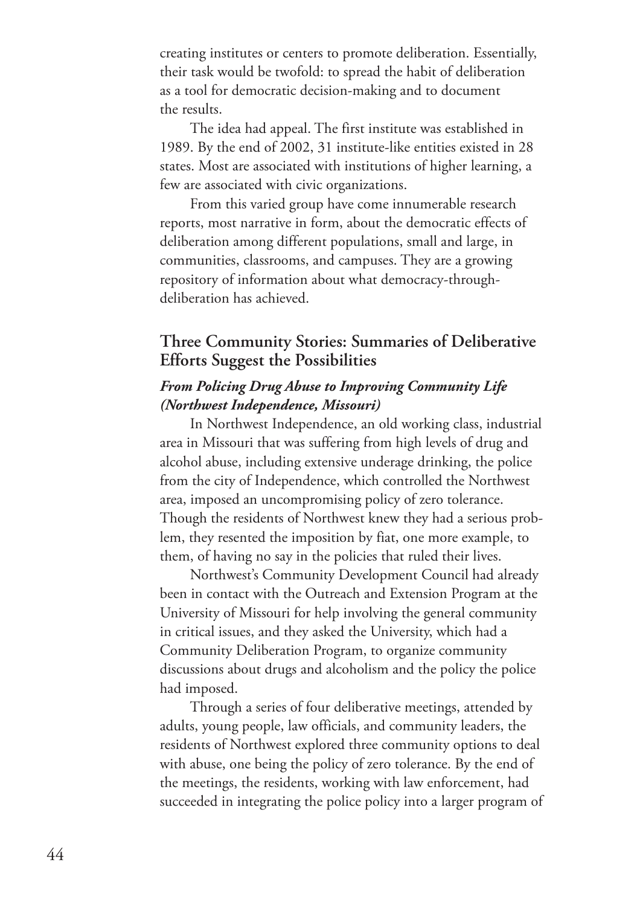creating institutes or centers to promote deliberation. Essentially, their task would be twofold: to spread the habit of deliberation as a tool for democratic decision-making and to document the results.

The idea had appeal. The first institute was established in 1989. By the end of 2002, 31 institute-like entities existed in 28 states. Most are associated with institutions of higher learning, a few are associated with civic organizations.

From this varied group have come innumerable research reports, most narrative in form, about the democratic effects of deliberation among different populations, small and large, in communities, classrooms, and campuses. They are a growing repository of information about what democracy-through-deliberation has achieved.

## Three Community Stories: Summaries of Deliberative Efforts Suggest the Possibilities

### *From Policing Drug Abuse to Improving Community Life (Northwest Independence, Missouri)*

In Northwest Independence, an old working class, industrial area in Missouri that was suffering from high levels of drug and alcohol abuse, including extensive underage drinking, the police from the city of Independence, which controlled the Northwest area, imposed an uncompromising policy of zero tolerance. Though the residents of Northwest knew they had a serious problem, they resented the imposition by fiat, one more example, to them, of having no say in the policies that ruled their lives.

Northwest's Community Development Council had already been in contact with the Outreach and Extension Program at the University of Missouri for help involving the general community in critical issues, and they asked the University, which had a Community Deliberation Program, to organize community discussions about drugs and alcoholism and the policy the police had imposed.

Through a series of four deliberative meetings, attended by adults, young people, law officials, and community leaders, the residents of Northwest explored three community options to deal with abuse, one being the policy of zero tolerance. By the end of the meetings, the residents, working with law enforcement, had succeeded in integrating the police policy into a larger program of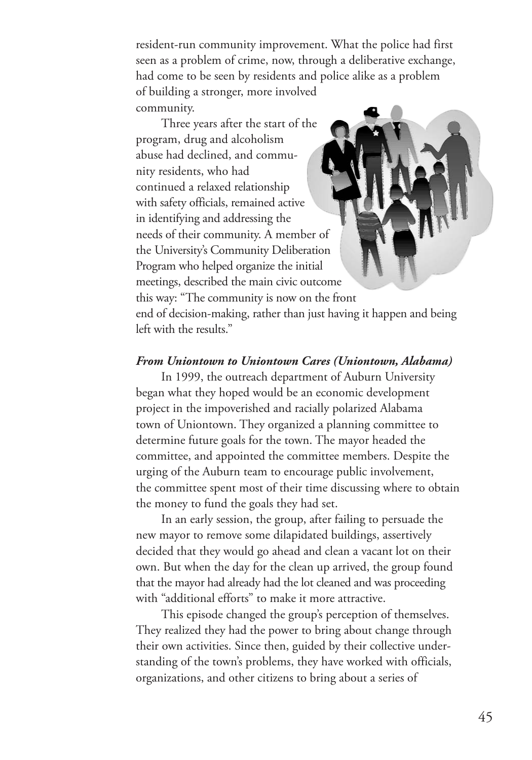resident-run community improvement. What the police had first seen as a problem of crime, now, through a deliberative exchange, had come to be seen by residents and police alike as a problem of building a stronger, more involved community.

Three years after the start of the program, drug and alcoholism abuse had declined, and community residents, who had continued a relaxed relationship with safety officials, remained active in identifying and addressing the needs of their community. A member of the University's Community Deliberation Program who helped organize the initial meetings, described the main civic outcome this way: "The community is now on the front end of decision-making, rather than just having it happen and being left with the results."

### *From Uniontown to Uniontown Cares (Uniontown, Alabama)*

In 1999, the outreach department of Auburn University began what they hoped would be an economic development project in the impoverished and racially polarized Alabama town of Uniontown. They organized a planning committee to determine future goals for the town. The mayor headed the committee, and appointed the committee members. Despite the urging of the Auburn team to encourage public involvement, the committee spent most of their time discussing where to obtain the money to fund the goals they had set.

In an early session, the group, after failing to persuade the new mayor to remove some dilapidated buildings, assertively decided that they would go ahead and clean a vacant lot on their own. But when the day for the clean up arrived, the group found that the mayor had already had the lot cleaned and was proceeding with "additional efforts" to make it more attractive.

This episode changed the group's perception of themselves. They realized they had the power to bring about change through their own activities. Since then, guided by their collective understanding of the town's problems, they have worked with officials, organizations, and other citizens to bring about a series of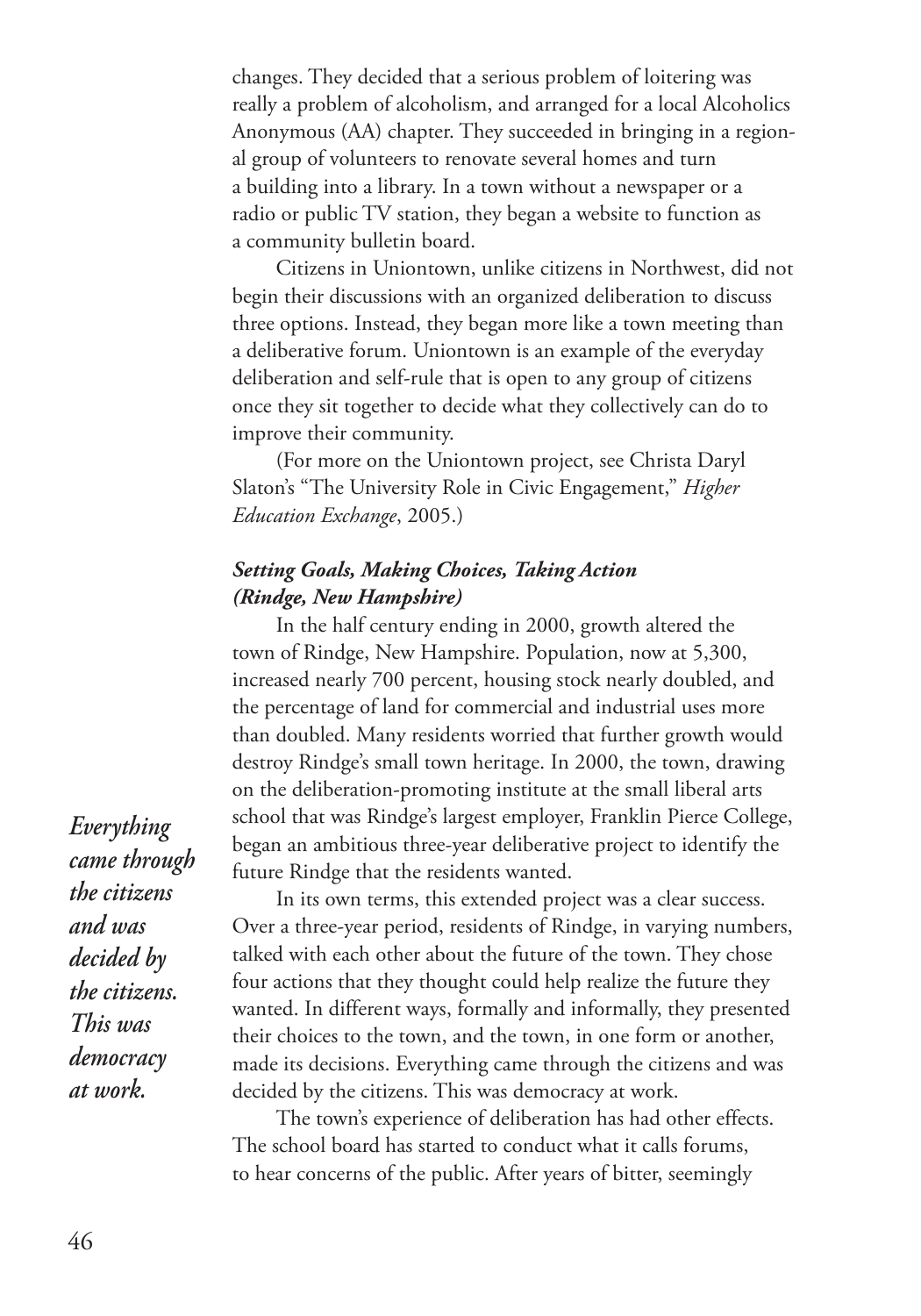changes. They decided that a serious problem of loitering was really a problem of alcoholism, and arranged for a local Alcoholics Anonymous (AA) chapter. They succeeded in bringing in a regional group of volunteers to renovate several homes and turn a building into a library. In a town without a newspaper or a radio or public TV station, they began a website to function as a community bulletin board.

Citizens in Uniontown, unlike citizens in Northwest, did not begin their discussions with an organized deliberation to discuss three options. Instead, they began more like a town meeting than a deliberative forum. Uniontown is an example of the everyday deliberation and self-rule that is open to any group of citizens once they sit together to decide what they collectively can do to improve their community.

(For more on the Uniontown project, see Christa Daryl Slaton's "The University Role in Civic Engagement," *Higher Education Exchange*, 2005.)

### *Setting Goals, Making Choices, Taking Action (Rindge, New Hampshire)*

In the half century ending in 2000, growth altered the town of Rindge, New Hampshire. Population, now at 5,300, increased nearly 700 percent, housing stock nearly doubled, and the percentage of land for commercial and industrial uses more than doubled. Many residents worried that further growth would destroy Rindge's small town heritage. In 2000, the town, drawing on the deliberation-promoting institute at the small liberal arts school that was Rindge's largest employer, Franklin Pierce College, began an ambitious three-year deliberative project to identify the future Rindge that the residents wanted.

***Everything came through the citizens and was decided by the citizens. This was democracy at work.***

In its own terms, this extended project was a clear success. Over a three-year period, residents of Rindge, in varying numbers, talked with each other about the future of the town. They chose four actions that they thought could help realize the future they wanted. In different ways, formally and informally, they presented their choices to the town, and the town, in one form or another, made its decisions. Everything came through the citizens and was decided by the citizens. This was democracy at work.

The town's experience of deliberation has had other effects. The school board has started to conduct what it calls forums, to hear concerns of the public. After years of bitter, seemingly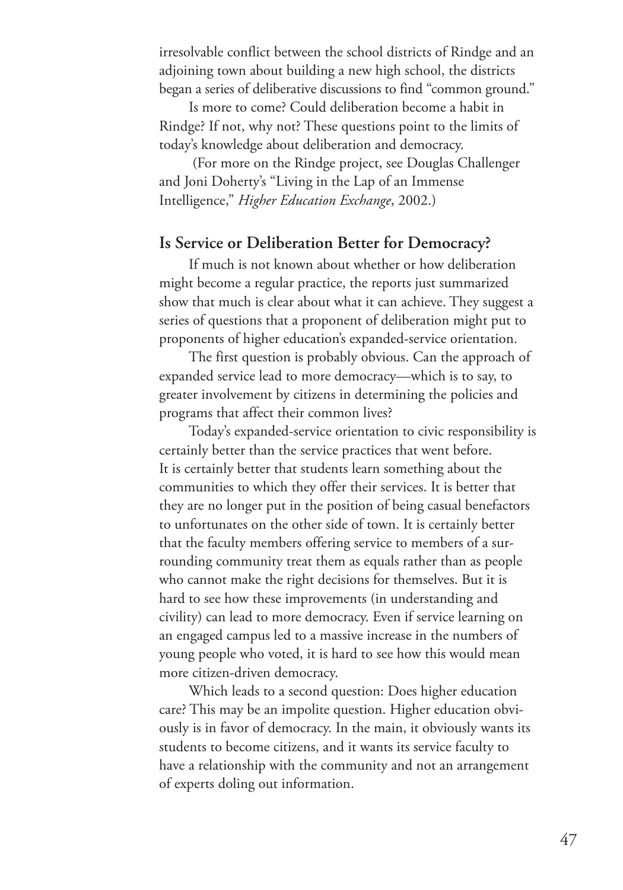irresolvable conflict between the school districts of Rindge and an adjoining town about building a new high school, the districts began a series of deliberative discussions to find "common ground."

Is more to come? Could deliberation become a habit in Rindge? If not, why not? These questions point to the limits of today's knowledge about deliberation and democracy.

(For more on the Rindge project, see Douglas Challenger and Joni Doherty's "Living in the Lap of an Immense Intelligence," *Higher Education Exchange*, 2002.)

## Is Service or Deliberation Better for Democracy?

If much is not known about whether or how deliberation might become a regular practice, the reports just summarized show that much is clear about what it can achieve. They suggest a series of questions that a proponent of deliberation might put to proponents of higher education's expanded-service orientation.

The first question is probably obvious. Can the approach of expanded service lead to more democracy—which is to say, to greater involvement by citizens in determining the policies and programs that affect their common lives?

Today's expanded-service orientation to civic responsibility is certainly better than the service practices that went before. It is certainly better that students learn something about the communities to which they offer their services. It is better that they are no longer put in the position of being casual benefactors to unfortunates on the other side of town. It is certainly better that the faculty members offering service to members of a surrounding community treat them as equals rather than as people who cannot make the right decisions for themselves. But it is hard to see how these improvements (in understanding and civility) can lead to more democracy. Even if service learning on an engaged campus led to a massive increase in the numbers of young people who voted, it is hard to see how this would mean more citizen-driven democracy.

Which leads to a second question: Does higher education care? This may be an impolite question. Higher education obviously is in favor of democracy. In the main, it obviously wants its students to become citizens, and it wants its service faculty to have a relationship with the community and not an arrangement of experts doling out information.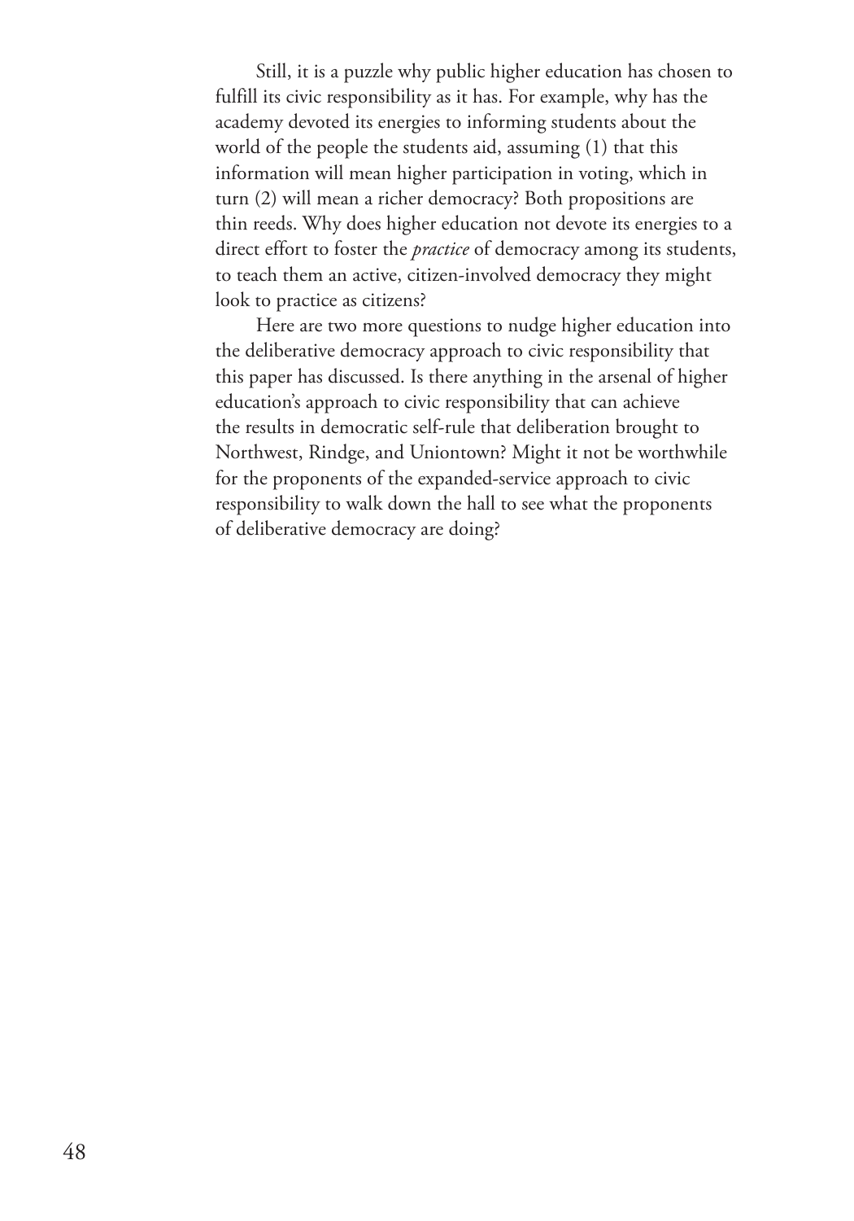Still, it is a puzzle why public higher education has chosen to fulfill its civic responsibility as it has. For example, why has the academy devoted its energies to informing students about the world of the people the students aid, assuming (1) that this information will mean higher participation in voting, which in turn (2) will mean a richer democracy? Both propositions are thin reeds. Why does higher education not devote its energies to a direct effort to foster the *practice* of democracy among its students, to teach them an active, citizen-involved democracy they might look to practice as citizens?

Here are two more questions to nudge higher education into the deliberative democracy approach to civic responsibility that this paper has discussed. Is there anything in the arsenal of higher education's approach to civic responsibility that can achieve the results in democratic self-rule that deliberation brought to Northwest, Rindge, and Uniontown? Might it not be worthwhile for the proponents of the expanded-service approach to civic responsibility to walk down the hall to see what the proponents of deliberative democracy are doing?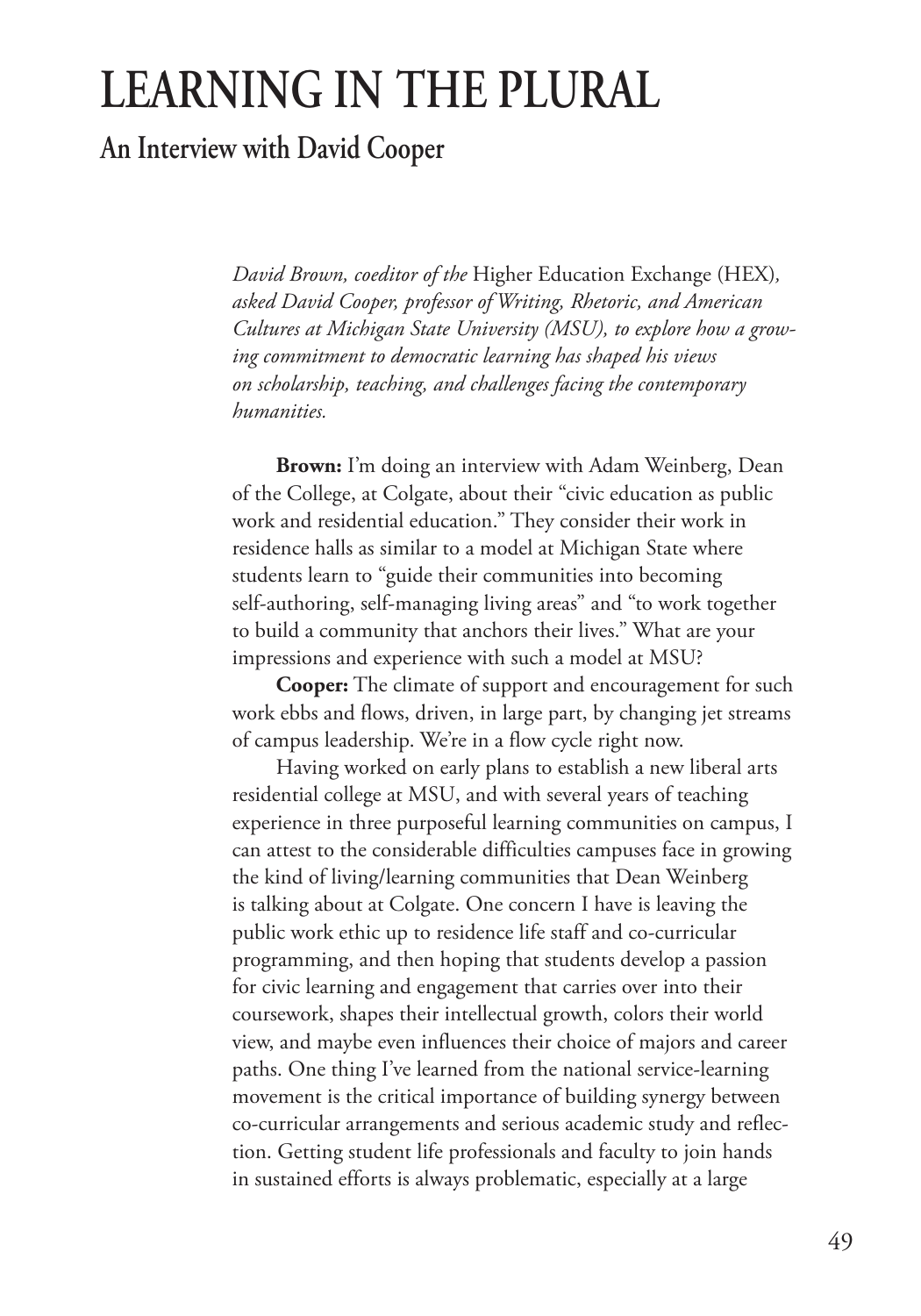# LEARNING IN THE PLURAL

## An Interview with David Cooper

*David Brown, coeditor of the* Higher Education Exchange (HEX)*, asked David Cooper, professor of Writing, Rhetoric, and American Cultures at Michigan State University (MSU), to explore how a growing commitment to democratic learning has shaped his views on scholarship, teaching, and challenges facing the contemporary humanities.*

**Brown:** I'm doing an interview with Adam Weinberg, Dean of the College, at Colgate, about their "civic education as public work and residential education." They consider their work in residence halls as similar to a model at Michigan State where students learn to "guide their communities into becoming self-authoring, self-managing living areas" and "to work together to build a community that anchors their lives." What are your impressions and experience with such a model at MSU?

**Cooper:** The climate of support and encouragement for such work ebbs and flows, driven, in large part, by changing jet streams of campus leadership. We're in a flow cycle right now.

Having worked on early plans to establish a new liberal arts residential college at MSU, and with several years of teaching experience in three purposeful learning communities on campus, I can attest to the considerable difficulties campuses face in growing the kind of living/learning communities that Dean Weinberg is talking about at Colgate. One concern I have is leaving the public work ethic up to residence life staff and co-curricular programming, and then hoping that students develop a passion for civic learning and engagement that carries over into their coursework, shapes their intellectual growth, colors their world view, and maybe even influences their choice of majors and career paths. One thing I've learned from the national service-learning movement is the critical importance of building synergy between co-curricular arrangements and serious academic study and reflection. Getting student life professionals and faculty to join hands in sustained efforts is always problematic, especially at a large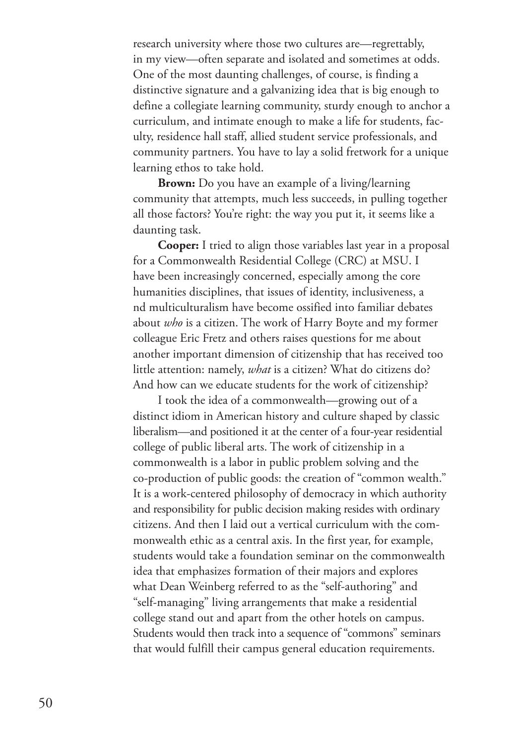research university where those two cultures are—regrettably, in my view—often separate and isolated and sometimes at odds. One of the most daunting challenges, of course, is finding a distinctive signature and a galvanizing idea that is big enough to define a collegiate learning community, sturdy enough to anchor a curriculum, and intimate enough to make a life for students, faculty, residence hall staff, allied student service professionals, and community partners. You have to lay a solid fretwork for a unique learning ethos to take hold.

**Brown:** Do you have an example of a living/learning community that attempts, much less succeeds, in pulling together all those factors? You're right: the way you put it, it seems like a daunting task.

**Cooper:** I tried to align those variables last year in a proposal for a Commonwealth Residential College (CRC) at MSU. I have been increasingly concerned, especially among the core humanities disciplines, that issues of identity, inclusiveness, a nd multiculturalism have become ossified into familiar debates about *who* is a citizen. The work of Harry Boyte and my former colleague Eric Fretz and others raises questions for me about another important dimension of citizenship that has received too little attention: namely, *what* is a citizen? What do citizens do? And how can we educate students for the work of citizenship?

I took the idea of a commonwealth—growing out of a distinct idiom in American history and culture shaped by classic liberalism—and positioned it at the center of a four-year residential college of public liberal arts. The work of citizenship in a commonwealth is a labor in public problem solving and the co-production of public goods: the creation of "common wealth." It is a work-centered philosophy of democracy in which authority and responsibility for public decision making resides with ordinary citizens. And then I laid out a vertical curriculum with the commonwealth ethic as a central axis. In the first year, for example, students would take a foundation seminar on the commonwealth idea that emphasizes formation of their majors and explores what Dean Weinberg referred to as the "self-authoring" and "self-managing" living arrangements that make a residential college stand out and apart from the other hotels on campus. Students would then track into a sequence of "commons" seminars that would fulfill their campus general education requirements.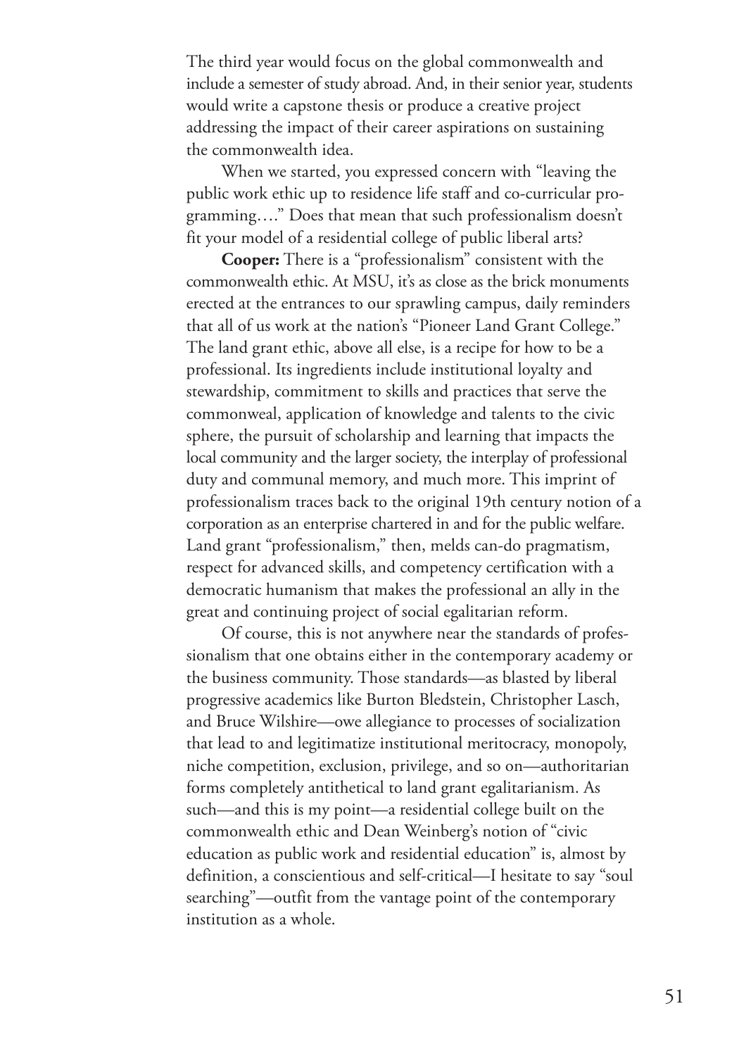The third year would focus on the global commonwealth and include a semester of study abroad. And, in their senior year, students would write a capstone thesis or produce a creative project addressing the impact of their career aspirations on sustaining the commonwealth idea.

When we started, you expressed concern with "leaving the public work ethic up to residence life staff and co-curricular programming…." Does that mean that such professionalism doesn't fit your model of a residential college of public liberal arts?

**Cooper:** There is a "professionalism" consistent with the commonwealth ethic. At MSU, it's as close as the brick monuments erected at the entrances to our sprawling campus, daily reminders that all of us work at the nation's "Pioneer Land Grant College." The land grant ethic, above all else, is a recipe for how to be a professional. Its ingredients include institutional loyalty and stewardship, commitment to skills and practices that serve the commonweal, application of knowledge and talents to the civic sphere, the pursuit of scholarship and learning that impacts the local community and the larger society, the interplay of professional duty and communal memory, and much more. This imprint of professionalism traces back to the original 19th century notion of a corporation as an enterprise chartered in and for the public welfare. Land grant "professionalism," then, melds can-do pragmatism, respect for advanced skills, and competency certification with a democratic humanism that makes the professional an ally in the great and continuing project of social egalitarian reform.

Of course, this is not anywhere near the standards of professionalism that one obtains either in the contemporary academy or the business community. Those standards—as blasted by liberal progressive academics like Burton Bledstein, Christopher Lasch, and Bruce Wilshire—owe allegiance to processes of socialization that lead to and legitimatize institutional meritocracy, monopoly, niche competition, exclusion, privilege, and so on—authoritarian forms completely antithetical to land grant egalitarianism. As such—and this is my point—a residential college built on the commonwealth ethic and Dean Weinberg's notion of "civic education as public work and residential education" is, almost by definition, a conscientious and self-critical—I hesitate to say "soul searching"—outfit from the vantage point of the contemporary institution as a whole.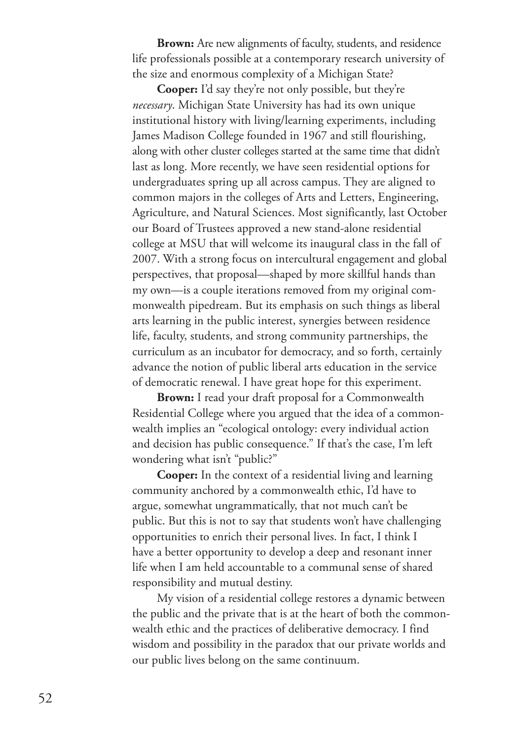**Brown:** Are new alignments of faculty, students, and residence life professionals possible at a contemporary research university of the size and enormous complexity of a Michigan State?

**Cooper:** I'd say they're not only possible, but they're *necessary*. Michigan State University has had its own unique institutional history with living/learning experiments, including James Madison College founded in 1967 and still flourishing, along with other cluster colleges started at the same time that didn't last as long. More recently, we have seen residential options for undergraduates spring up all across campus. They are aligned to common majors in the colleges of Arts and Letters, Engineering, Agriculture, and Natural Sciences. Most significantly, last October our Board of Trustees approved a new stand-alone residential college at MSU that will welcome its inaugural class in the fall of 2007. With a strong focus on intercultural engagement and global perspectives, that proposal—shaped by more skillful hands than my own—is a couple iterations removed from my original commonwealth pipedream. But its emphasis on such things as liberal arts learning in the public interest, synergies between residence life, faculty, students, and strong community partnerships, the curriculum as an incubator for democracy, and so forth, certainly advance the notion of public liberal arts education in the service of democratic renewal. I have great hope for this experiment.

**Brown:** I read your draft proposal for a Commonwealth Residential College where you argued that the idea of a commonwealth implies an "ecological ontology: every individual action and decision has public consequence." If that's the case, I'm left wondering what isn't "public?"

**Cooper:** In the context of a residential living and learning community anchored by a commonwealth ethic, I'd have to argue, somewhat ungrammatically, that not much can't be public. But this is not to say that students won't have challenging opportunities to enrich their personal lives. In fact, I think I have a better opportunity to develop a deep and resonant inner life when I am held accountable to a communal sense of shared responsibility and mutual destiny.

My vision of a residential college restores a dynamic between the public and the private that is at the heart of both the commonwealth ethic and the practices of deliberative democracy. I find wisdom and possibility in the paradox that our private worlds and our public lives belong on the same continuum.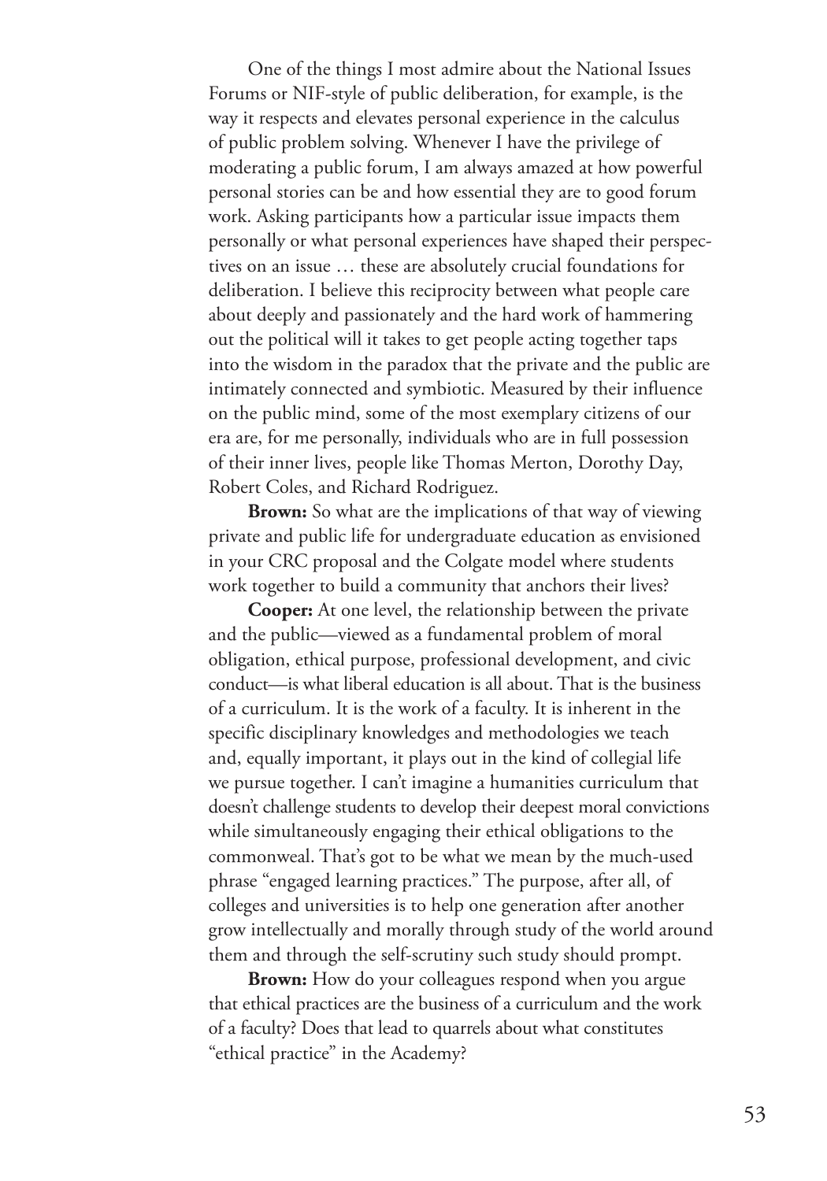One of the things I most admire about the National Issues Forums or NIF-style of public deliberation, for example, is the way it respects and elevates personal experience in the calculus of public problem solving. Whenever I have the privilege of moderating a public forum, I am always amazed at how powerful personal stories can be and how essential they are to good forum work. Asking participants how a particular issue impacts them personally or what personal experiences have shaped their perspectives on an issue … these are absolutely crucial foundations for deliberation. I believe this reciprocity between what people care about deeply and passionately and the hard work of hammering out the political will it takes to get people acting together taps into the wisdom in the paradox that the private and the public are intimately connected and symbiotic. Measured by their influence on the public mind, some of the most exemplary citizens of our era are, for me personally, individuals who are in full possession of their inner lives, people like Thomas Merton, Dorothy Day, Robert Coles, and Richard Rodriguez.

**Brown:** So what are the implications of that way of viewing private and public life for undergraduate education as envisioned in your CRC proposal and the Colgate model where students work together to build a community that anchors their lives?

**Cooper:** At one level, the relationship between the private and the public—viewed as a fundamental problem of moral obligation, ethical purpose, professional development, and civic conduct—is what liberal education is all about. That is the business of a curriculum. It is the work of a faculty. It is inherent in the specific disciplinary knowledges and methodologies we teach and, equally important, it plays out in the kind of collegial life we pursue together. I can't imagine a humanities curriculum that doesn't challenge students to develop their deepest moral convictions while simultaneously engaging their ethical obligations to the commonweal. That's got to be what we mean by the much-used phrase "engaged learning practices." The purpose, after all, of colleges and universities is to help one generation after another grow intellectually and morally through study of the world around them and through the self-scrutiny such study should prompt.

**Brown:** How do your colleagues respond when you argue that ethical practices are the business of a curriculum and the work of a faculty? Does that lead to quarrels about what constitutes "ethical practice" in the Academy?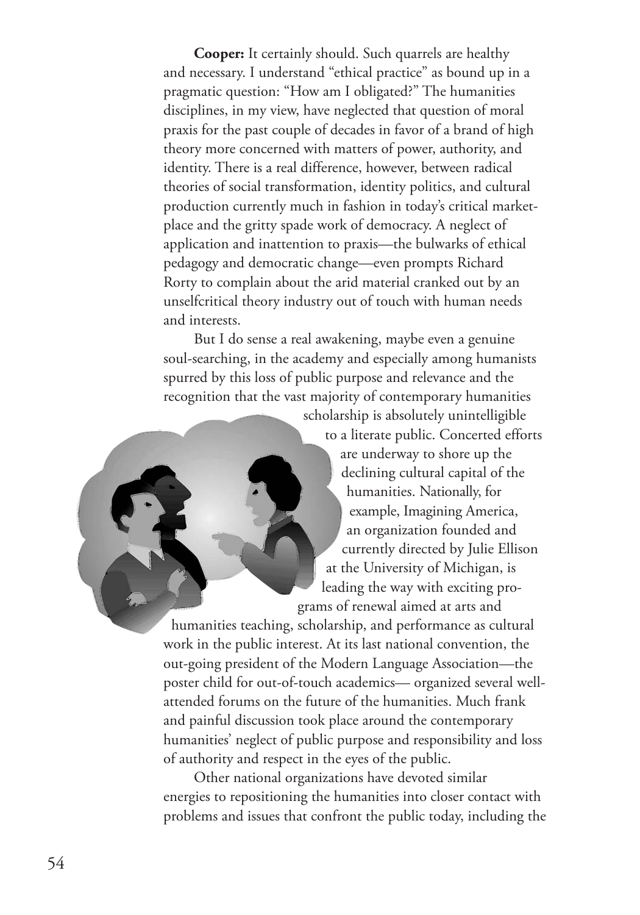**Cooper:** It certainly should. Such quarrels are healthy and necessary. I understand "ethical practice" as bound up in a pragmatic question: "How am I obligated?" The humanities disciplines, in my view, have neglected that question of moral praxis for the past couple of decades in favor of a brand of high theory more concerned with matters of power, authority, and identity. There is a real difference, however, between radical theories of social transformation, identity politics, and cultural production currently much in fashion in today's critical marketplace and the gritty spade work of democracy. A neglect of application and inattention to praxis—the bulwarks of ethical pedagogy and democratic change—even prompts Richard Rorty to complain about the arid material cranked out by an unselfcritical theory industry out of touch with human needs and interests.

But I do sense a real awakening, maybe even a genuine soul-searching, in the academy and especially among humanists spurred by this loss of public purpose and relevance and the recognition that the vast majority of contemporary humanities scholarship is absolutely unintelligible to a literate public. Concerted efforts are underway to shore up the declining cultural capital of the humanities. Nationally, for example, Imagining America, an organization founded and currently directed by Julie Ellison at the University of Michigan, is leading the way with exciting programs of renewal aimed at arts and humanities teaching, scholarship, and performance as cultural work in the public interest. At its last national convention, the out-going president of the Modern Language Association—the poster child for out-of-touch academics— organized several well-attended forums on the future of the humanities. Much frank and painful discussion took place around the contemporary humanities' neglect of public purpose and responsibility and loss of authority and respect in the eyes of the public.

Other national organizations have devoted similar energies to repositioning the humanities into closer contact with problems and issues that confront the public today, including the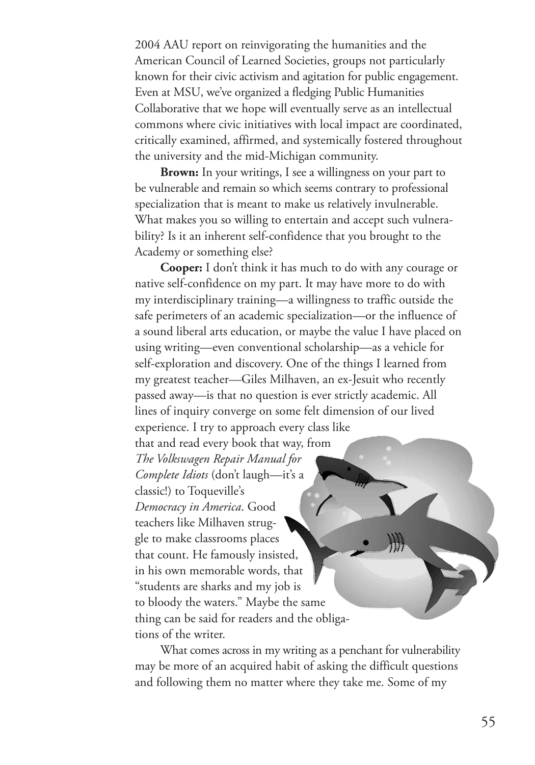2004 AAU report on reinvigorating the humanities and the American Council of Learned Societies, groups not particularly known for their civic activism and agitation for public engagement. Even at MSU, we've organized a fledging Public Humanities Collaborative that we hope will eventually serve as an intellectual commons where civic initiatives with local impact are coordinated, critically examined, affirmed, and systemically fostered throughout the university and the mid-Michigan community.

**Brown:** In your writings, I see a willingness on your part to be vulnerable and remain so which seems contrary to professional specialization that is meant to make us relatively invulnerable. What makes you so willing to entertain and accept such vulnerability? Is it an inherent self-confidence that you brought to the Academy or something else?

**Cooper:** I don't think it has much to do with any courage or native self-confidence on my part. It may have more to do with my interdisciplinary training—a willingness to traffic outside the safe perimeters of an academic specialization—or the influence of a sound liberal arts education, or maybe the value I have placed on using writing—even conventional scholarship—as a vehicle for self-exploration and discovery. One of the things I learned from my greatest teacher—Giles Milhaven, an ex-Jesuit who recently passed away—is that no question is ever strictly academic. All lines of inquiry converge on some felt dimension of our lived experience. I try to approach every class like that and read every book that way, from *The Volkswagen Repair Manual for Complete Idiots* (don't laugh—it's a classic!) to Toqueville's *Democracy in America*. Good teachers like Milhaven struggle to make classrooms places that count. He famously insisted, in his own memorable words, that "students are sharks and my job is to bloody the waters." Maybe the same thing can be said for readers and the obligations of the writer.

What comes across in my writing as a penchant for vulnerability may be more of an acquired habit of asking the difficult questions and following them no matter where they take me. Some of my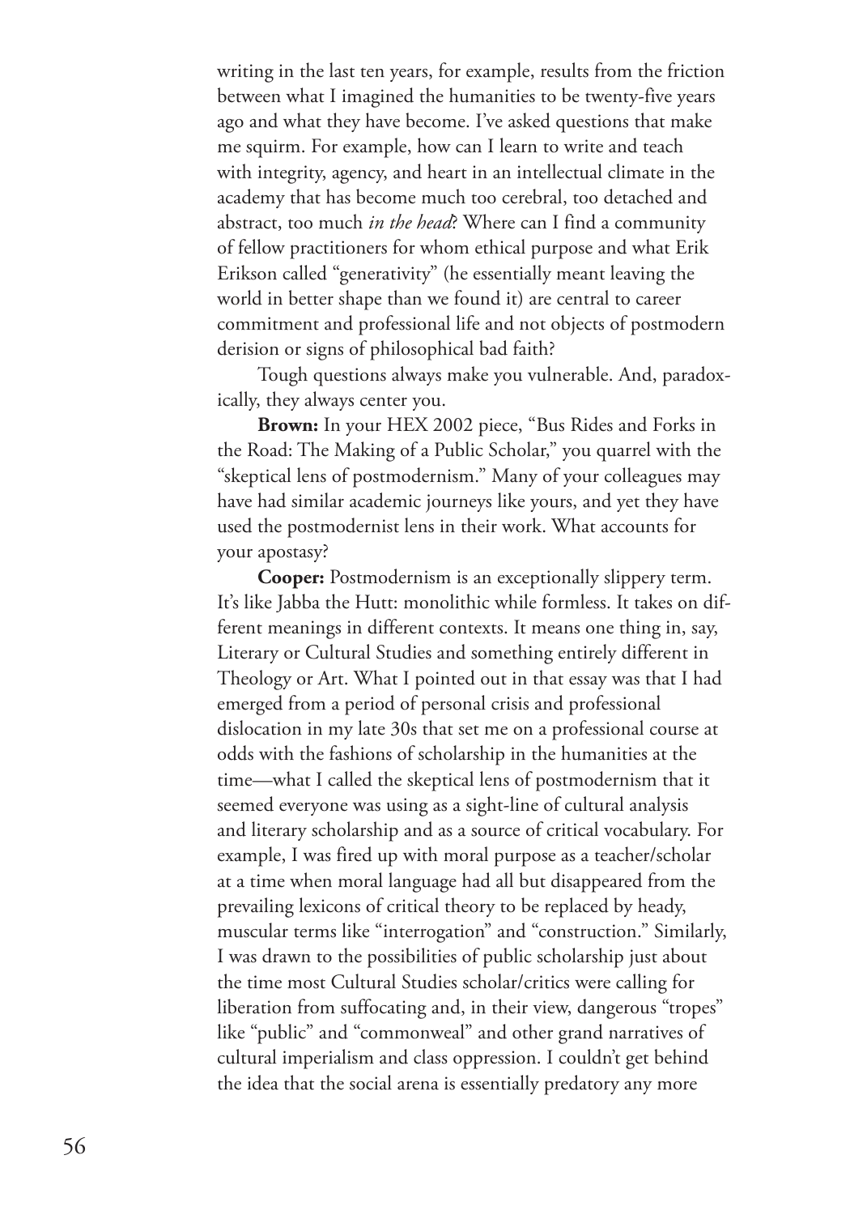writing in the last ten years, for example, results from the friction between what I imagined the humanities to be twenty-five years ago and what they have become. I've asked questions that make me squirm. For example, how can I learn to write and teach with integrity, agency, and heart in an intellectual climate in the academy that has become much too cerebral, too detached and abstract, too much *in the head*? Where can I find a community of fellow practitioners for whom ethical purpose and what Erik Erikson called "generativity" (he essentially meant leaving the world in better shape than we found it) are central to career commitment and professional life and not objects of postmodern derision or signs of philosophical bad faith?

Tough questions always make you vulnerable. And, paradoxically, they always center you.

**Brown:** In your HEX 2002 piece, "Bus Rides and Forks in the Road: The Making of a Public Scholar," you quarrel with the "skeptical lens of postmodernism." Many of your colleagues may have had similar academic journeys like yours, and yet they have used the postmodernist lens in their work. What accounts for your apostasy?

**Cooper:** Postmodernism is an exceptionally slippery term. It's like Jabba the Hutt: monolithic while formless. It takes on different meanings in different contexts. It means one thing in, say, Literary or Cultural Studies and something entirely different in Theology or Art. What I pointed out in that essay was that I had emerged from a period of personal crisis and professional dislocation in my late 30s that set me on a professional course at odds with the fashions of scholarship in the humanities at the time—what I called the skeptical lens of postmodernism that it seemed everyone was using as a sight-line of cultural analysis and literary scholarship and as a source of critical vocabulary. For example, I was fired up with moral purpose as a teacher/scholar at a time when moral language had all but disappeared from the prevailing lexicons of critical theory to be replaced by heady, muscular terms like "interrogation" and "construction." Similarly, I was drawn to the possibilities of public scholarship just about the time most Cultural Studies scholar/critics were calling for liberation from suffocating and, in their view, dangerous "tropes" like "public" and "commonweal" and other grand narratives of cultural imperialism and class oppression. I couldn't get behind the idea that the social arena is essentially predatory any more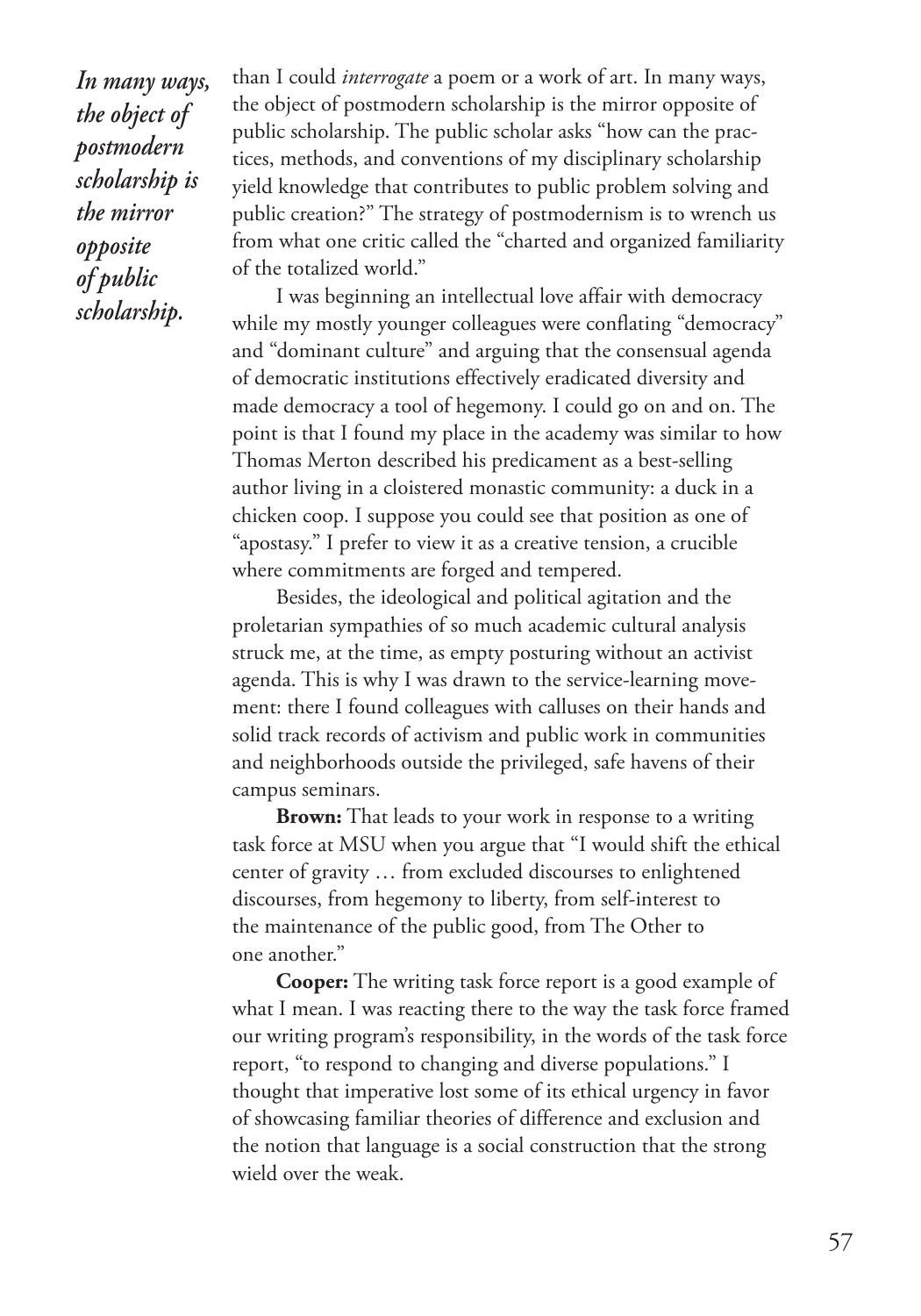*In many ways, the object of postmodern scholarship is the mirror opposite of public scholarship.*

than I could *interrogate* a poem or a work of art. In many ways, the object of postmodern scholarship is the mirror opposite of public scholarship. The public scholar asks "how can the practices, methods, and conventions of my disciplinary scholarship yield knowledge that contributes to public problem solving and public creation?" The strategy of postmodernism is to wrench us from what one critic called the "charted and organized familiarity of the totalized world."

I was beginning an intellectual love affair with democracy while my mostly younger colleagues were conflating "democracy" and "dominant culture" and arguing that the consensual agenda of democratic institutions effectively eradicated diversity and made democracy a tool of hegemony. I could go on and on. The point is that I found my place in the academy was similar to how Thomas Merton described his predicament as a best-selling author living in a cloistered monastic community: a duck in a chicken coop. I suppose you could see that position as one of "apostasy." I prefer to view it as a creative tension, a crucible where commitments are forged and tempered.

Besides, the ideological and political agitation and the proletarian sympathies of so much academic cultural analysis struck me, at the time, as empty posturing without an activist agenda. This is why I was drawn to the service-learning movement: there I found colleagues with calluses on their hands and solid track records of activism and public work in communities and neighborhoods outside the privileged, safe havens of their campus seminars.

**Brown:** That leads to your work in response to a writing task force at MSU when you argue that "I would shift the ethical center of gravity … from excluded discourses to enlightened discourses, from hegemony to liberty, from self-interest to the maintenance of the public good, from The Other to one another."

**Cooper:** The writing task force report is a good example of what I mean. I was reacting there to the way the task force framed our writing program's responsibility, in the words of the task force report, "to respond to changing and diverse populations." I thought that imperative lost some of its ethical urgency in favor of showcasing familiar theories of difference and exclusion and the notion that language is a social construction that the strong wield over the weak.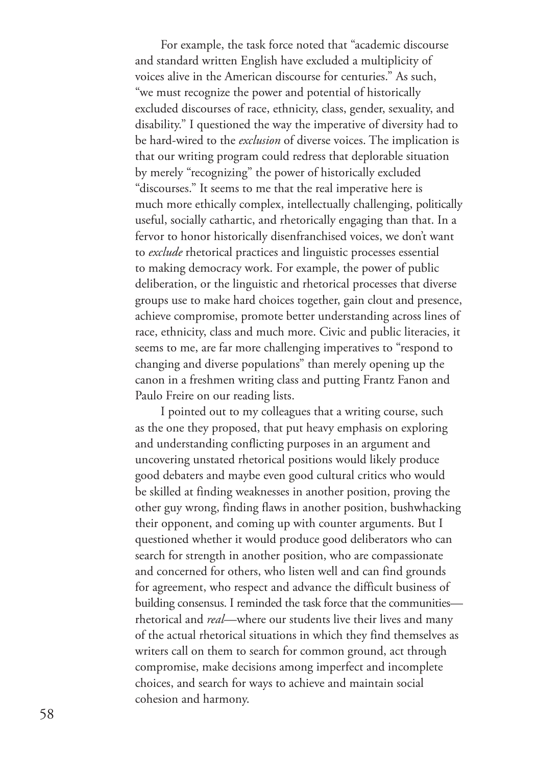For example, the task force noted that "academic discourse and standard written English have excluded a multiplicity of voices alive in the American discourse for centuries." As such, "we must recognize the power and potential of historically excluded discourses of race, ethnicity, class, gender, sexuality, and disability." I questioned the way the imperative of diversity had to be hard-wired to the *exclusion* of diverse voices. The implication is that our writing program could redress that deplorable situation by merely "recognizing" the power of historically excluded "discourses." It seems to me that the real imperative here is much more ethically complex, intellectually challenging, politically useful, socially cathartic, and rhetorically engaging than that. In a fervor to honor historically disenfranchised voices, we don't want to *exclude* rhetorical practices and linguistic processes essential to making democracy work. For example, the power of public deliberation, or the linguistic and rhetorical processes that diverse groups use to make hard choices together, gain clout and presence, achieve compromise, promote better understanding across lines of race, ethnicity, class and much more. Civic and public literacies, it seems to me, are far more challenging imperatives to "respond to changing and diverse populations" than merely opening up the canon in a freshmen writing class and putting Frantz Fanon and Paulo Freire on our reading lists.

I pointed out to my colleagues that a writing course, such as the one they proposed, that put heavy emphasis on exploring and understanding conflicting purposes in an argument and uncovering unstated rhetorical positions would likely produce good debaters and maybe even good cultural critics who would be skilled at finding weaknesses in another position, proving the other guy wrong, finding flaws in another position, bushwhacking their opponent, and coming up with counter arguments. But I questioned whether it would produce good deliberators who can search for strength in another position, who are compassionate and concerned for others, who listen well and can find grounds for agreement, who respect and advance the difficult business of building consensus. I reminded the task force that the communities—rhetorical and *real*—where our students live their lives and many of the actual rhetorical situations in which they find themselves as writers call on them to search for common ground, act through compromise, make decisions among imperfect and incomplete choices, and search for ways to achieve and maintain social cohesion and harmony.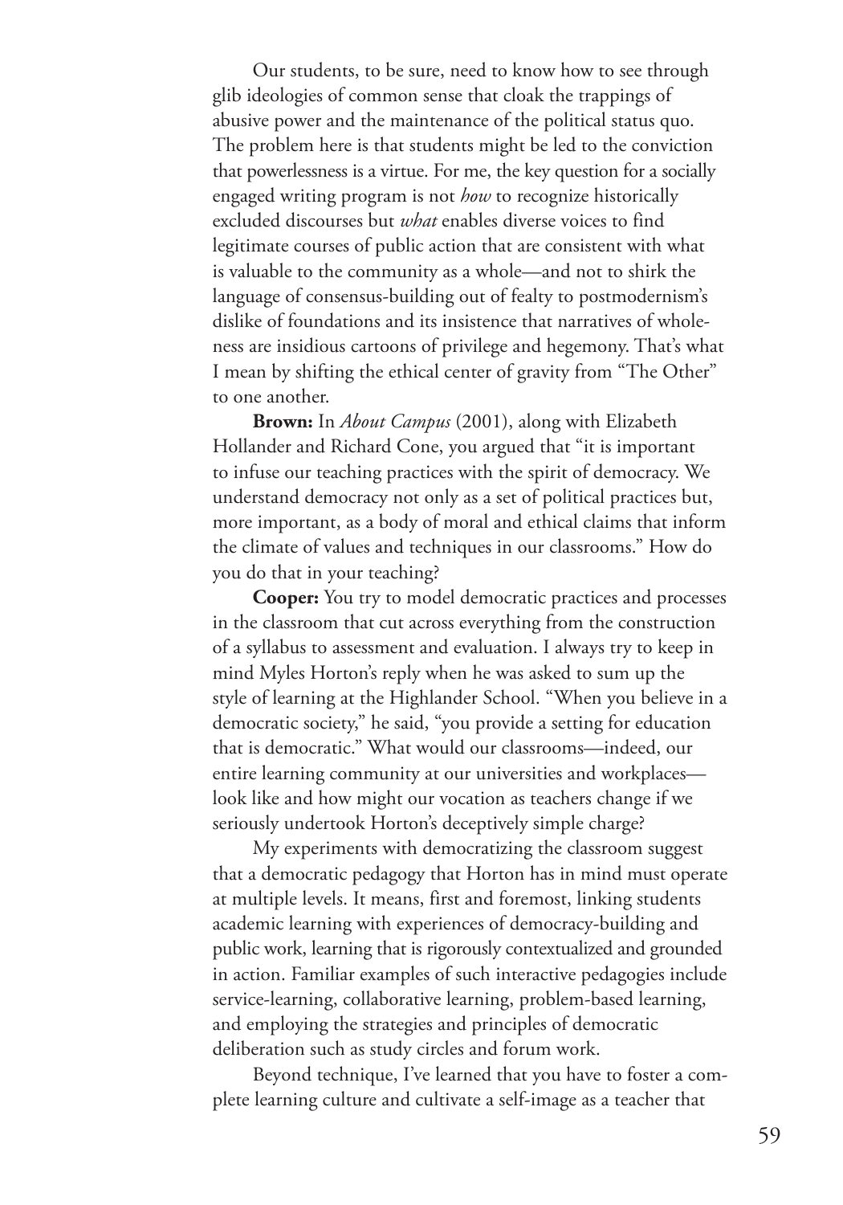Our students, to be sure, need to know how to see through glib ideologies of common sense that cloak the trappings of abusive power and the maintenance of the political status quo. The problem here is that students might be led to the conviction that powerlessness is a virtue. For me, the key question for a socially engaged writing program is not *how* to recognize historically excluded discourses but *what* enables diverse voices to find legitimate courses of public action that are consistent with what is valuable to the community as a whole—and not to shirk the language of consensus-building out of fealty to postmodernism's dislike of foundations and its insistence that narratives of wholeness are insidious cartoons of privilege and hegemony. That's what I mean by shifting the ethical center of gravity from "The Other" to one another.

**Brown:** In *About Campus* (2001), along with Elizabeth Hollander and Richard Cone, you argued that "it is important to infuse our teaching practices with the spirit of democracy. We understand democracy not only as a set of political practices but, more important, as a body of moral and ethical claims that inform the climate of values and techniques in our classrooms." How do you do that in your teaching?

**Cooper:** You try to model democratic practices and processes in the classroom that cut across everything from the construction of a syllabus to assessment and evaluation. I always try to keep in mind Myles Horton's reply when he was asked to sum up the style of learning at the Highlander School. "When you believe in a democratic society," he said, "you provide a setting for education that is democratic." What would our classrooms—indeed, our entire learning community at our universities and workplaces—look like and how might our vocation as teachers change if we seriously undertook Horton's deceptively simple charge?

My experiments with democratizing the classroom suggest that a democratic pedagogy that Horton has in mind must operate at multiple levels. It means, first and foremost, linking students academic learning with experiences of democracy-building and public work, learning that is rigorously contextualized and grounded in action. Familiar examples of such interactive pedagogies include service-learning, collaborative learning, problem-based learning, and employing the strategies and principles of democratic deliberation such as study circles and forum work.

Beyond technique, I've learned that you have to foster a complete learning culture and cultivate a self-image as a teacher that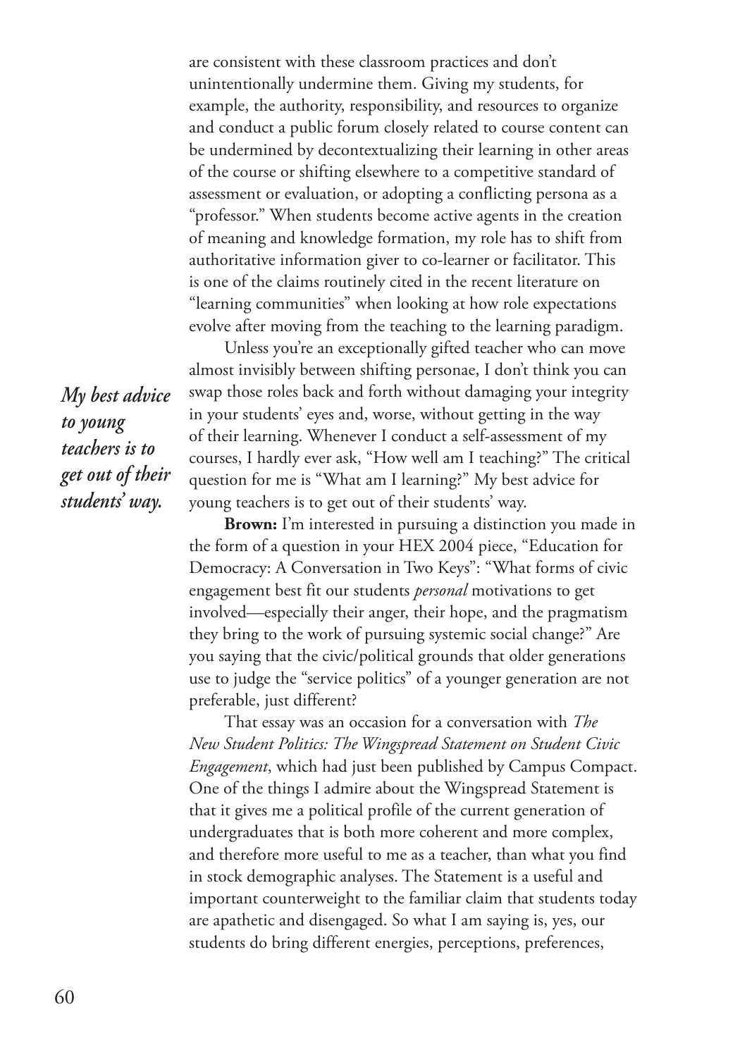are consistent with these classroom practices and don't unintentionally undermine them. Giving my students, for example, the authority, responsibility, and resources to organize and conduct a public forum closely related to course content can be undermined by decontextualizing their learning in other areas of the course or shifting elsewhere to a competitive standard of assessment or evaluation, or adopting a conflicting persona as a "professor." When students become active agents in the creation of meaning and knowledge formation, my role has to shift from authoritative information giver to co-learner or facilitator. This is one of the claims routinely cited in the recent literature on "learning communities" when looking at how role expectations evolve after moving from the teaching to the learning paradigm.

*My best advice to young teachers is to get out of their students' way.*

Unless you're an exceptionally gifted teacher who can move almost invisibly between shifting personae, I don't think you can swap those roles back and forth without damaging your integrity in your students' eyes and, worse, without getting in the way of their learning. Whenever I conduct a self-assessment of my courses, I hardly ever ask, "How well am I teaching?" The critical question for me is "What am I learning?" My best advice for young teachers is to get out of their students' way.

**Brown:** I'm interested in pursuing a distinction you made in the form of a question in your HEX 2004 piece, "Education for Democracy: A Conversation in Two Keys": "What forms of civic engagement best fit our students *personal* motivations to get involved—especially their anger, their hope, and the pragmatism they bring to the work of pursuing systemic social change?" Are you saying that the civic/political grounds that older generations use to judge the "service politics" of a younger generation are not preferable, just different?

That essay was an occasion for a conversation with *The New Student Politics: The Wingspread Statement on Student Civic Engagement*, which had just been published by Campus Compact. One of the things I admire about the Wingspread Statement is that it gives me a political profile of the current generation of undergraduates that is both more coherent and more complex, and therefore more useful to me as a teacher, than what you find in stock demographic analyses. The Statement is a useful and important counterweight to the familiar claim that students today are apathetic and disengaged. So what I am saying is, yes, our students do bring different energies, perceptions, preferences,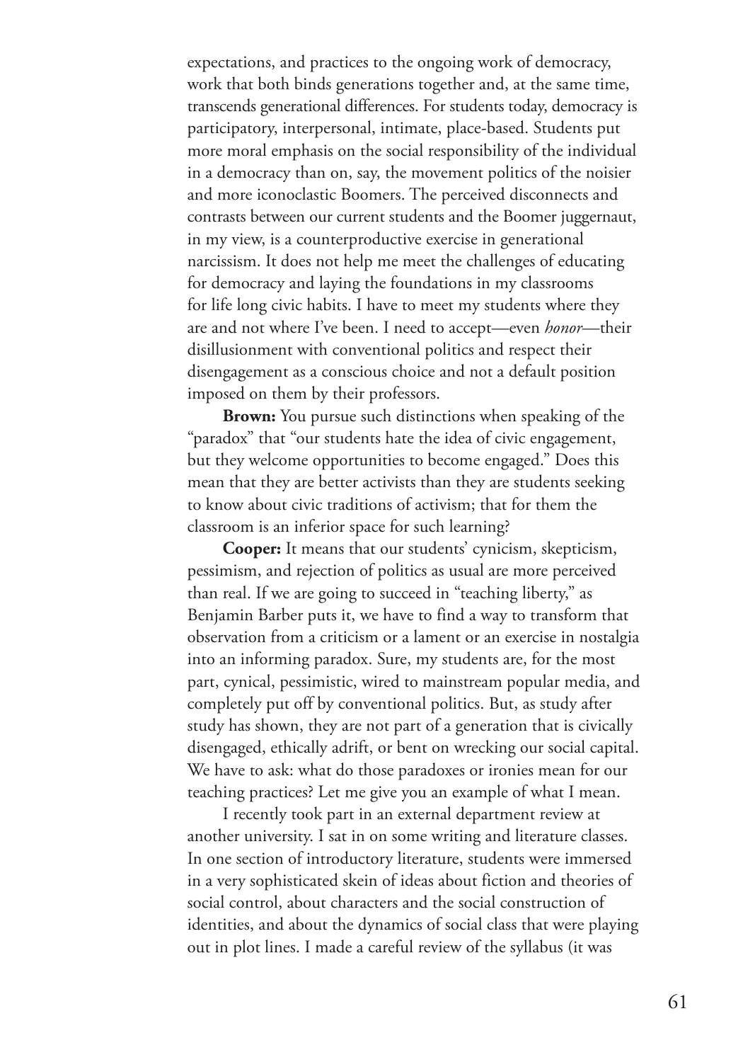expectations, and practices to the ongoing work of democracy, work that both binds generations together and, at the same time, transcends generational differences. For students today, democracy is participatory, interpersonal, intimate, place-based. Students put more moral emphasis on the social responsibility of the individual in a democracy than on, say, the movement politics of the noisier and more iconoclastic Boomers. The perceived disconnects and contrasts between our current students and the Boomer juggernaut, in my view, is a counterproductive exercise in generational narcissism. It does not help me meet the challenges of educating for democracy and laying the foundations in my classrooms for life long civic habits. I have to meet my students where they are and not where I've been. I need to accept—even *honor*—their disillusionment with conventional politics and respect their disengagement as a conscious choice and not a default position imposed on them by their professors.

**Brown:** You pursue such distinctions when speaking of the "paradox" that "our students hate the idea of civic engagement, but they welcome opportunities to become engaged." Does this mean that they are better activists than they are students seeking to know about civic traditions of activism; that for them the classroom is an inferior space for such learning?

**Cooper:** It means that our students' cynicism, skepticism, pessimism, and rejection of politics as usual are more perceived than real. If we are going to succeed in "teaching liberty," as Benjamin Barber puts it, we have to find a way to transform that observation from a criticism or a lament or an exercise in nostalgia into an informing paradox. Sure, my students are, for the most part, cynical, pessimistic, wired to mainstream popular media, and completely put off by conventional politics. But, as study after study has shown, they are not part of a generation that is civically disengaged, ethically adrift, or bent on wrecking our social capital. We have to ask: what do those paradoxes or ironies mean for our teaching practices? Let me give you an example of what I mean.

I recently took part in an external department review at another university. I sat in on some writing and literature classes. In one section of introductory literature, students were immersed in a very sophisticated skein of ideas about fiction and theories of social control, about characters and the social construction of identities, and about the dynamics of social class that were playing out in plot lines. I made a careful review of the syllabus (it was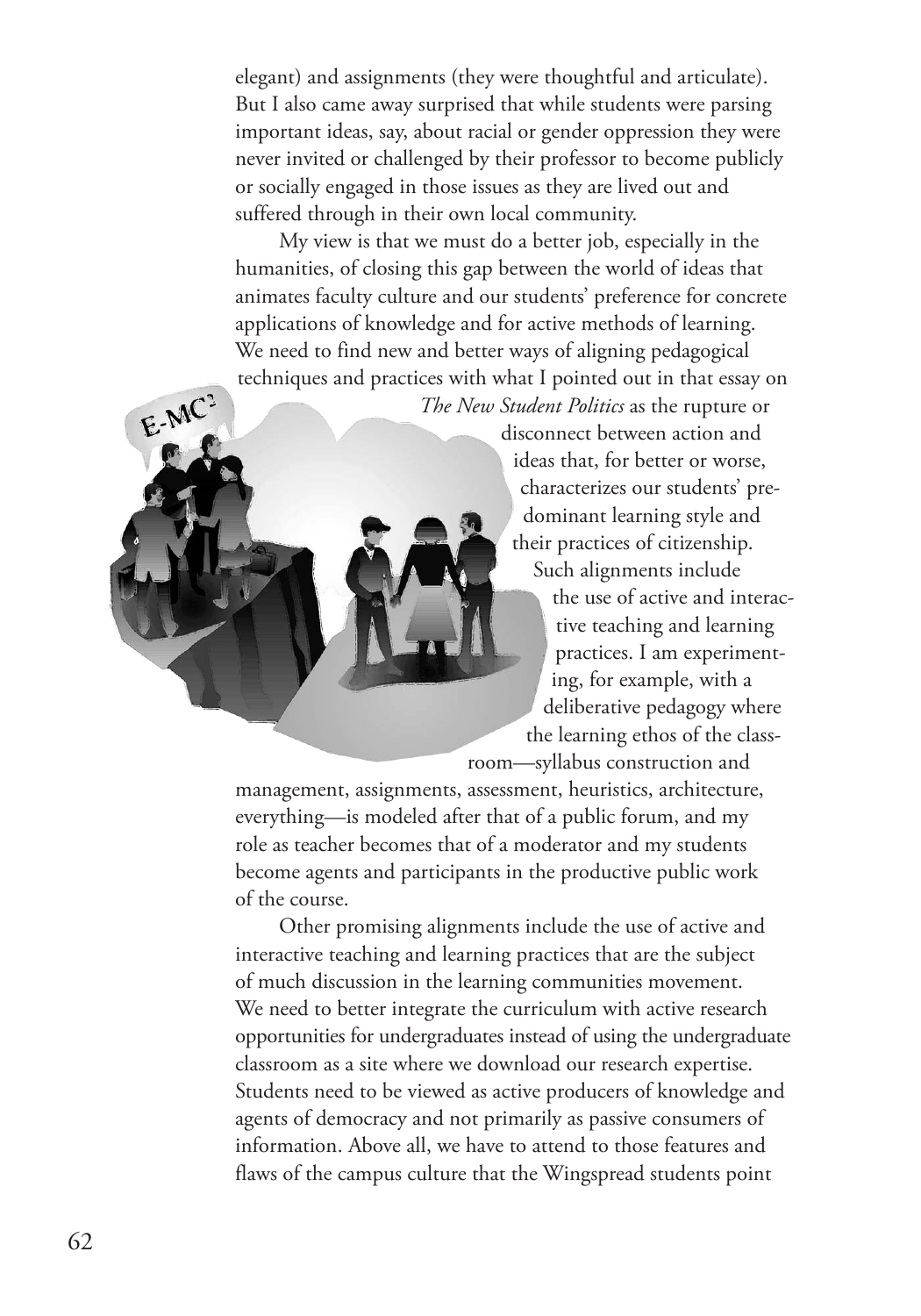elegant) and assignments (they were thoughtful and articulate). But I also came away surprised that while students were parsing important ideas, say, about racial or gender oppression they were never invited or challenged by their professor to become publicly or socially engaged in those issues as they are lived out and suffered through in their own local community.

My view is that we must do a better job, especially in the humanities, of closing this gap between the world of ideas that animates faculty culture and our students' preference for concrete applications of knowledge and for active methods of learning. We need to find new and better ways of aligning pedagogical techniques and practices with what I pointed out in that essay on *The New Student Politics* as the rupture or disconnect between action and ideas that, for better or worse, characterizes our students' predominant learning style and their practices of citizenship. Such alignments include the use of active and interactive teaching and learning practices. I am experimenting, for example, with a deliberative pedagogy where the learning ethos of the classroom—syllabus construction and management, assignments, assessment, heuristics, architecture, everything—is modeled after that of a public forum, and my role as teacher becomes that of a moderator and my students become agents and participants in the productive public work of the course.

Other promising alignments include the use of active and interactive teaching and learning practices that are the subject of much discussion in the learning communities movement. We need to better integrate the curriculum with active research opportunities for undergraduates instead of using the undergraduate classroom as a site where we download our research expertise. Students need to be viewed as active producers of knowledge and agents of democracy and not primarily as passive consumers of information. Above all, we have to attend to those features and flaws of the campus culture that the Wingspread students point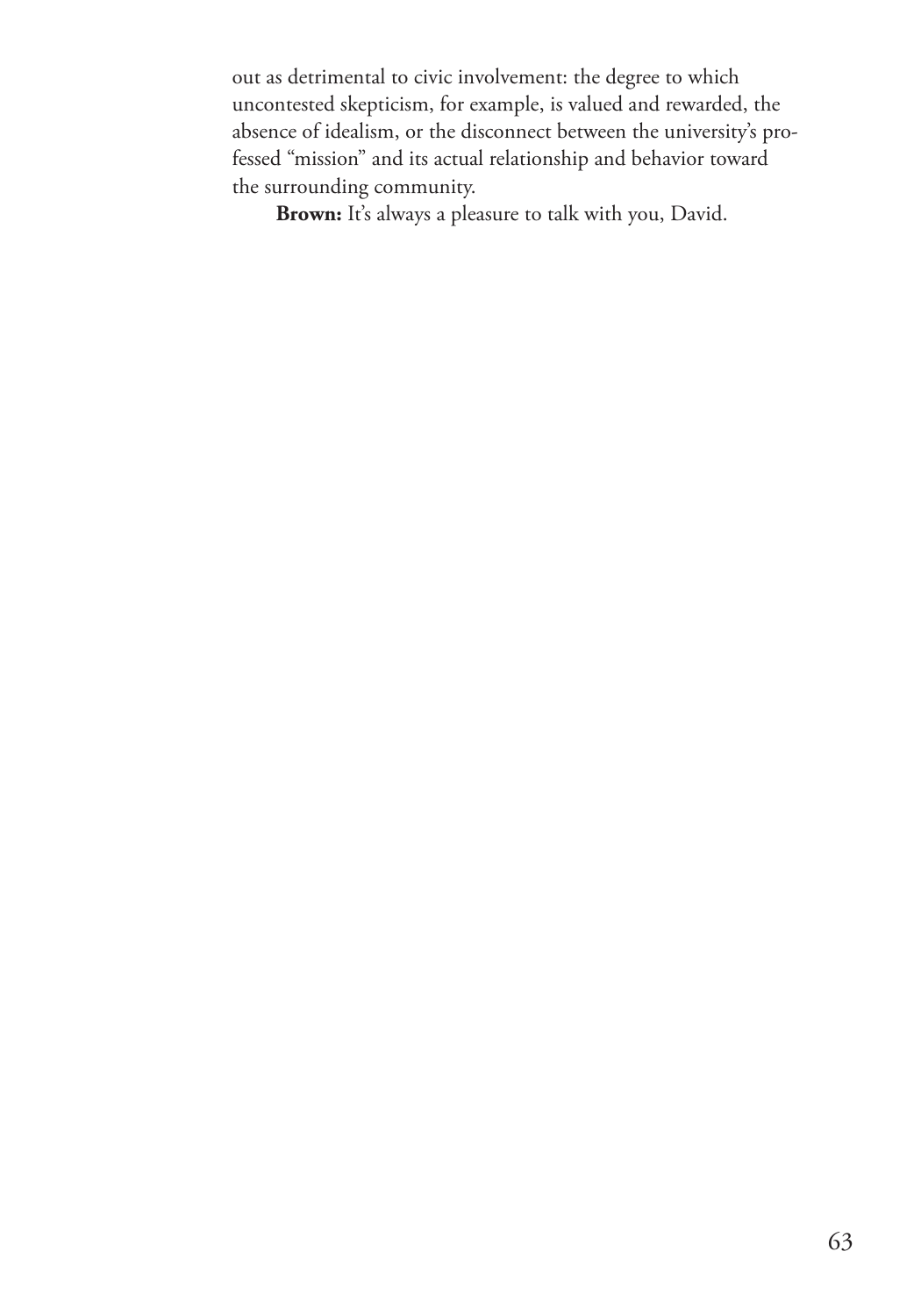out as detrimental to civic involvement: the degree to which uncontested skepticism, for example, is valued and rewarded, the absence of idealism, or the disconnect between the university's professed "mission" and its actual relationship and behavior toward the surrounding community.

**Brown:** It's always a pleasure to talk with you, David.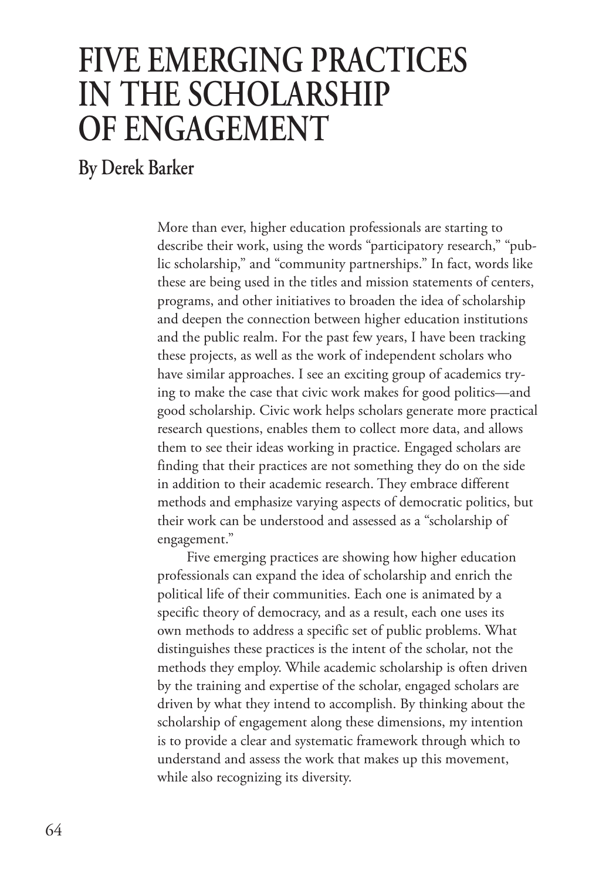# FIVE EMERGING PRACTICES IN THE SCHOLARSHIP OF ENGAGEMENT

## By Derek Barker

More than ever, higher education professionals are starting to describe their work, using the words "participatory research," "public scholarship," and "community partnerships." In fact, words like these are being used in the titles and mission statements of centers, programs, and other initiatives to broaden the idea of scholarship and deepen the connection between higher education institutions and the public realm. For the past few years, I have been tracking these projects, as well as the work of independent scholars who have similar approaches. I see an exciting group of academics trying to make the case that civic work makes for good politics—and good scholarship. Civic work helps scholars generate more practical research questions, enables them to collect more data, and allows them to see their ideas working in practice. Engaged scholars are finding that their practices are not something they do on the side in addition to their academic research. They embrace different methods and emphasize varying aspects of democratic politics, but their work can be understood and assessed as a "scholarship of engagement."

Five emerging practices are showing how higher education professionals can expand the idea of scholarship and enrich the political life of their communities. Each one is animated by a specific theory of democracy, and as a result, each one uses its own methods to address a specific set of public problems. What distinguishes these practices is the intent of the scholar, not the methods they employ. While academic scholarship is often driven by the training and expertise of the scholar, engaged scholars are driven by what they intend to accomplish. By thinking about the scholarship of engagement along these dimensions, my intention is to provide a clear and systematic framework through which to understand and assess the work that makes up this movement, while also recognizing its diversity.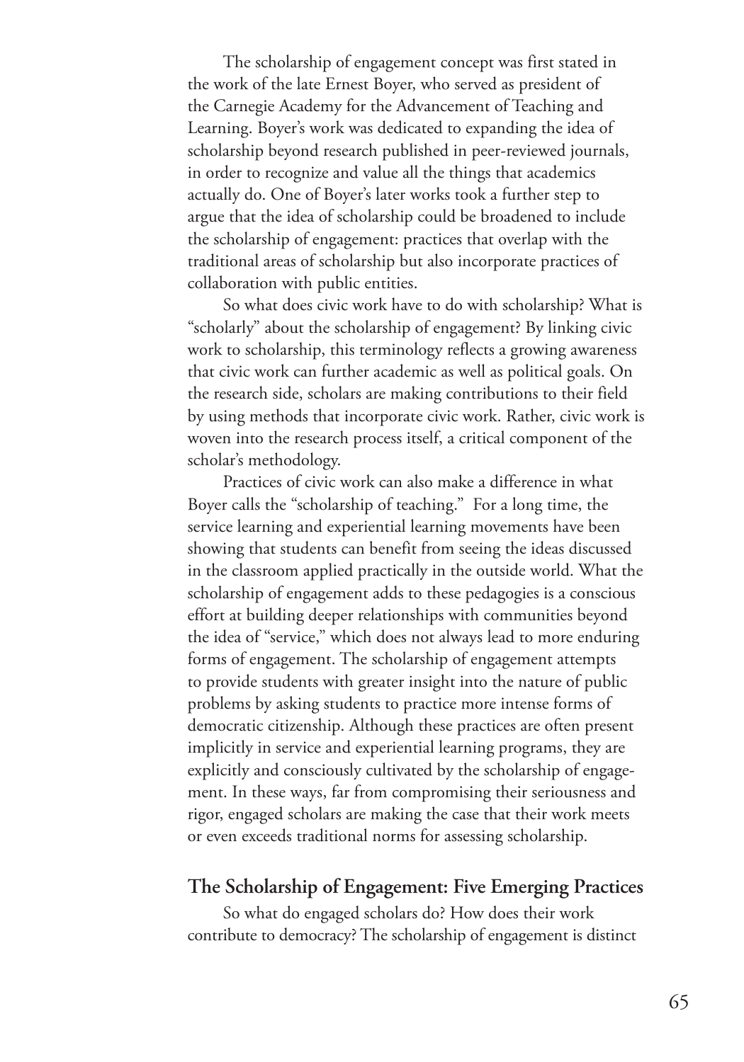The scholarship of engagement concept was first stated in the work of the late Ernest Boyer, who served as president of the Carnegie Academy for the Advancement of Teaching and Learning. Boyer's work was dedicated to expanding the idea of scholarship beyond research published in peer-reviewed journals, in order to recognize and value all the things that academics actually do. One of Boyer's later works took a further step to argue that the idea of scholarship could be broadened to include the scholarship of engagement: practices that overlap with the traditional areas of scholarship but also incorporate practices of collaboration with public entities.

So what does civic work have to do with scholarship? What is "scholarly" about the scholarship of engagement? By linking civic work to scholarship, this terminology reflects a growing awareness that civic work can further academic as well as political goals. On the research side, scholars are making contributions to their field by using methods that incorporate civic work. Rather, civic work is woven into the research process itself, a critical component of the scholar's methodology.

Practices of civic work can also make a difference in what Boyer calls the "scholarship of teaching." For a long time, the service learning and experiential learning movements have been showing that students can benefit from seeing the ideas discussed in the classroom applied practically in the outside world. What the scholarship of engagement adds to these pedagogies is a conscious effort at building deeper relationships with communities beyond the idea of "service," which does not always lead to more enduring forms of engagement. The scholarship of engagement attempts to provide students with greater insight into the nature of public problems by asking students to practice more intense forms of democratic citizenship. Although these practices are often present implicitly in service and experiential learning programs, they are explicitly and consciously cultivated by the scholarship of engagement. In these ways, far from compromising their seriousness and rigor, engaged scholars are making the case that their work meets or even exceeds traditional norms for assessing scholarship.

## The Scholarship of Engagement: Five Emerging Practices

So what do engaged scholars do? How does their work contribute to democracy? The scholarship of engagement is distinct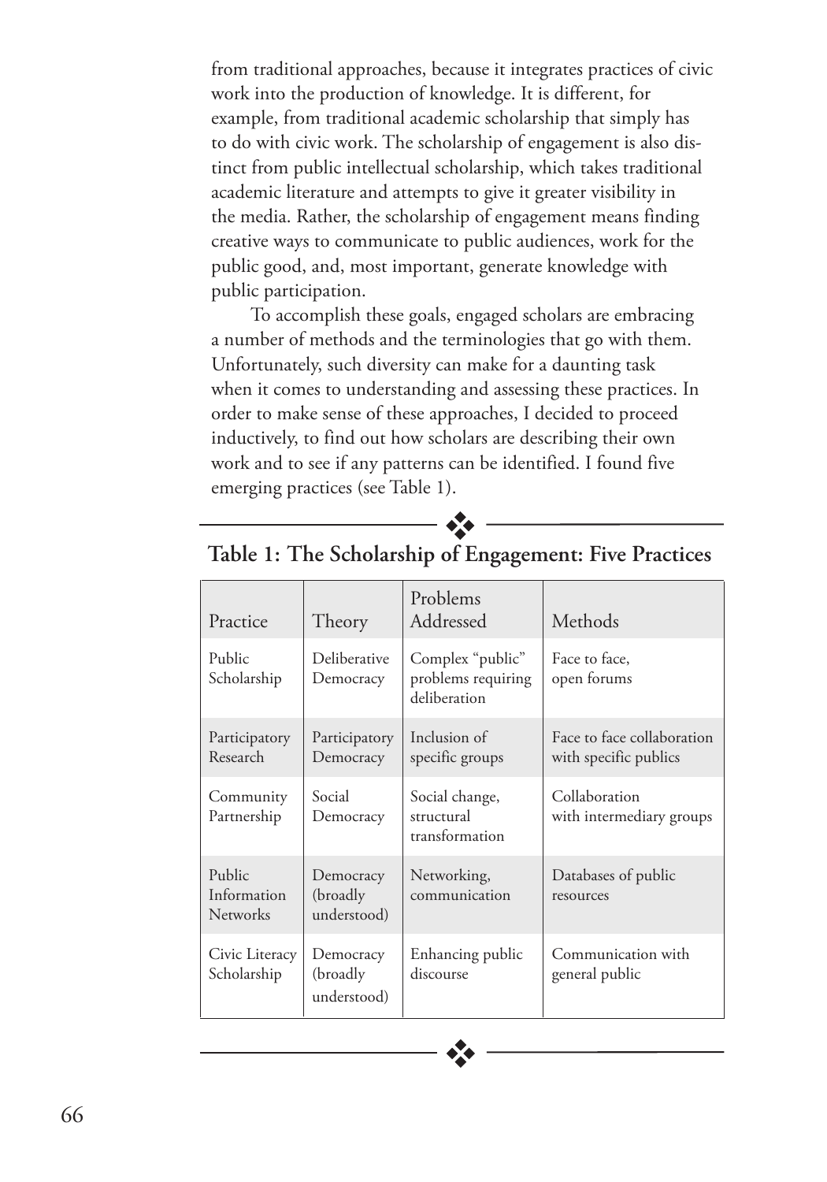from traditional approaches, because it integrates practices of civic work into the production of knowledge. It is different, for example, from traditional academic scholarship that simply has to do with civic work. The scholarship of engagement is also distinct from public intellectual scholarship, which takes traditional academic literature and attempts to give it greater visibility in the media. Rather, the scholarship of engagement means finding creative ways to communicate to public audiences, work for the public good, and, most important, generate knowledge with public participation.

To accomplish these goals, engaged scholars are embracing a number of methods and the terminologies that go with them. Unfortunately, such diversity can make for a daunting task when it comes to understanding and assessing these practices. In order to make sense of these approaches, I decided to proceed inductively, to find out how scholars are describing their own work and to see if any patterns can be identified. I found five emerging practices (see Table 1).

**Table 1: The Scholarship of Engagement: Five Practices**

| Practice | Theory | Problems Addressed | Methods |
|---|---|---|---|
| Public Scholarship | Deliberative Democracy | Complex "public" problems requiring deliberation | Face to face, open forums |
| Participatory Research | Participatory Democracy | Inclusion of specific groups | Face to face collaboration with specific publics |
| Community Partnership | Social Democracy | Social change, structural transformation | Collaboration with intermediary groups |
| Public Information Networks | Democracy (broadly understood) | Networking, communication | Databases of public resources |
| Civic Literacy Scholarship | Democracy (broadly understood) | Enhancing public discourse | Communication with general public |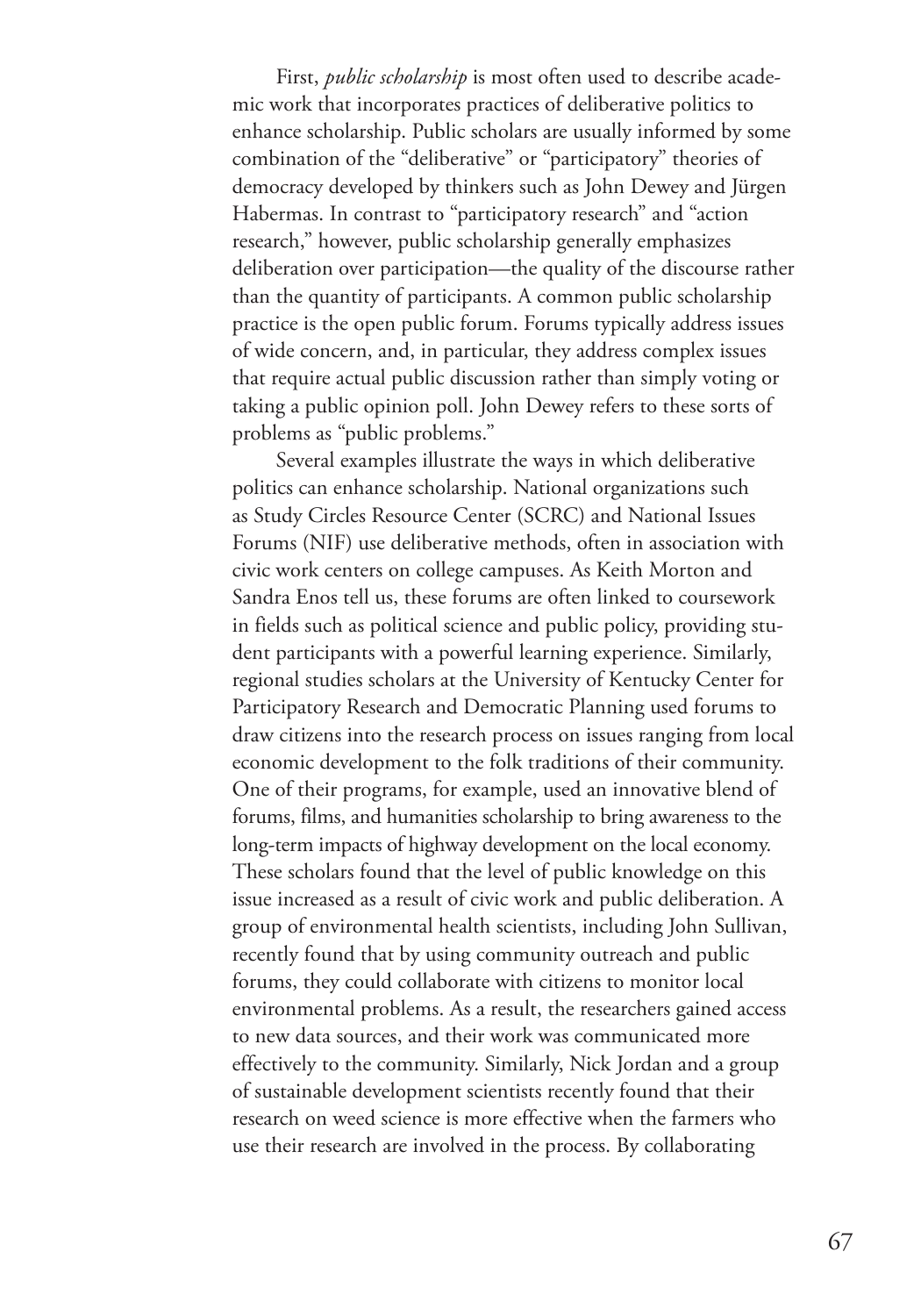First, *public scholarship* is most often used to describe academic work that incorporates practices of deliberative politics to enhance scholarship. Public scholars are usually informed by some combination of the "deliberative" or "participatory" theories of democracy developed by thinkers such as John Dewey and Jürgen Habermas. In contrast to "participatory research" and "action research," however, public scholarship generally emphasizes deliberation over participation—the quality of the discourse rather than the quantity of participants. A common public scholarship practice is the open public forum. Forums typically address issues of wide concern, and, in particular, they address complex issues that require actual public discussion rather than simply voting or taking a public opinion poll. John Dewey refers to these sorts of problems as "public problems."

Several examples illustrate the ways in which deliberative politics can enhance scholarship. National organizations such as Study Circles Resource Center (SCRC) and National Issues Forums (NIF) use deliberative methods, often in association with civic work centers on college campuses. As Keith Morton and Sandra Enos tell us, these forums are often linked to coursework in fields such as political science and public policy, providing student participants with a powerful learning experience. Similarly, regional studies scholars at the University of Kentucky Center for Participatory Research and Democratic Planning used forums to draw citizens into the research process on issues ranging from local economic development to the folk traditions of their community. One of their programs, for example, used an innovative blend of forums, films, and humanities scholarship to bring awareness to the long-term impacts of highway development on the local economy. These scholars found that the level of public knowledge on this issue increased as a result of civic work and public deliberation. A group of environmental health scientists, including John Sullivan, recently found that by using community outreach and public forums, they could collaborate with citizens to monitor local environmental problems. As a result, the researchers gained access to new data sources, and their work was communicated more effectively to the community. Similarly, Nick Jordan and a group of sustainable development scientists recently found that their research on weed science is more effective when the farmers who use their research are involved in the process. By collaborating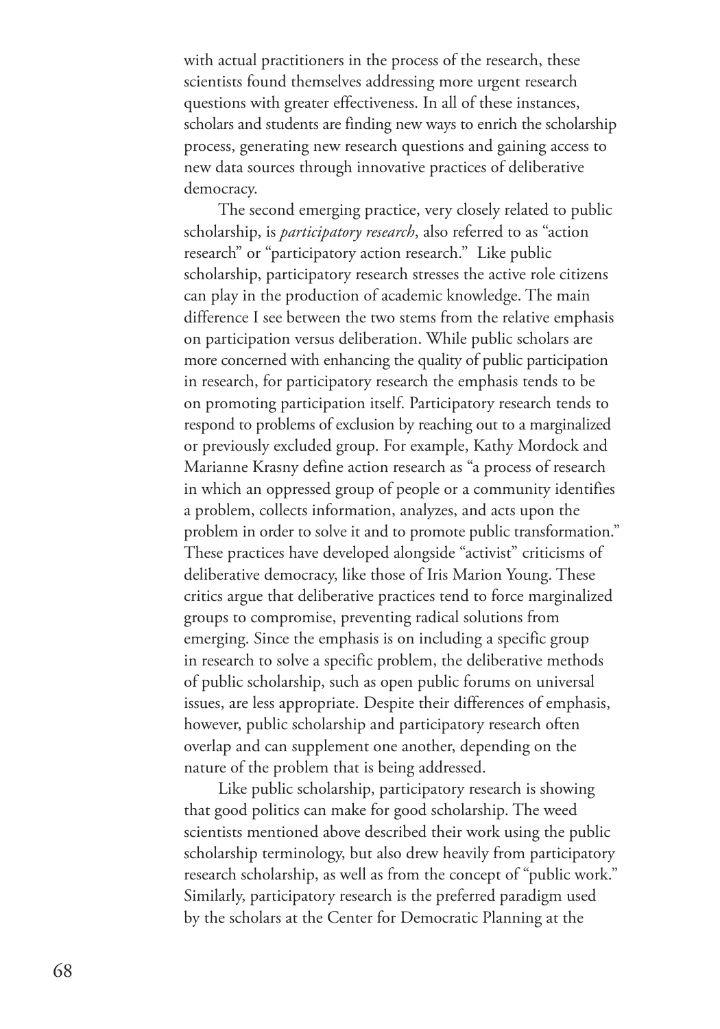with actual practitioners in the process of the research, these scientists found themselves addressing more urgent research questions with greater effectiveness. In all of these instances, scholars and students are finding new ways to enrich the scholarship process, generating new research questions and gaining access to new data sources through innovative practices of deliberative democracy.

The second emerging practice, very closely related to public scholarship, is *participatory research*, also referred to as "action research" or "participatory action research." Like public scholarship, participatory research stresses the active role citizens can play in the production of academic knowledge. The main difference I see between the two stems from the relative emphasis on participation versus deliberation. While public scholars are more concerned with enhancing the quality of public participation in research, for participatory research the emphasis tends to be on promoting participation itself. Participatory research tends to respond to problems of exclusion by reaching out to a marginalized or previously excluded group. For example, Kathy Mordock and Marianne Krasny define action research as "a process of research in which an oppressed group of people or a community identifies a problem, collects information, analyzes, and acts upon the problem in order to solve it and to promote public transformation." These practices have developed alongside "activist" criticisms of deliberative democracy, like those of Iris Marion Young. These critics argue that deliberative practices tend to force marginalized groups to compromise, preventing radical solutions from emerging. Since the emphasis is on including a specific group in research to solve a specific problem, the deliberative methods of public scholarship, such as open public forums on universal issues, are less appropriate. Despite their differences of emphasis, however, public scholarship and participatory research often overlap and can supplement one another, depending on the nature of the problem that is being addressed.

Like public scholarship, participatory research is showing that good politics can make for good scholarship. The weed scientists mentioned above described their work using the public scholarship terminology, but also drew heavily from participatory research scholarship, as well as from the concept of "public work." Similarly, participatory research is the preferred paradigm used by the scholars at the Center for Democratic Planning at the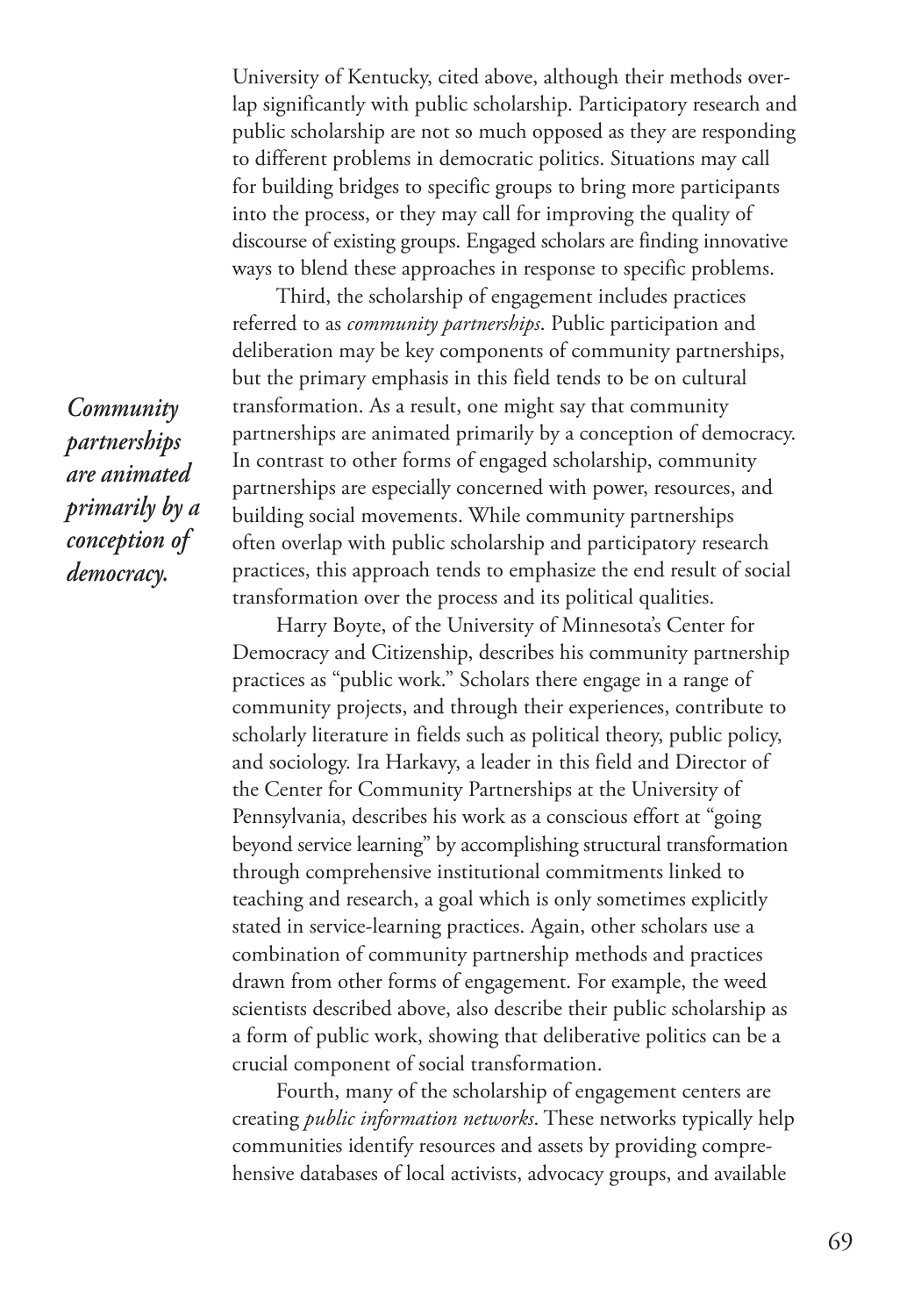University of Kentucky, cited above, although their methods overlap significantly with public scholarship. Participatory research and public scholarship are not so much opposed as they are responding to different problems in democratic politics. Situations may call for building bridges to specific groups to bring more participants into the process, or they may call for improving the quality of discourse of existing groups. Engaged scholars are finding innovative ways to blend these approaches in response to specific problems.

*Community partnerships are animated primarily by a conception of democracy.*

Third, the scholarship of engagement includes practices referred to as *community partnerships*. Public participation and deliberation may be key components of community partnerships, but the primary emphasis in this field tends to be on cultural transformation. As a result, one might say that community partnerships are animated primarily by a conception of democracy. In contrast to other forms of engaged scholarship, community partnerships are especially concerned with power, resources, and building social movements. While community partnerships often overlap with public scholarship and participatory research practices, this approach tends to emphasize the end result of social transformation over the process and its political qualities.

Harry Boyte, of the University of Minnesota's Center for Democracy and Citizenship, describes his community partnership practices as "public work." Scholars there engage in a range of community projects, and through their experiences, contribute to scholarly literature in fields such as political theory, public policy, and sociology. Ira Harkavy, a leader in this field and Director of the Center for Community Partnerships at the University of Pennsylvania, describes his work as a conscious effort at "going beyond service learning" by accomplishing structural transformation through comprehensive institutional commitments linked to teaching and research, a goal which is only sometimes explicitly stated in service-learning practices. Again, other scholars use a combination of community partnership methods and practices drawn from other forms of engagement. For example, the weed scientists described above, also describe their public scholarship as a form of public work, showing that deliberative politics can be a crucial component of social transformation.

Fourth, many of the scholarship of engagement centers are creating *public information networks*. These networks typically help communities identify resources and assets by providing comprehensive databases of local activists, advocacy groups, and available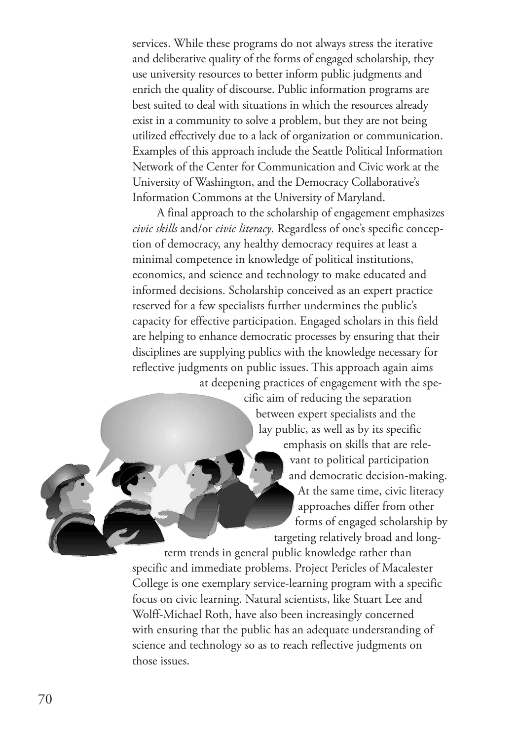services. While these programs do not always stress the iterative and deliberative quality of the forms of engaged scholarship, they use university resources to better inform public judgments and enrich the quality of discourse. Public information programs are best suited to deal with situations in which the resources already exist in a community to solve a problem, but they are not being utilized effectively due to a lack of organization or communication. Examples of this approach include the Seattle Political Information Network of the Center for Communication and Civic work at the University of Washington, and the Democracy Collaborative's Information Commons at the University of Maryland.

A final approach to the scholarship of engagement emphasizes *civic skills* and/or *civic literacy*. Regardless of one's specific conception of democracy, any healthy democracy requires at least a minimal competence in knowledge of political institutions, economics, and science and technology to make educated and informed decisions. Scholarship conceived as an expert practice reserved for a few specialists further undermines the public's capacity for effective participation. Engaged scholars in this field are helping to enhance democratic processes by ensuring that their disciplines are supplying publics with the knowledge necessary for reflective judgments on public issues. This approach again aims at deepening practices of engagement with the specific aim of reducing the separation between expert specialists and the lay public, as well as by its specific emphasis on skills that are relevant to political participation and democratic decision-making. At the same time, civic literacy approaches differ from other forms of engaged scholarship by targeting relatively broad and long-term trends in general public knowledge rather than specific and immediate problems. Project Pericles of Macalester College is one exemplary service-learning program with a specific focus on civic learning. Natural scientists, like Stuart Lee and Wolff-Michael Roth, have also been increasingly concerned with ensuring that the public has an adequate understanding of science and technology so as to reach reflective judgments on those issues.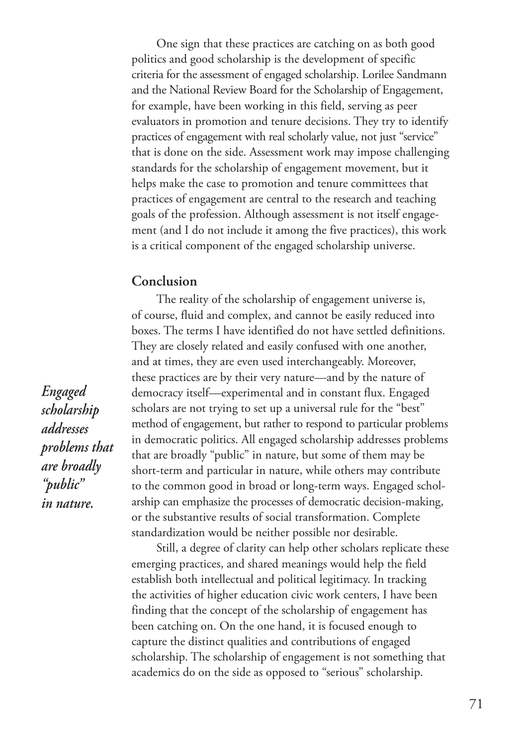One sign that these practices are catching on as both good politics and good scholarship is the development of specific criteria for the assessment of engaged scholarship. Lorilee Sandmann and the National Review Board for the Scholarship of Engagement, for example, have been working in this field, serving as peer evaluators in promotion and tenure decisions. They try to identify practices of engagement with real scholarly value, not just "service" that is done on the side. Assessment work may impose challenging standards for the scholarship of engagement movement, but it helps make the case to promotion and tenure committees that practices of engagement are central to the research and teaching goals of the profession. Although assessment is not itself engagement (and I do not include it among the five practices), this work is a critical component of the engaged scholarship universe.

## Conclusion

The reality of the scholarship of engagement universe is, of course, fluid and complex, and cannot be easily reduced into boxes. The terms I have identified do not have settled definitions. They are closely related and easily confused with one another, and at times, they are even used interchangeably. Moreover, these practices are by their very nature—and by the nature of democracy itself—experimental and in constant flux. Engaged scholars are not trying to set up a universal rule for the "best" method of engagement, but rather to respond to particular problems in democratic politics. All engaged scholarship addresses problems that are broadly "public" in nature, but some of them may be short-term and particular in nature, while others may contribute to the common good in broad or long-term ways. Engaged scholarship can emphasize the processes of democratic decision-making, or the substantive results of social transformation. Complete standardization would be neither possible nor desirable.

***Engaged scholarship addresses problems that are broadly "public" in nature.***

Still, a degree of clarity can help other scholars replicate these emerging practices, and shared meanings would help the field establish both intellectual and political legitimacy. In tracking the activities of higher education civic work centers, I have been finding that the concept of the scholarship of engagement has been catching on. On the one hand, it is focused enough to capture the distinct qualities and contributions of engaged scholarship. The scholarship of engagement is not something that academics do on the side as opposed to "serious" scholarship.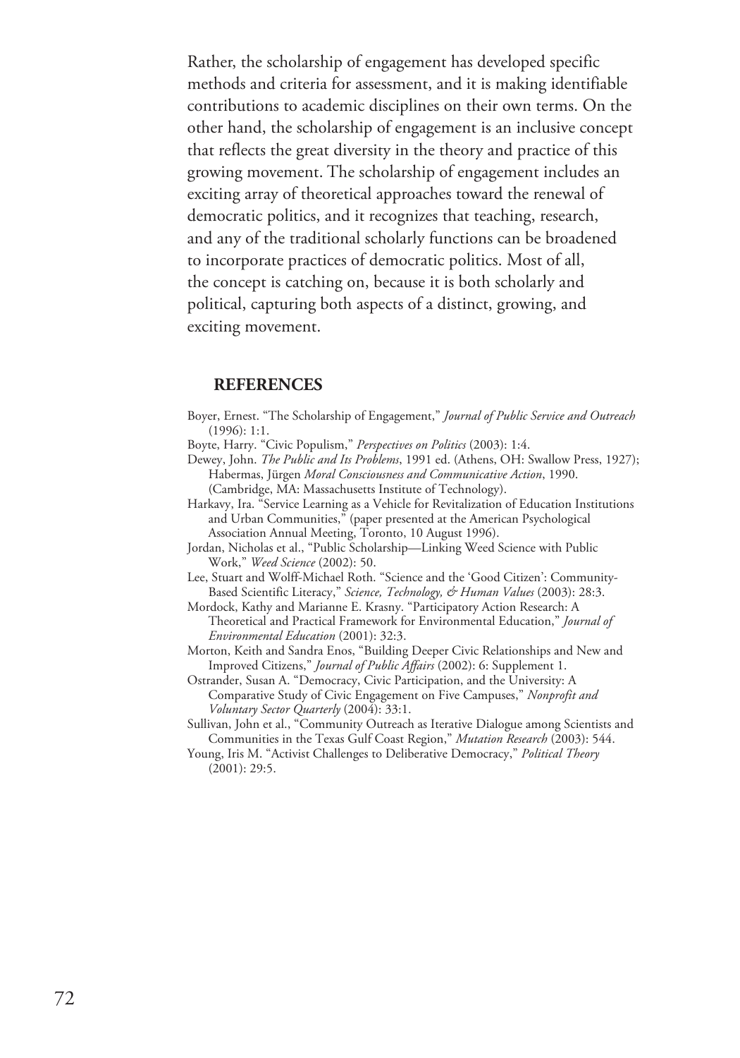Rather, the scholarship of engagement has developed specific methods and criteria for assessment, and it is making identifiable contributions to academic disciplines on their own terms. On the other hand, the scholarship of engagement is an inclusive concept that reflects the great diversity in the theory and practice of this growing movement. The scholarship of engagement includes an exciting array of theoretical approaches toward the renewal of democratic politics, and it recognizes that teaching, research, and any of the traditional scholarly functions can be broadened to incorporate practices of democratic politics. Most of all, the concept is catching on, because it is both scholarly and political, capturing both aspects of a distinct, growing, and exciting movement.

## REFERENCES

Boyer, Ernest. "The Scholarship of Engagement," *Journal of Public Service and Outreach* (1996): 1:1.

Boyte, Harry. "Civic Populism," *Perspectives on Politics* (2003): 1:4.

Dewey, John. *The Public and Its Problems*, 1991 ed. (Athens, OH: Swallow Press, 1927); Habermas, Jürgen *Moral Consciousness and Communicative Action*, 1990. (Cambridge, MA: Massachusetts Institute of Technology).

Harkavy, Ira. "Service Learning as a Vehicle for Revitalization of Education Institutions and Urban Communities," (paper presented at the American Psychological Association Annual Meeting, Toronto, 10 August 1996).

Jordan, Nicholas et al., "Public Scholarship—Linking Weed Science with Public Work," *Weed Science* (2002): 50.

Lee, Stuart and Wolff-Michael Roth. "Science and the 'Good Citizen': Community-Based Scientific Literacy," *Science, Technology, & Human Values* (2003): 28:3.

Mordock, Kathy and Marianne E. Krasny. "Participatory Action Research: A Theoretical and Practical Framework for Environmental Education," *Journal of Environmental Education* (2001): 32:3.

Morton, Keith and Sandra Enos, "Building Deeper Civic Relationships and New and Improved Citizens," *Journal of Public Affairs* (2002): 6: Supplement 1.

Ostrander, Susan A. "Democracy, Civic Participation, and the University: A Comparative Study of Civic Engagement on Five Campuses," *Nonprofit and Voluntary Sector Quarterly* (2004): 33:1.

Sullivan, John et al., "Community Outreach as Iterative Dialogue among Scientists and Communities in the Texas Gulf Coast Region," *Mutation Research* (2003): 544.

Young, Iris M. "Activist Challenges to Deliberative Democracy," *Political Theory* (2001): 29:5.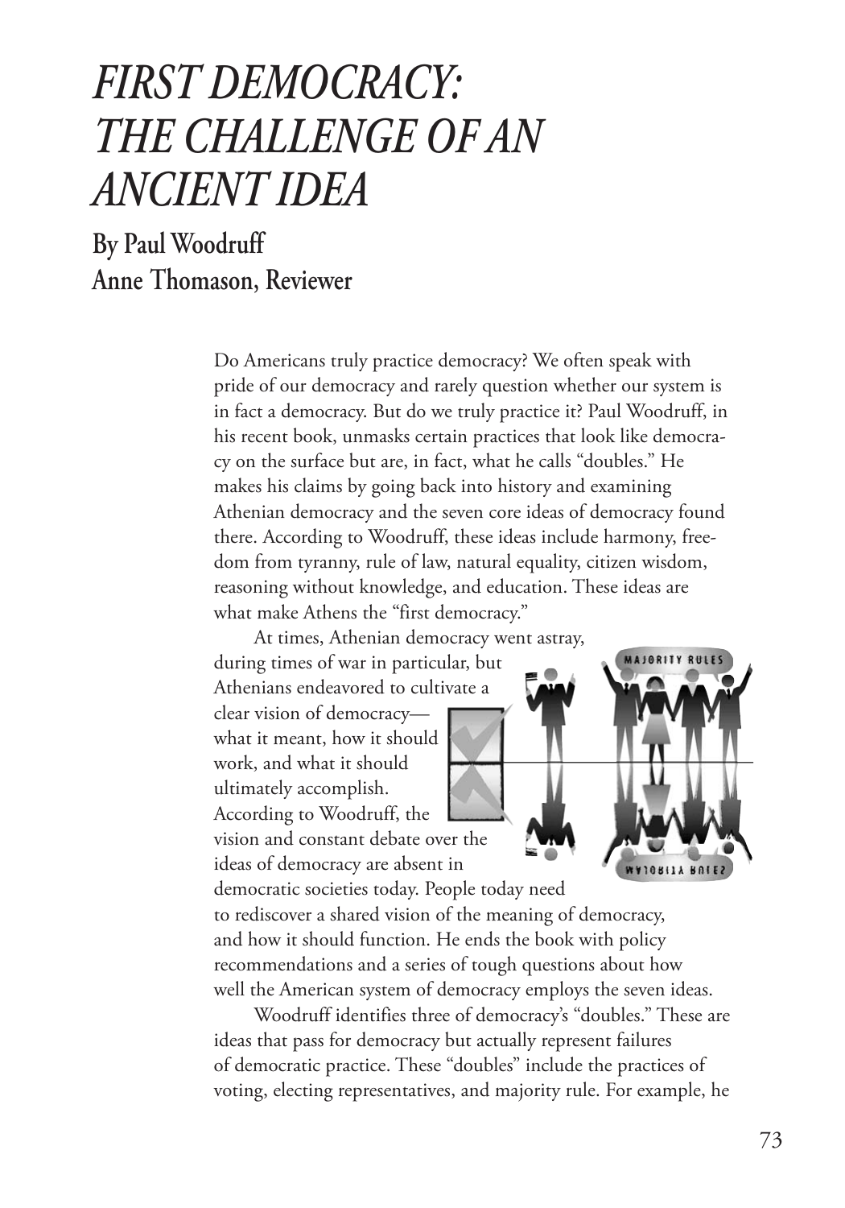# *FIRST DEMOCRACY: THE CHALLENGE OF AN ANCIENT IDEA*

## By Paul Woodruff
## Anne Thomason, Reviewer

Do Americans truly practice democracy? We often speak with pride of our democracy and rarely question whether our system is in fact a democracy. But do we truly practice it? Paul Woodruff, in his recent book, unmasks certain practices that look like democracy on the surface but are, in fact, what he calls "doubles." He makes his claims by going back into history and examining Athenian democracy and the seven core ideas of democracy found there. According to Woodruff, these ideas include harmony, freedom from tyranny, rule of law, natural equality, citizen wisdom, reasoning without knowledge, and education. These ideas are what make Athens the "first democracy."

At times, Athenian democracy went astray, during times of war in particular, but Athenians endeavored to cultivate a clear vision of democracy—what it meant, how it should work, and what it should ultimately accomplish. According to Woodruff, the vision and constant debate over the ideas of democracy are absent in democratic societies today. People today need to rediscover a shared vision of the meaning of democracy, and how it should function. He ends the book with policy recommendations and a series of tough questions about how well the American system of democracy employs the seven ideas.

Woodruff identifies three of democracy's "doubles." These are ideas that pass for democracy but actually represent failures of democratic practice. These "doubles" include the practices of voting, electing representatives, and majority rule. For example, he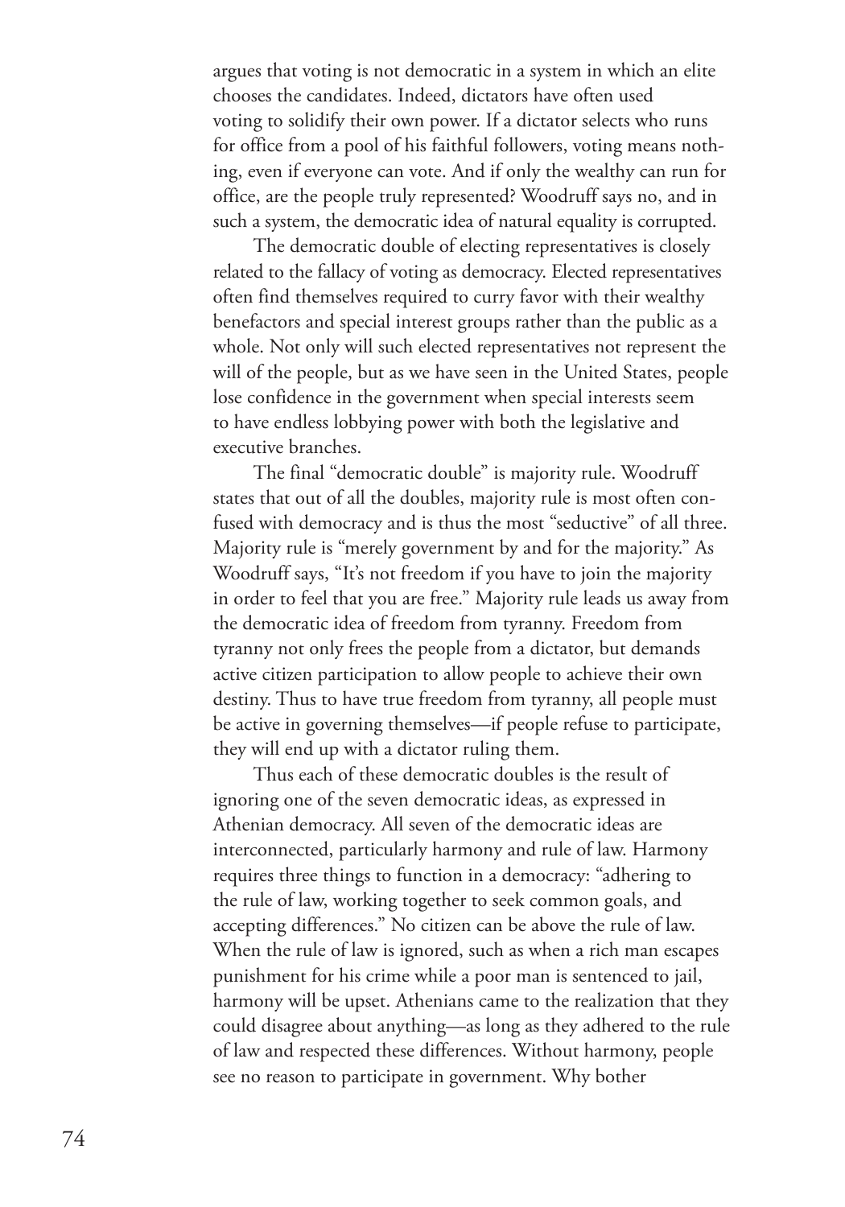argues that voting is not democratic in a system in which an elite chooses the candidates. Indeed, dictators have often used voting to solidify their own power. If a dictator selects who runs for office from a pool of his faithful followers, voting means nothing, even if everyone can vote. And if only the wealthy can run for office, are the people truly represented? Woodruff says no, and in such a system, the democratic idea of natural equality is corrupted.

The democratic double of electing representatives is closely related to the fallacy of voting as democracy. Elected representatives often find themselves required to curry favor with their wealthy benefactors and special interest groups rather than the public as a whole. Not only will such elected representatives not represent the will of the people, but as we have seen in the United States, people lose confidence in the government when special interests seem to have endless lobbying power with both the legislative and executive branches.

The final "democratic double" is majority rule. Woodruff states that out of all the doubles, majority rule is most often confused with democracy and is thus the most "seductive" of all three. Majority rule is "merely government by and for the majority." As Woodruff says, "It's not freedom if you have to join the majority in order to feel that you are free." Majority rule leads us away from the democratic idea of freedom from tyranny. Freedom from tyranny not only frees the people from a dictator, but demands active citizen participation to allow people to achieve their own destiny. Thus to have true freedom from tyranny, all people must be active in governing themselves—if people refuse to participate, they will end up with a dictator ruling them.

Thus each of these democratic doubles is the result of ignoring one of the seven democratic ideas, as expressed in Athenian democracy. All seven of the democratic ideas are interconnected, particularly harmony and rule of law. Harmony requires three things to function in a democracy: "adhering to the rule of law, working together to seek common goals, and accepting differences." No citizen can be above the rule of law. When the rule of law is ignored, such as when a rich man escapes punishment for his crime while a poor man is sentenced to jail, harmony will be upset. Athenians came to the realization that they could disagree about anything—as long as they adhered to the rule of law and respected these differences. Without harmony, people see no reason to participate in government. Why bother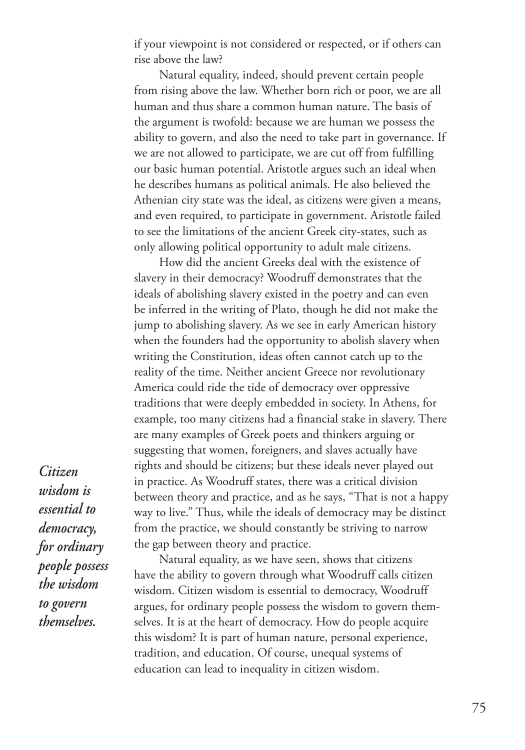if your viewpoint is not considered or respected, or if others can rise above the law?

Natural equality, indeed, should prevent certain people from rising above the law. Whether born rich or poor, we are all human and thus share a common human nature. The basis of the argument is twofold: because we are human we possess the ability to govern, and also the need to take part in governance. If we are not allowed to participate, we are cut off from fulfilling our basic human potential. Aristotle argues such an ideal when he describes humans as political animals. He also believed the Athenian city state was the ideal, as citizens were given a means, and even required, to participate in government. Aristotle failed to see the limitations of the ancient Greek city-states, such as only allowing political opportunity to adult male citizens.

How did the ancient Greeks deal with the existence of slavery in their democracy? Woodruff demonstrates that the ideals of abolishing slavery existed in the poetry and can even be inferred in the writing of Plato, though he did not make the jump to abolishing slavery. As we see in early American history when the founders had the opportunity to abolish slavery when writing the Constitution, ideas often cannot catch up to the reality of the time. Neither ancient Greece nor revolutionary America could ride the tide of democracy over oppressive traditions that were deeply embedded in society. In Athens, for example, too many citizens had a financial stake in slavery. There are many examples of Greek poets and thinkers arguing or suggesting that women, foreigners, and slaves actually have rights and should be citizens; but these ideals never played out in practice. As Woodruff states, there was a critical division between theory and practice, and as he says, "That is not a happy way to live." Thus, while the ideals of democracy may be distinct from the practice, we should constantly be striving to narrow the gap between theory and practice.

*Citizen wisdom is essential to democracy, for ordinary people possess the wisdom to govern themselves.*

Natural equality, as we have seen, shows that citizens have the ability to govern through what Woodruff calls citizen wisdom. Citizen wisdom is essential to democracy, Woodruff argues, for ordinary people possess the wisdom to govern themselves. It is at the heart of democracy. How do people acquire this wisdom? It is part of human nature, personal experience, tradition, and education. Of course, unequal systems of education can lead to inequality in citizen wisdom.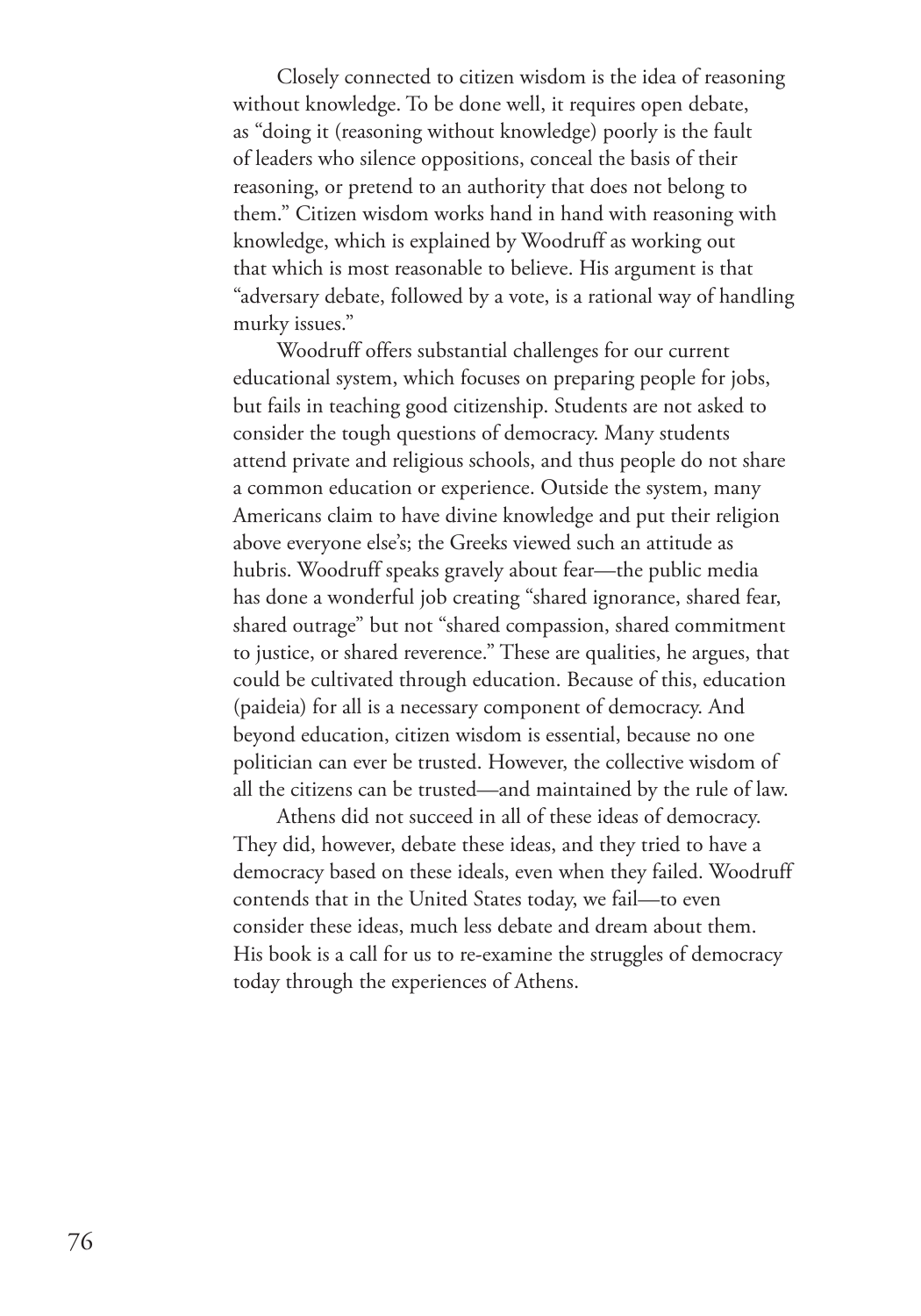Closely connected to citizen wisdom is the idea of reasoning without knowledge. To be done well, it requires open debate, as "doing it (reasoning without knowledge) poorly is the fault of leaders who silence oppositions, conceal the basis of their reasoning, or pretend to an authority that does not belong to them." Citizen wisdom works hand in hand with reasoning with knowledge, which is explained by Woodruff as working out that which is most reasonable to believe. His argument is that "adversary debate, followed by a vote, is a rational way of handling murky issues."

Woodruff offers substantial challenges for our current educational system, which focuses on preparing people for jobs, but fails in teaching good citizenship. Students are not asked to consider the tough questions of democracy. Many students attend private and religious schools, and thus people do not share a common education or experience. Outside the system, many Americans claim to have divine knowledge and put their religion above everyone else's; the Greeks viewed such an attitude as hubris. Woodruff speaks gravely about fear—the public media has done a wonderful job creating "shared ignorance, shared fear, shared outrage" but not "shared compassion, shared commitment to justice, or shared reverence." These are qualities, he argues, that could be cultivated through education. Because of this, education (paideia) for all is a necessary component of democracy. And beyond education, citizen wisdom is essential, because no one politician can ever be trusted. However, the collective wisdom of all the citizens can be trusted—and maintained by the rule of law.

Athens did not succeed in all of these ideas of democracy. They did, however, debate these ideas, and they tried to have a democracy based on these ideals, even when they failed. Woodruff contends that in the United States today, we fail—to even consider these ideas, much less debate and dream about them. His book is a call for us to re-examine the struggles of democracy today through the experiences of Athens.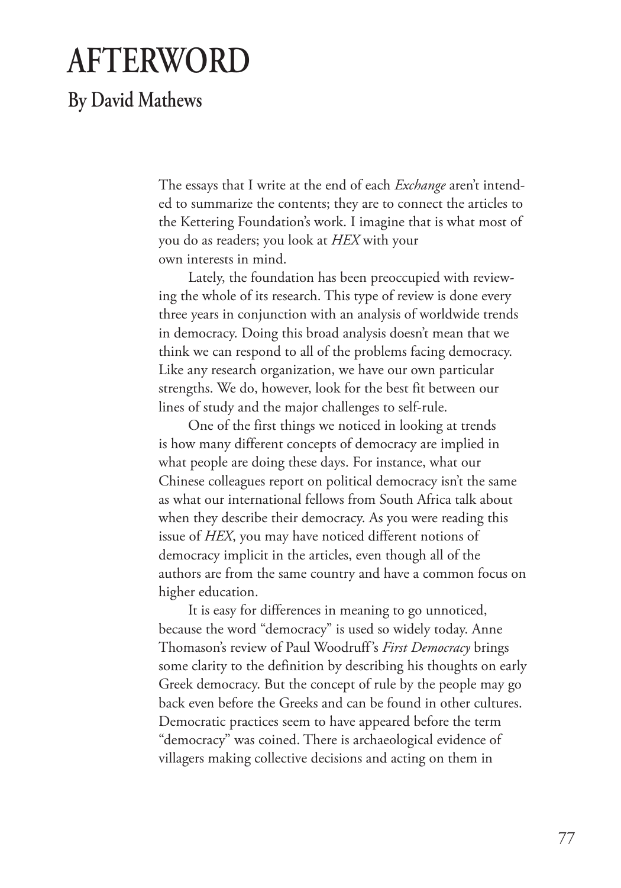# AFTERWORD

## By David Mathews

The essays that I write at the end of each *Exchange* aren't intended to summarize the contents; they are to connect the articles to the Kettering Foundation's work. I imagine that is what most of you do as readers; you look at *HEX* with your own interests in mind.

Lately, the foundation has been preoccupied with reviewing the whole of its research. This type of review is done every three years in conjunction with an analysis of worldwide trends in democracy. Doing this broad analysis doesn't mean that we think we can respond to all of the problems facing democracy. Like any research organization, we have our own particular strengths. We do, however, look for the best fit between our lines of study and the major challenges to self-rule.

One of the first things we noticed in looking at trends is how many different concepts of democracy are implied in what people are doing these days. For instance, what our Chinese colleagues report on political democracy isn't the same as what our international fellows from South Africa talk about when they describe their democracy. As you were reading this issue of *HEX*, you may have noticed different notions of democracy implicit in the articles, even though all of the authors are from the same country and have a common focus on higher education.

It is easy for differences in meaning to go unnoticed, because the word "democracy" is used so widely today. Anne Thomason's review of Paul Woodruff's *First Democracy* brings some clarity to the definition by describing his thoughts on early Greek democracy. But the concept of rule by the people may go back even before the Greeks and can be found in other cultures. Democratic practices seem to have appeared before the term "democracy" was coined. There is archaeological evidence of villagers making collective decisions and acting on them in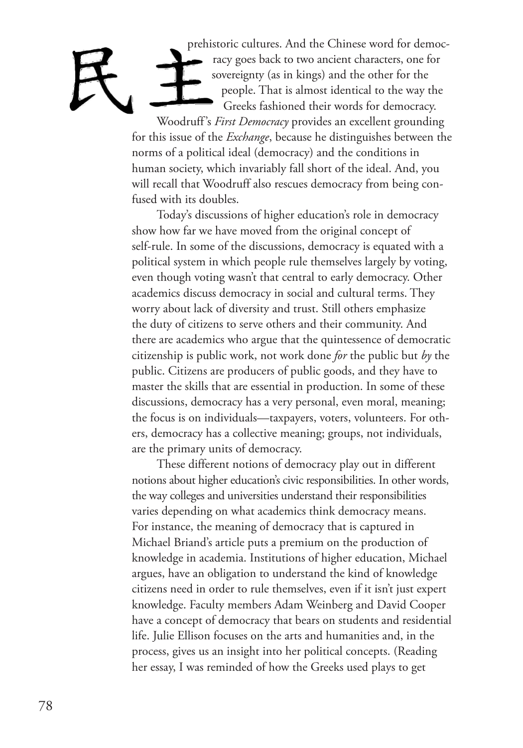民主

prehistoric cultures. And the Chinese word for democracy goes back to two ancient characters, one for sovereignty (as in kings) and the other for the people. That is almost identical to the way the Greeks fashioned their words for democracy.

Woodruff's *First Democracy* provides an excellent grounding for this issue of the *Exchange*, because he distinguishes between the norms of a political ideal (democracy) and the conditions in human society, which invariably fall short of the ideal. And, you will recall that Woodruff also rescues democracy from being confused with its doubles.

Today's discussions of higher education's role in democracy show how far we have moved from the original concept of self-rule. In some of the discussions, democracy is equated with a political system in which people rule themselves largely by voting, even though voting wasn't that central to early democracy. Other academics discuss democracy in social and cultural terms. They worry about lack of diversity and trust. Still others emphasize the duty of citizens to serve others and their community. And there are academics who argue that the quintessence of democratic citizenship is public work, not work done *for* the public but *by* the public. Citizens are producers of public goods, and they have to master the skills that are essential in production. In some of these discussions, democracy has a very personal, even moral, meaning; the focus is on individuals—taxpayers, voters, volunteers. For others, democracy has a collective meaning; groups, not individuals, are the primary units of democracy.

These different notions of democracy play out in different notions about higher education's civic responsibilities. In other words, the way colleges and universities understand their responsibilities varies depending on what academics think democracy means. For instance, the meaning of democracy that is captured in Michael Briand's article puts a premium on the production of knowledge in academia. Institutions of higher education, Michael argues, have an obligation to understand the kind of knowledge citizens need in order to rule themselves, even if it isn't just expert knowledge. Faculty members Adam Weinberg and David Cooper have a concept of democracy that bears on students and residential life. Julie Ellison focuses on the arts and humanities and, in the process, gives us an insight into her political concepts. (Reading her essay, I was reminded of how the Greeks used plays to get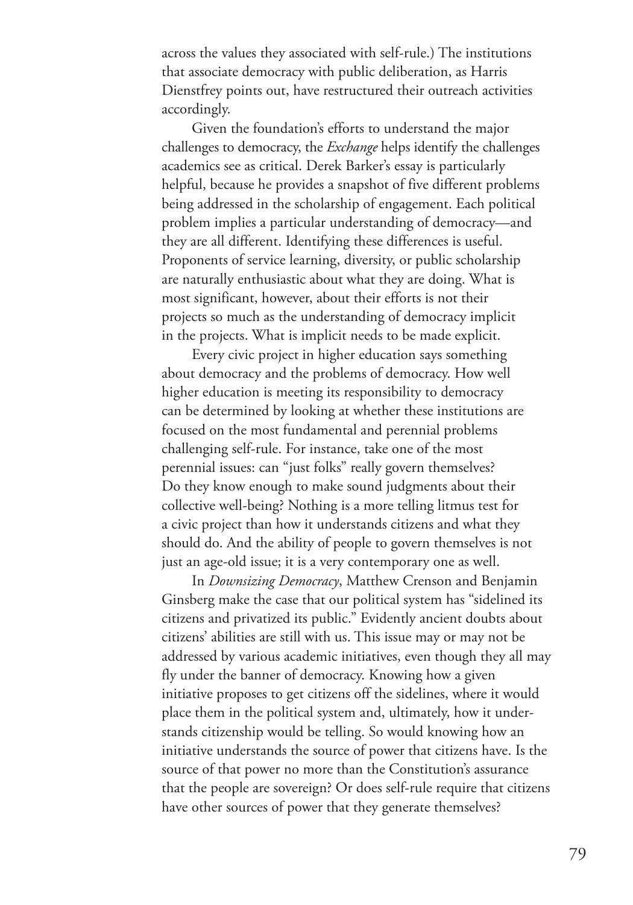across the values they associated with self-rule.) The institutions that associate democracy with public deliberation, as Harris Dienstfrey points out, have restructured their outreach activities accordingly.

Given the foundation's efforts to understand the major challenges to democracy, the *Exchange* helps identify the challenges academics see as critical. Derek Barker's essay is particularly helpful, because he provides a snapshot of five different problems being addressed in the scholarship of engagement. Each political problem implies a particular understanding of democracy—and they are all different. Identifying these differences is useful. Proponents of service learning, diversity, or public scholarship are naturally enthusiastic about what they are doing. What is most significant, however, about their efforts is not their projects so much as the understanding of democracy implicit in the projects. What is implicit needs to be made explicit.

Every civic project in higher education says something about democracy and the problems of democracy. How well higher education is meeting its responsibility to democracy can be determined by looking at whether these institutions are focused on the most fundamental and perennial problems challenging self-rule. For instance, take one of the most perennial issues: can "just folks" really govern themselves? Do they know enough to make sound judgments about their collective well-being? Nothing is a more telling litmus test for a civic project than how it understands citizens and what they should do. And the ability of people to govern themselves is not just an age-old issue; it is a very contemporary one as well.

In *Downsizing Democracy*, Matthew Crenson and Benjamin Ginsberg make the case that our political system has "sidelined its citizens and privatized its public." Evidently ancient doubts about citizens' abilities are still with us. This issue may or may not be addressed by various academic initiatives, even though they all may fly under the banner of democracy. Knowing how a given initiative proposes to get citizens off the sidelines, where it would place them in the political system and, ultimately, how it understands citizenship would be telling. So would knowing how an initiative understands the source of power that citizens have. Is the source of that power no more than the Constitution's assurance that the people are sovereign? Or does self-rule require that citizens have other sources of power that they generate themselves?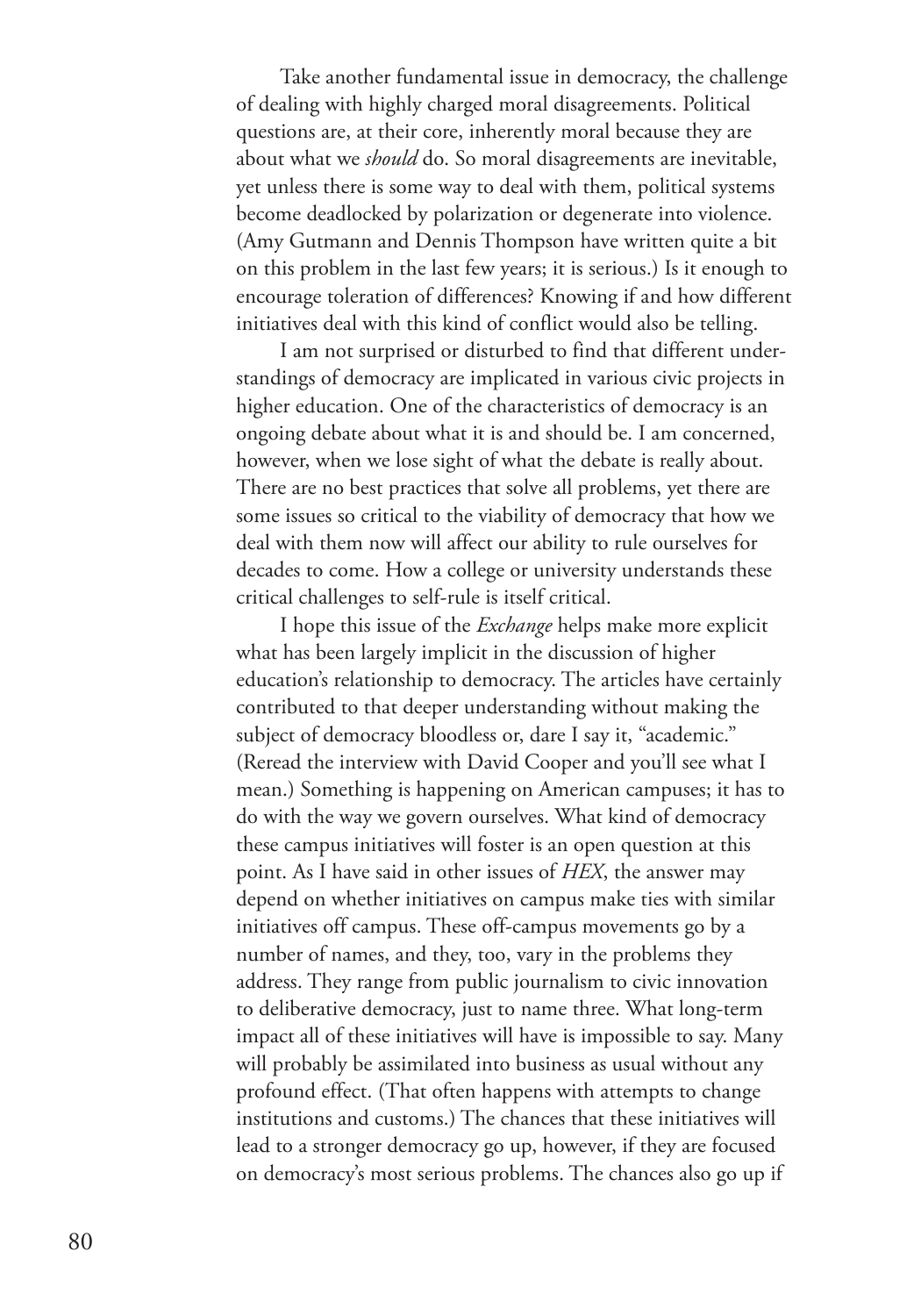Take another fundamental issue in democracy, the challenge of dealing with highly charged moral disagreements. Political questions are, at their core, inherently moral because they are about what we *should* do. So moral disagreements are inevitable, yet unless there is some way to deal with them, political systems become deadlocked by polarization or degenerate into violence. (Amy Gutmann and Dennis Thompson have written quite a bit on this problem in the last few years; it is serious.) Is it enough to encourage toleration of differences? Knowing if and how different initiatives deal with this kind of conflict would also be telling.

I am not surprised or disturbed to find that different understandings of democracy are implicated in various civic projects in higher education. One of the characteristics of democracy is an ongoing debate about what it is and should be. I am concerned, however, when we lose sight of what the debate is really about. There are no best practices that solve all problems, yet there are some issues so critical to the viability of democracy that how we deal with them now will affect our ability to rule ourselves for decades to come. How a college or university understands these critical challenges to self-rule is itself critical.

I hope this issue of the *Exchange* helps make more explicit what has been largely implicit in the discussion of higher education's relationship to democracy. The articles have certainly contributed to that deeper understanding without making the subject of democracy bloodless or, dare I say it, "academic." (Reread the interview with David Cooper and you'll see what I mean.) Something is happening on American campuses; it has to do with the way we govern ourselves. What kind of democracy these campus initiatives will foster is an open question at this point. As I have said in other issues of *HEX*, the answer may depend on whether initiatives on campus make ties with similar initiatives off campus. These off-campus movements go by a number of names, and they, too, vary in the problems they address. They range from public journalism to civic innovation to deliberative democracy, just to name three. What long-term impact all of these initiatives will have is impossible to say. Many will probably be assimilated into business as usual without any profound effect. (That often happens with attempts to change institutions and customs.) The chances that these initiatives will lead to a stronger democracy go up, however, if they are focused on democracy's most serious problems. The chances also go up if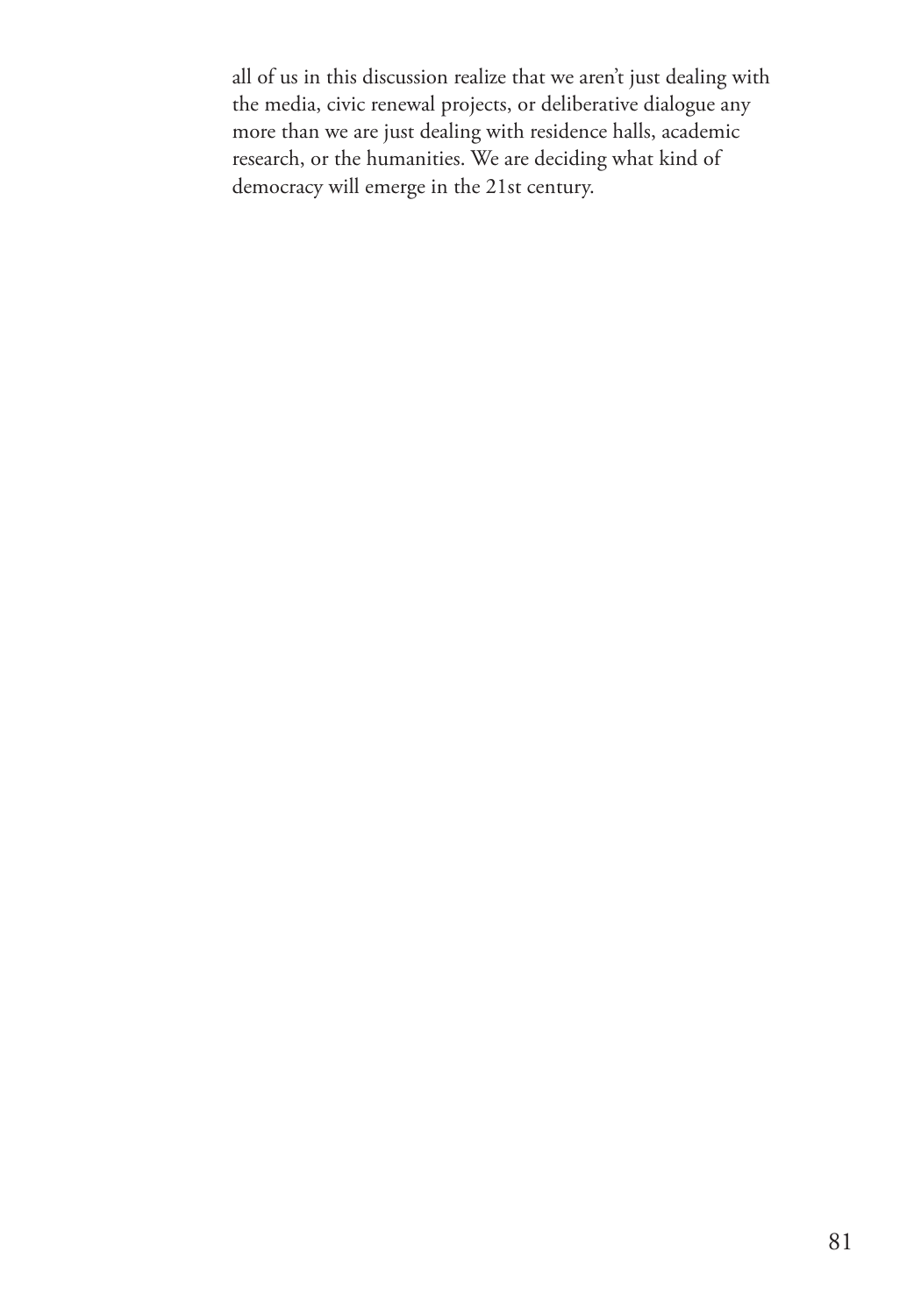all of us in this discussion realize that we aren't just dealing with the media, civic renewal projects, or deliberative dialogue any more than we are just dealing with residence halls, academic research, or the humanities. We are deciding what kind of democracy will emerge in the 21st century.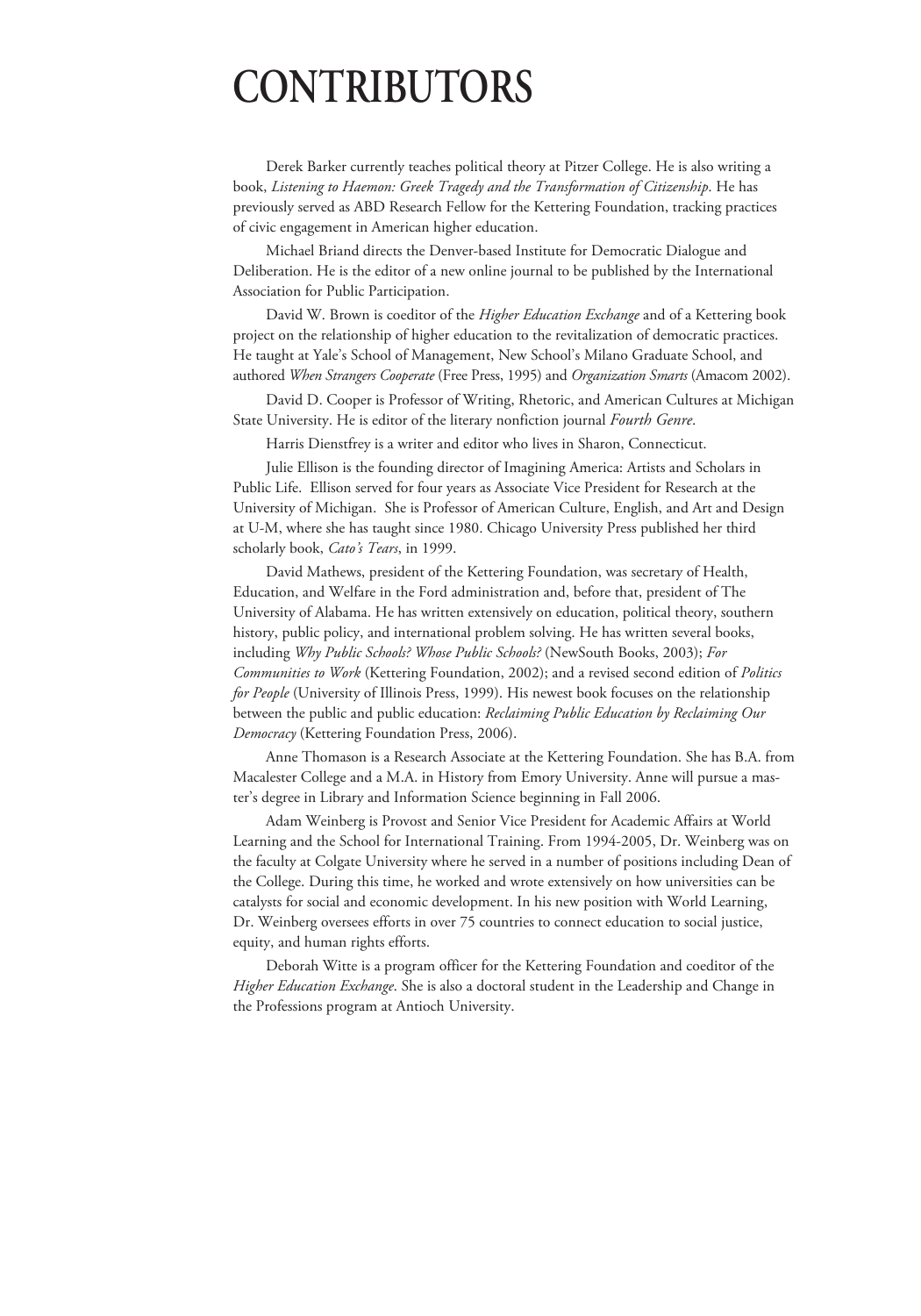# CONTRIBUTORS

Derek Barker currently teaches political theory at Pitzer College. He is also writing a book, *Listening to Haemon: Greek Tragedy and the Transformation of Citizenship*. He has previously served as ABD Research Fellow for the Kettering Foundation, tracking practices of civic engagement in American higher education.

Michael Briand directs the Denver-based Institute for Democratic Dialogue and Deliberation. He is the editor of a new online journal to be published by the International Association for Public Participation.

David W. Brown is coeditor of the *Higher Education Exchange* and of a Kettering book project on the relationship of higher education to the revitalization of democratic practices. He taught at Yale's School of Management, New School's Milano Graduate School, and authored *When Strangers Cooperate* (Free Press, 1995) and *Organization Smarts* (Amacom 2002).

David D. Cooper is Professor of Writing, Rhetoric, and American Cultures at Michigan State University. He is editor of the literary nonfiction journal *Fourth Genre*.

Harris Dienstfrey is a writer and editor who lives in Sharon, Connecticut.

Julie Ellison is the founding director of Imagining America: Artists and Scholars in Public Life. Ellison served for four years as Associate Vice President for Research at the University of Michigan. She is Professor of American Culture, English, and Art and Design at U-M, where she has taught since 1980. Chicago University Press published her third scholarly book, *Cato's Tears*, in 1999.

David Mathews, president of the Kettering Foundation, was secretary of Health, Education, and Welfare in the Ford administration and, before that, president of The University of Alabama. He has written extensively on education, political theory, southern history, public policy, and international problem solving. He has written several books, including *Why Public Schools? Whose Public Schools?* (NewSouth Books, 2003); *For Communities to Work* (Kettering Foundation, 2002); and a revised second edition of *Politics for People* (University of Illinois Press, 1999). His newest book focuses on the relationship between the public and public education: *Reclaiming Public Education by Reclaiming Our Democracy* (Kettering Foundation Press, 2006).

Anne Thomason is a Research Associate at the Kettering Foundation. She has B.A. from Macalester College and a M.A. in History from Emory University. Anne will pursue a master's degree in Library and Information Science beginning in Fall 2006.

Adam Weinberg is Provost and Senior Vice President for Academic Affairs at World Learning and the School for International Training. From 1994-2005, Dr. Weinberg was on the faculty at Colgate University where he served in a number of positions including Dean of the College. During this time, he worked and wrote extensively on how universities can be catalysts for social and economic development. In his new position with World Learning, Dr. Weinberg oversees efforts in over 75 countries to connect education to social justice, equity, and human rights efforts.

Deborah Witte is a program officer for the Kettering Foundation and coeditor of the *Higher Education Exchange*. She is also a doctoral student in the Leadership and Change in the Professions program at Antioch University.